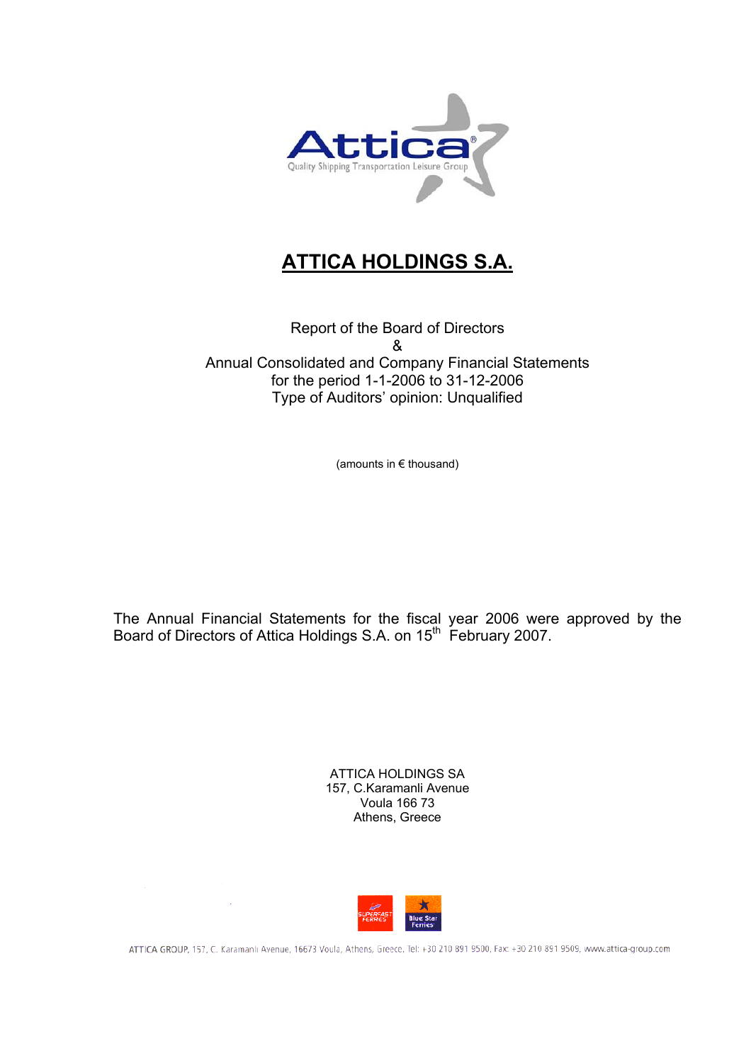# ATTICA HOLDINGS S.A.

Report of the Board of Directors
&
Annual Consolidated and Company Financial Statements
for the period 1-1-2006 to 31-12-2006
Type of Auditors' opinion: Unqualified

(amounts in € thousand)

The Annual Financial Statements for the fiscal year 2006 were approved by the Board of Directors of Attica Holdings S.A. on 15th February 2007.

ATTICA HOLDINGS SA
157, C.Karamanli Avenue
Voula 166 73
Athens, Greece

ATTICA GROUP, 157, C. Karamanli Avenue, 16673 Voula, Athens, Greece, Tel: +30 210 891 9500, Fax: +30 210 891 9509, www.attica-group.com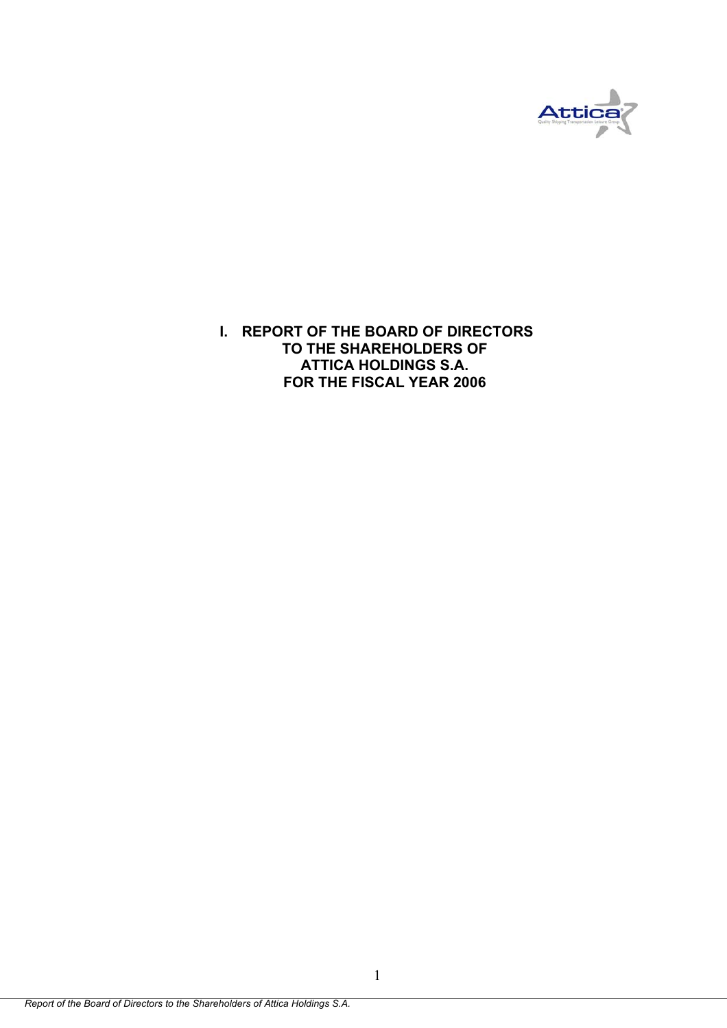# I. REPORT OF THE BOARD OF DIRECTORS TO THE SHAREHOLDERS OF ATTICA HOLDINGS S.A. FOR THE FISCAL YEAR 2006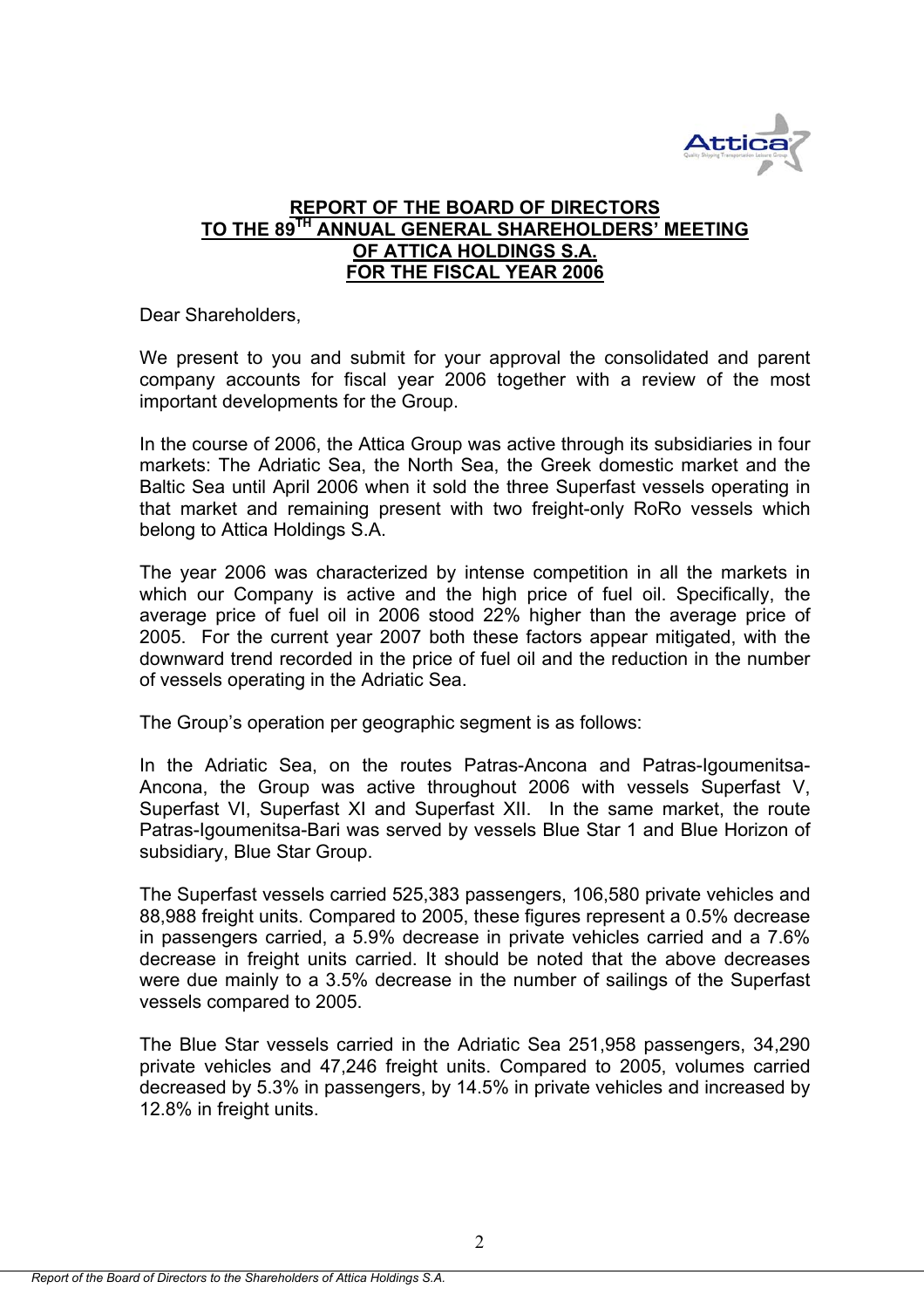**REPORT OF THE BOARD OF DIRECTORS**
**TO THE 89TH ANNUAL GENERAL SHAREHOLDERS' MEETING**
**OF ATTICA HOLDINGS S.A.**
**FOR THE FISCAL YEAR 2006**

Dear Shareholders,

We present to you and submit for your approval the consolidated and parent company accounts for fiscal year 2006 together with a review of the most important developments for the Group.

In the course of 2006, the Attica Group was active through its subsidiaries in four markets: The Adriatic Sea, the North Sea, the Greek domestic market and the Baltic Sea until April 2006 when it sold the three Superfast vessels operating in that market and remaining present with two freight-only RoRo vessels which belong to Attica Holdings S.A.

The year 2006 was characterized by intense competition in all the markets in which our Company is active and the high price of fuel oil. Specifically, the average price of fuel oil in 2006 stood 22% higher than the average price of 2005. For the current year 2007 both these factors appear mitigated, with the downward trend recorded in the price of fuel oil and the reduction in the number of vessels operating in the Adriatic Sea.

The Group's operation per geographic segment is as follows:

In the Adriatic Sea, on the routes Patras-Ancona and Patras-Igoumenitsa-Ancona, the Group was active throughout 2006 with vessels Superfast V, Superfast VI, Superfast XI and Superfast XII. In the same market, the route Patras-Igoumenitsa-Bari was served by vessels Blue Star 1 and Blue Horizon of subsidiary, Blue Star Group.

The Superfast vessels carried 525,383 passengers, 106,580 private vehicles and 88,988 freight units. Compared to 2005, these figures represent a 0.5% decrease in passengers carried, a 5.9% decrease in private vehicles carried and a 7.6% decrease in freight units carried. It should be noted that the above decreases were due mainly to a 3.5% decrease in the number of sailings of the Superfast vessels compared to 2005.

The Blue Star vessels carried in the Adriatic Sea 251,958 passengers, 34,290 private vehicles and 47,246 freight units. Compared to 2005, volumes carried decreased by 5.3% in passengers, by 14.5% in private vehicles and increased by 12.8% in freight units.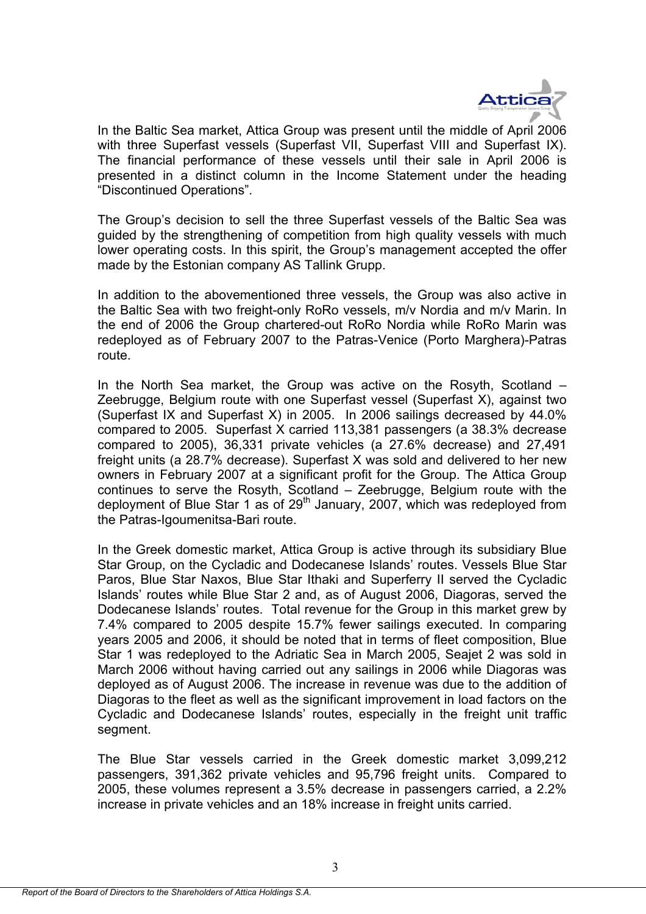In the Baltic Sea market, Attica Group was present until the middle of April 2006 with three Superfast vessels (Superfast VII, Superfast VIII and Superfast IX). The financial performance of these vessels until their sale in April 2006 is presented in a distinct column in the Income Statement under the heading "Discontinued Operations".

The Group's decision to sell the three Superfast vessels of the Baltic Sea was guided by the strengthening of competition from high quality vessels with much lower operating costs. In this spirit, the Group's management accepted the offer made by the Estonian company AS Tallink Grupp.

In addition to the abovementioned three vessels, the Group was also active in the Baltic Sea with two freight-only RoRo vessels, m/v Nordia and m/v Marin. In the end of 2006 the Group chartered-out RoRo Nordia while RoRo Marin was redeployed as of February 2007 to the Patras-Venice (Porto Marghera)-Patras route.

In the North Sea market, the Group was active on the Rosyth, Scotland – Zeebrugge, Belgium route with one Superfast vessel (Superfast X), against two (Superfast IX and Superfast X) in 2005. In 2006 sailings decreased by 44.0% compared to 2005. Superfast X carried 113,381 passengers (a 38.3% decrease compared to 2005), 36,331 private vehicles (a 27.6% decrease) and 27,491 freight units (a 28.7% decrease). Superfast X was sold and delivered to her new owners in February 2007 at a significant profit for the Group. The Attica Group continues to serve the Rosyth, Scotland – Zeebrugge, Belgium route with the deployment of Blue Star 1 as of 29th January, 2007, which was redeployed from the Patras-Igoumenitsa-Bari route.

In the Greek domestic market, Attica Group is active through its subsidiary Blue Star Group, on the Cycladic and Dodecanese Islands' routes. Vessels Blue Star Paros, Blue Star Naxos, Blue Star Ithaki and Superferry II served the Cycladic Islands' routes while Blue Star 2 and, as of August 2006, Diagoras, served the Dodecanese Islands' routes. Total revenue for the Group in this market grew by 7.4% compared to 2005 despite 15.7% fewer sailings executed. In comparing years 2005 and 2006, it should be noted that in terms of fleet composition, Blue Star 1 was redeployed to the Adriatic Sea in March 2005, Seajet 2 was sold in March 2006 without having carried out any sailings in 2006 while Diagoras was deployed as of August 2006. The increase in revenue was due to the addition of Diagoras to the fleet as well as the significant improvement in load factors on the Cycladic and Dodecanese Islands' routes, especially in the freight unit traffic segment.

The Blue Star vessels carried in the Greek domestic market 3,099,212 passengers, 391,362 private vehicles and 95,796 freight units. Compared to 2005, these volumes represent a 3.5% decrease in passengers carried, a 2.2% increase in private vehicles and an 18% increase in freight units carried.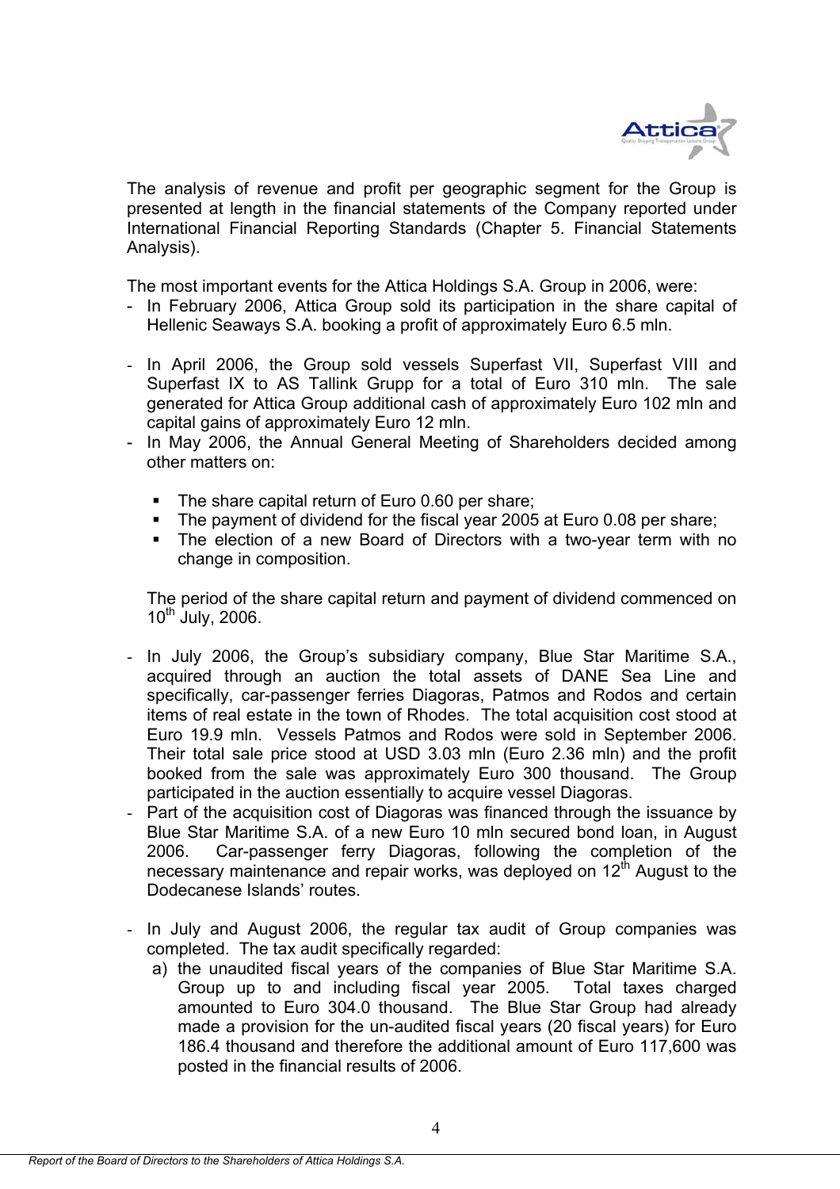The analysis of revenue and profit per geographic segment for the Group is presented at length in the financial statements of the Company reported under International Financial Reporting Standards (Chapter 5. Financial Statements Analysis).

The most important events for the Attica Holdings S.A. Group in 2006, were:

- In February 2006, Attica Group sold its participation in the share capital of Hellenic Seaways S.A. booking a profit of approximately Euro 6.5 mln.

- In April 2006, the Group sold vessels Superfast VII, Superfast VIII and Superfast IX to AS Tallink Grupp for a total of Euro 310 mln. The sale generated for Attica Group additional cash of approximately Euro 102 mln and capital gains of approximately Euro 12 mln.
- In May 2006, the Annual General Meeting of Shareholders decided among other matters on:

  - The share capital return of Euro 0.60 per share;
  - The payment of dividend for the fiscal year 2005 at Euro 0.08 per share;
  - The election of a new Board of Directors with a two-year term with no change in composition.

  The period of the share capital return and payment of dividend commenced on 10th July, 2006.

- In July 2006, the Group's subsidiary company, Blue Star Maritime S.A., acquired through an auction the total assets of DANE Sea Line and specifically, car-passenger ferries Diagoras, Patmos and Rodos and certain items of real estate in the town of Rhodes. The total acquisition cost stood at Euro 19.9 mln. Vessels Patmos and Rodos were sold in September 2006. Their total sale price stood at USD 3.03 mln (Euro 2.36 mln) and the profit booked from the sale was approximately Euro 300 thousand. The Group participated in the auction essentially to acquire vessel Diagoras.
- Part of the acquisition cost of Diagoras was financed through the issuance by Blue Star Maritime S.A. of a new Euro 10 mln secured bond loan, in August 2006. Car-passenger ferry Diagoras, following the completion of the necessary maintenance and repair works, was deployed on 12th August to the Dodecanese Islands' routes.

- In July and August 2006, the regular tax audit of Group companies was completed. The tax audit specifically regarded:
  a) the unaudited fiscal years of the companies of Blue Star Maritime S.A. Group up to and including fiscal year 2005. Total taxes charged amounted to Euro 304.0 thousand. The Blue Star Group had already made a provision for the un-audited fiscal years (20 fiscal years) for Euro 186.4 thousand and therefore the additional amount of Euro 117,600 was posted in the financial results of 2006.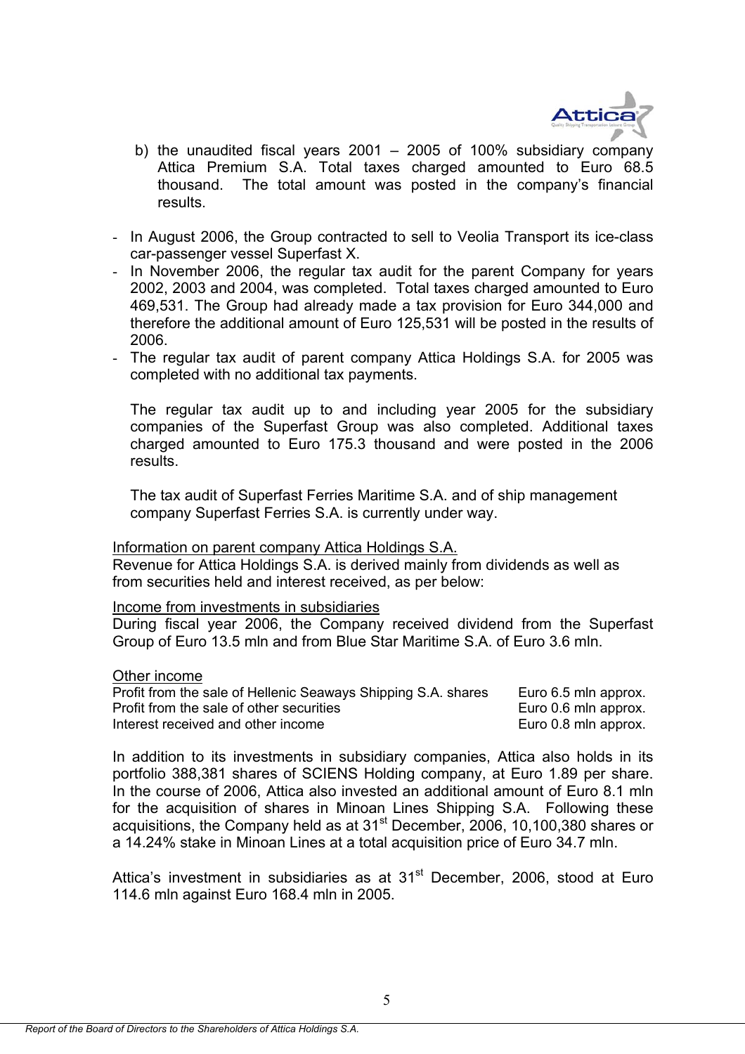b) the unaudited fiscal years 2001 – 2005 of 100% subsidiary company Attica Premium S.A. Total taxes charged amounted to Euro 68.5 thousand. The total amount was posted in the company's financial results.

- In August 2006, the Group contracted to sell to Veolia Transport its ice-class car-passenger vessel Superfast X.
- In November 2006, the regular tax audit for the parent Company for years 2002, 2003 and 2004, was completed. Total taxes charged amounted to Euro 469,531. The Group had already made a tax provision for Euro 344,000 and therefore the additional amount of Euro 125,531 will be posted in the results of 2006.
- The regular tax audit of parent company Attica Holdings S.A. for 2005 was completed with no additional tax payments.

  The regular tax audit up to and including year 2005 for the subsidiary companies of the Superfast Group was also completed. Additional taxes charged amounted to Euro 175.3 thousand and were posted in the 2006 results.

  The tax audit of Superfast Ferries Maritime S.A. and of ship management company Superfast Ferries S.A. is currently under way.

<u>Information on parent company Attica Holdings S.A.</u>
Revenue for Attica Holdings S.A. is derived mainly from dividends as well as from securities held and interest received, as per below:

<u>Income from investments in subsidiaries</u>
During fiscal year 2006, the Company received dividend from the Superfast Group of Euro 13.5 mln and from Blue Star Maritime S.A. of Euro 3.6 mln.

<u>Other income</u>

| | |
|---|---|
| Profit from the sale of Hellenic Seaways Shipping S.A. shares | Euro 6.5 mln approx. |
| Profit from the sale of other securities | Euro 0.6 mln approx. |
| Interest received and other income | Euro 0.8 mln approx. |

In addition to its investments in subsidiary companies, Attica also holds in its portfolio 388,381 shares of SCIENS Holding company, at Euro 1.89 per share. In the course of 2006, Attica also invested an additional amount of Euro 8.1 mln for the acquisition of shares in Minoan Lines Shipping S.A. Following these acquisitions, the Company held as at 31st December, 2006, 10,100,380 shares or a 14.24% stake in Minoan Lines at a total acquisition price of Euro 34.7 mln.

Attica's investment in subsidiaries as at 31st December, 2006, stood at Euro 114.6 mln against Euro 168.4 mln in 2005.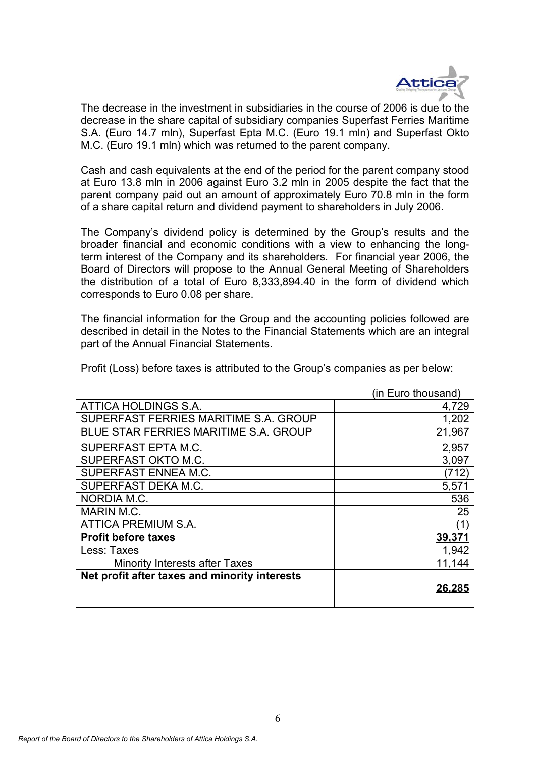The decrease in the investment in subsidiaries in the course of 2006 is due to the decrease in the share capital of subsidiary companies Superfast Ferries Maritime S.A. (Euro 14.7 mln), Superfast Epta M.C. (Euro 19.1 mln) and Superfast Okto M.C. (Euro 19.1 mln) which was returned to the parent company.

Cash and cash equivalents at the end of the period for the parent company stood at Euro 13.8 mln in 2006 against Euro 3.2 mln in 2005 despite the fact that the parent company paid out an amount of approximately Euro 70.8 mln in the form of a share capital return and dividend payment to shareholders in July 2006.

The Company's dividend policy is determined by the Group's results and the broader financial and economic conditions with a view to enhancing the long-term interest of the Company and its shareholders. For financial year 2006, the Board of Directors will propose to the Annual General Meeting of Shareholders the distribution of a total of Euro 8,333,894.40 in the form of dividend which corresponds to Euro 0.08 per share.

The financial information for the Group and the accounting policies followed are described in detail in the Notes to the Financial Statements which are an integral part of the Annual Financial Statements.

Profit (Loss) before taxes is attributed to the Group's companies as per below:

| | (in Euro thousand) |
|---|---:|
| ATTICA HOLDINGS S.A. | 4,729 |
| SUPERFAST FERRIES MARITIME S.A. GROUP | 1,202 |
| BLUE STAR FERRIES MARITIME S.A. GROUP | 21,967 |
| SUPERFAST EPTA M.C. | 2,957 |
| SUPERFAST OKTO M.C. | 3,097 |
| SUPERFAST ENNEA M.C. | (712) |
| SUPERFAST DEKA M.C. | 5,571 |
| NORDIA M.C. | 536 |
| MARIN M.C. | 25 |
| ATTICA PREMIUM S.A. | (1) |
| **Profit before taxes** | **39,371** |
| Less: Taxes | 1,942 |
| Minority Interests after Taxes | 11,144 |
| **Net profit after taxes and minority interests** | **26,285** |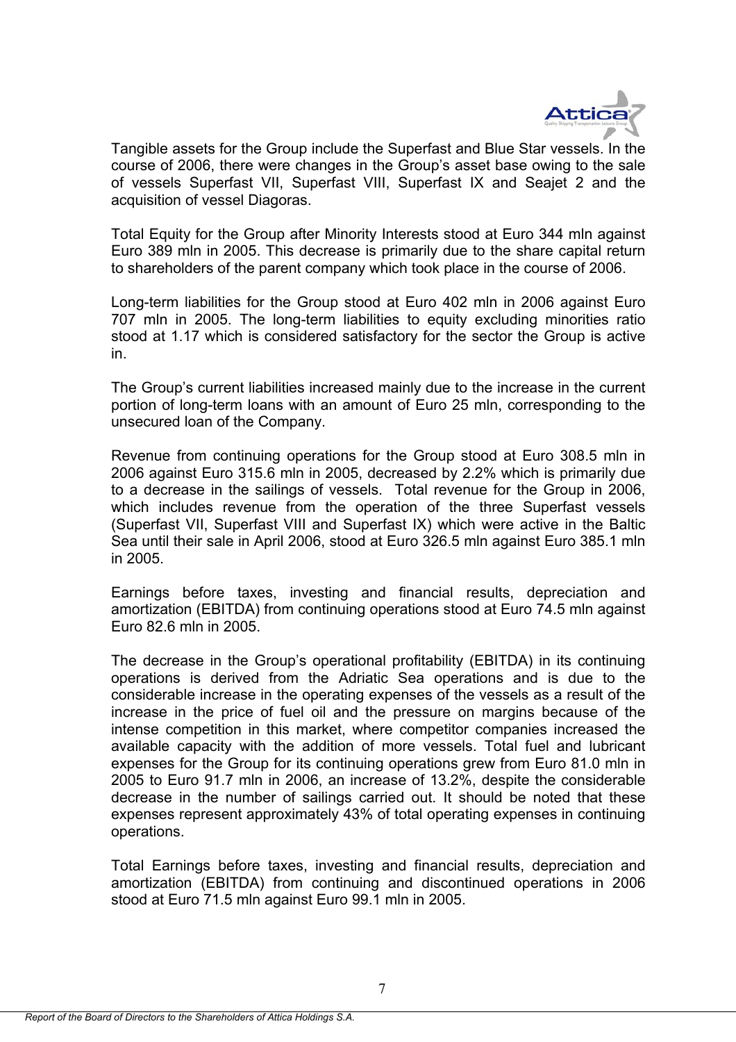Tangible assets for the Group include the Superfast and Blue Star vessels. In the course of 2006, there were changes in the Group's asset base owing to the sale of vessels Superfast VII, Superfast VIII, Superfast IX and Seajet 2 and the acquisition of vessel Diagoras.

Total Equity for the Group after Minority Interests stood at Euro 344 mln against Euro 389 mln in 2005. This decrease is primarily due to the share capital return to shareholders of the parent company which took place in the course of 2006.

Long-term liabilities for the Group stood at Euro 402 mln in 2006 against Euro 707 mln in 2005. The long-term liabilities to equity excluding minorities ratio stood at 1.17 which is considered satisfactory for the sector the Group is active in.

The Group's current liabilities increased mainly due to the increase in the current portion of long-term loans with an amount of Euro 25 mln, corresponding to the unsecured loan of the Company.

Revenue from continuing operations for the Group stood at Euro 308.5 mln in 2006 against Euro 315.6 mln in 2005, decreased by 2.2% which is primarily due to a decrease in the sailings of vessels. Total revenue for the Group in 2006, which includes revenue from the operation of the three Superfast vessels (Superfast VII, Superfast VIII and Superfast IX) which were active in the Baltic Sea until their sale in April 2006, stood at Euro 326.5 mln against Euro 385.1 mln in 2005.

Earnings before taxes, investing and financial results, depreciation and amortization (EBITDA) from continuing operations stood at Euro 74.5 mln against Euro 82.6 mln in 2005.

The decrease in the Group's operational profitability (EBITDA) in its continuing operations is derived from the Adriatic Sea operations and is due to the considerable increase in the operating expenses of the vessels as a result of the increase in the price of fuel oil and the pressure on margins because of the intense competition in this market, where competitor companies increased the available capacity with the addition of more vessels. Total fuel and lubricant expenses for the Group for its continuing operations grew from Euro 81.0 mln in 2005 to Euro 91.7 mln in 2006, an increase of 13.2%, despite the considerable decrease in the number of sailings carried out. It should be noted that these expenses represent approximately 43% of total operating expenses in continuing operations.

Total Earnings before taxes, investing and financial results, depreciation and amortization (EBITDA) from continuing and discontinued operations in 2006 stood at Euro 71.5 mln against Euro 99.1 mln in 2005.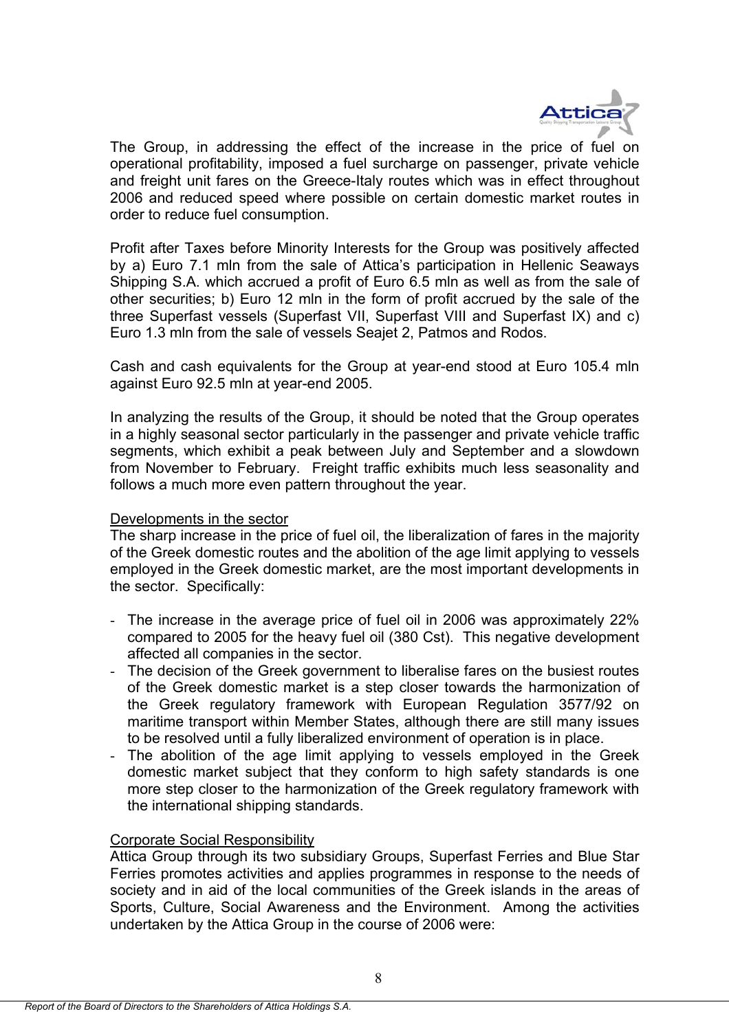The Group, in addressing the effect of the increase in the price of fuel on operational profitability, imposed a fuel surcharge on passenger, private vehicle and freight unit fares on the Greece-Italy routes which was in effect throughout 2006 and reduced speed where possible on certain domestic market routes in order to reduce fuel consumption.

Profit after Taxes before Minority Interests for the Group was positively affected by a) Euro 7.1 mln from the sale of Attica's participation in Hellenic Seaways Shipping S.A. which accrued a profit of Euro 6.5 mln as well as from the sale of other securities; b) Euro 12 mln in the form of profit accrued by the sale of the three Superfast vessels (Superfast VII, Superfast VIII and Superfast IX) and c) Euro 1.3 mln from the sale of vessels Seajet 2, Patmos and Rodos.

Cash and cash equivalents for the Group at year-end stood at Euro 105.4 mln against Euro 92.5 mln at year-end 2005.

In analyzing the results of the Group, it should be noted that the Group operates in a highly seasonal sector particularly in the passenger and private vehicle traffic segments, which exhibit a peak between July and September and a slowdown from November to February. Freight traffic exhibits much less seasonality and follows a much more even pattern throughout the year.

Developments in the sector

The sharp increase in the price of fuel oil, the liberalization of fares in the majority of the Greek domestic routes and the abolition of the age limit applying to vessels employed in the Greek domestic market, are the most important developments in the sector. Specifically:

- The increase in the average price of fuel oil in 2006 was approximately 22% compared to 2005 for the heavy fuel oil (380 Cst). This negative development affected all companies in the sector.
- The decision of the Greek government to liberalise fares on the busiest routes of the Greek domestic market is a step closer towards the harmonization of the Greek regulatory framework with European Regulation 3577/92 on maritime transport within Member States, although there are still many issues to be resolved until a fully liberalized environment of operation is in place.
- The abolition of the age limit applying to vessels employed in the Greek domestic market subject that they conform to high safety standards is one more step closer to the harmonization of the Greek regulatory framework with the international shipping standards.

Corporate Social Responsibility

Attica Group through its two subsidiary Groups, Superfast Ferries and Blue Star Ferries promotes activities and applies programmes in response to the needs of society and in aid of the local communities of the Greek islands in the areas of Sports, Culture, Social Awareness and the Environment. Among the activities undertaken by the Attica Group in the course of 2006 were: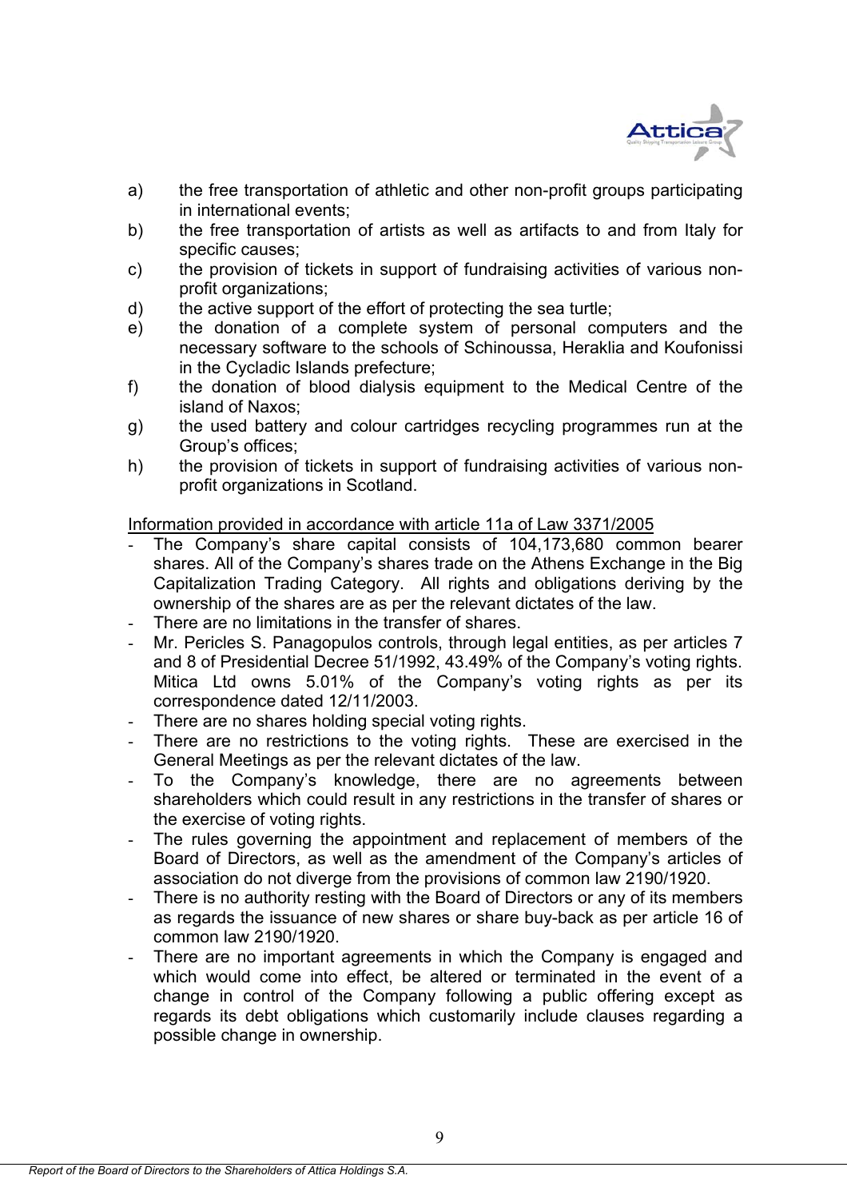a) the free transportation of athletic and other non-profit groups participating in international events;
b) the free transportation of artists as well as artifacts to and from Italy for specific causes;
c) the provision of tickets in support of fundraising activities of various non-profit organizations;
d) the active support of the effort of protecting the sea turtle;
e) the donation of a complete system of personal computers and the necessary software to the schools of Schinoussa, Heraklia and Koufonissi in the Cycladic Islands prefecture;
f) the donation of blood dialysis equipment to the Medical Centre of the island of Naxos;
g) the used battery and colour cartridges recycling programmes run at the Group's offices;
h) the provision of tickets in support of fundraising activities of various non-profit organizations in Scotland.

<u>Information provided in accordance with article 11a of Law 3371/2005</u>

- The Company's share capital consists of 104,173,680 common bearer shares. All of the Company's shares trade on the Athens Exchange in the Big Capitalization Trading Category. All rights and obligations deriving by the ownership of the shares are as per the relevant dictates of the law.
- There are no limitations in the transfer of shares.
- Mr. Pericles S. Panagopulos controls, through legal entities, as per articles 7 and 8 of Presidential Decree 51/1992, 43.49% of the Company's voting rights. Mitica Ltd owns 5.01% of the Company's voting rights as per its correspondence dated 12/11/2003.
- There are no shares holding special voting rights.
- There are no restrictions to the voting rights. These are exercised in the General Meetings as per the relevant dictates of the law.
- To the Company's knowledge, there are no agreements between shareholders which could result in any restrictions in the transfer of shares or the exercise of voting rights.
- The rules governing the appointment and replacement of members of the Board of Directors, as well as the amendment of the Company's articles of association do not diverge from the provisions of common law 2190/1920.
- There is no authority resting with the Board of Directors or any of its members as regards the issuance of new shares or share buy-back as per article 16 of common law 2190/1920.
- There are no important agreements in which the Company is engaged and which would come into effect, be altered or terminated in the event of a change in control of the Company following a public offering except as regards its debt obligations which customarily include clauses regarding a possible change in ownership.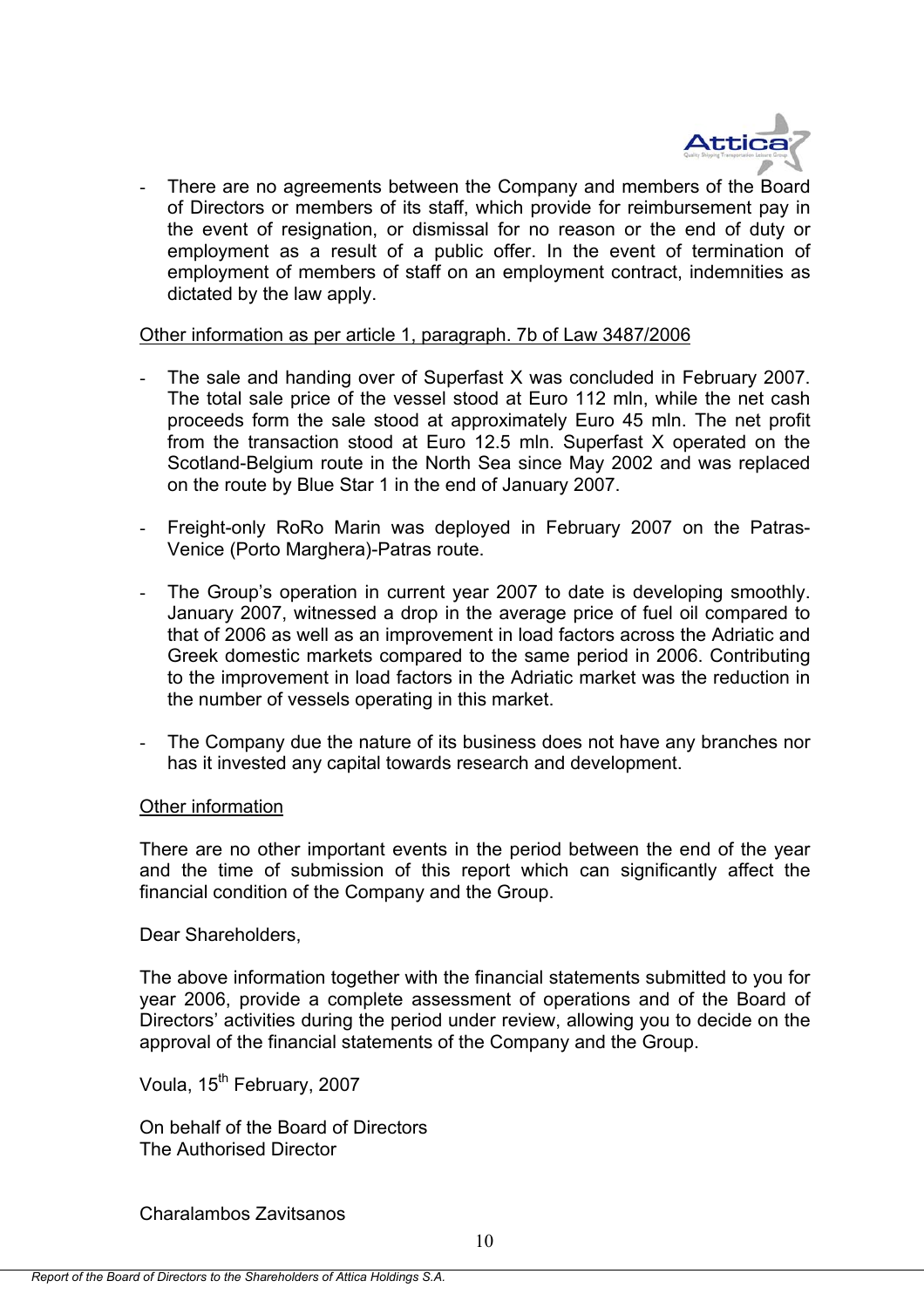- There are no agreements between the Company and members of the Board of Directors or members of its staff, which provide for reimbursement pay in the event of resignation, or dismissal for no reason or the end of duty or employment as a result of a public offer. In the event of termination of employment of members of staff on an employment contract, indemnities as dictated by the law apply.

Other information as per article 1, paragraph. 7b of Law 3487/2006

- The sale and handing over of Superfast X was concluded in February 2007. The total sale price of the vessel stood at Euro 112 mln, while the net cash proceeds form the sale stood at approximately Euro 45 mln. The net profit from the transaction stood at Euro 12.5 mln. Superfast X operated on the Scotland-Belgium route in the North Sea since May 2002 and was replaced on the route by Blue Star 1 in the end of January 2007.

- Freight-only RoRo Marin was deployed in February 2007 on the Patras-Venice (Porto Marghera)-Patras route.

- The Group's operation in current year 2007 to date is developing smoothly. January 2007, witnessed a drop in the average price of fuel oil compared to that of 2006 as well as an improvement in load factors across the Adriatic and Greek domestic markets compared to the same period in 2006. Contributing to the improvement in load factors in the Adriatic market was the reduction in the number of vessels operating in this market.

- The Company due the nature of its business does not have any branches nor has it invested any capital towards research and development.

Other information

There are no other important events in the period between the end of the year and the time of submission of this report which can significantly affect the financial condition of the Company and the Group.

Dear Shareholders,

The above information together with the financial statements submitted to you for year 2006, provide a complete assessment of operations and of the Board of Directors' activities during the period under review, allowing you to decide on the approval of the financial statements of the Company and the Group.

Voula, 15th February, 2007

On behalf of the Board of Directors
The Authorised Director

Charalambos Zavitsanos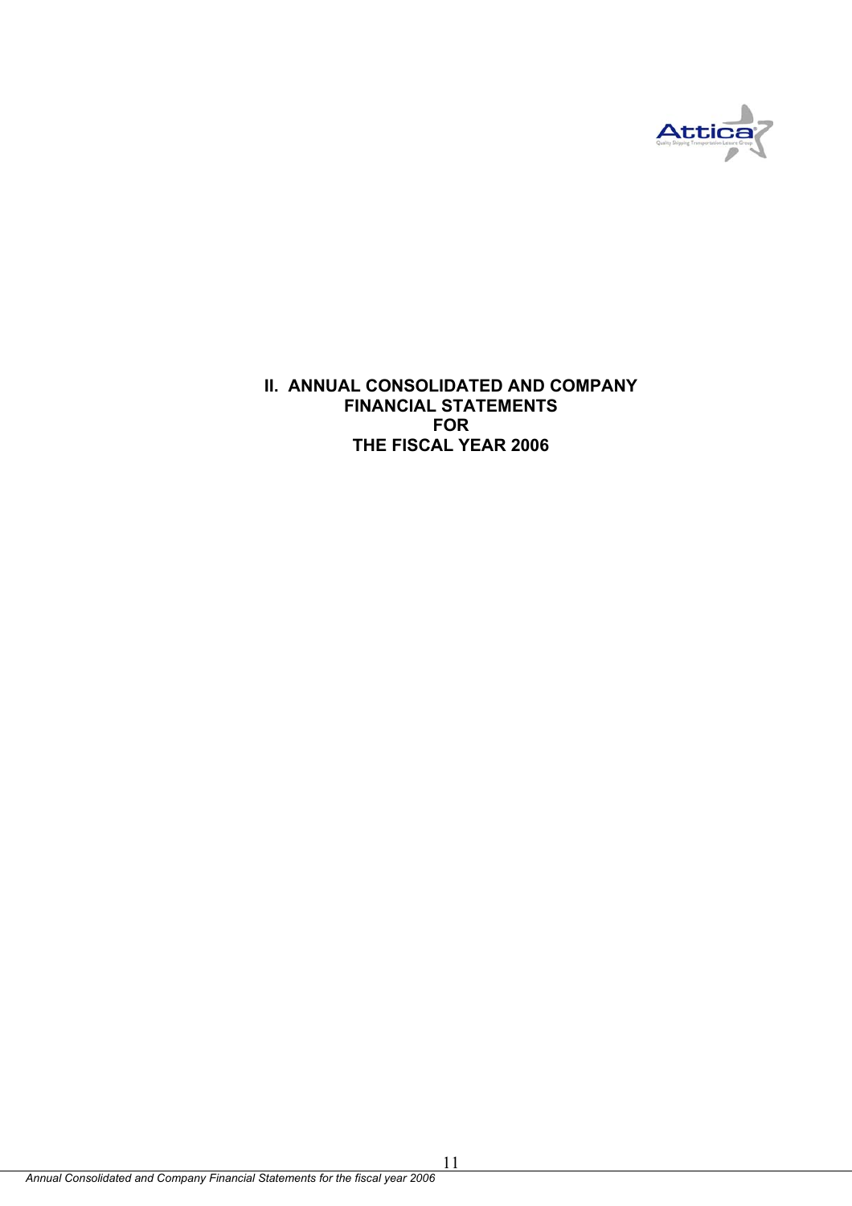# II. ANNUAL CONSOLIDATED AND COMPANY FINANCIAL STATEMENTS FOR THE FISCAL YEAR 2006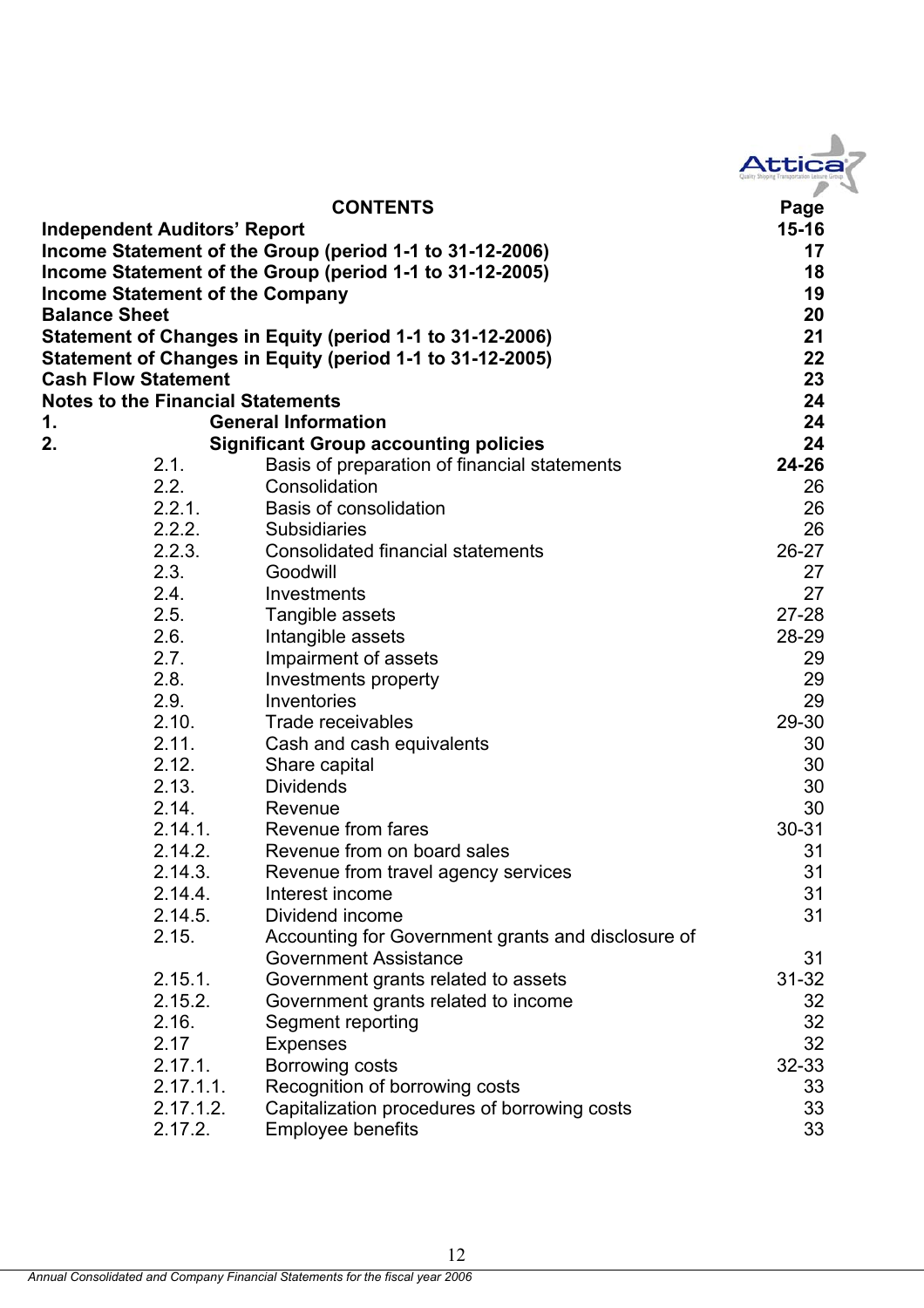## CONTENTS

| | | | Page |
|---|---|---|---|
| **Independent Auditors' Report** | | | **15-16** |
| **Income Statement of the Group (period 1-1 to 31-12-2006)** | | | **17** |
| **Income Statement of the Group (period 1-1 to 31-12-2005)** | | | **18** |
| **Income Statement of the Company** | | | **19** |
| **Balance Sheet** | | | **20** |
| **Statement of Changes in Equity (period 1-1 to 31-12-2006)** | | | **21** |
| **Statement of Changes in Equity (period 1-1 to 31-12-2005)** | | | **22** |
| **Cash Flow Statement** | | | **23** |
| **Notes to the Financial Statements** | | | **24** |
| **1.** | | **General Information** | **24** |
| **2.** | | **Significant Group accounting policies** | **24** |
| | 2.1. | Basis of preparation of financial statements | **24-26** |
| | 2.2. | Consolidation | 26 |
| | 2.2.1. | Basis of consolidation | 26 |
| | 2.2.2. | Subsidiaries | 26 |
| | 2.2.3. | Consolidated financial statements | 26-27 |
| | 2.3. | Goodwill | 27 |
| | 2.4. | Investments | 27 |
| | 2.5. | Tangible assets | 27-28 |
| | 2.6. | Intangible assets | 28-29 |
| | 2.7. | Impairment of assets | 29 |
| | 2.8. | Investments property | 29 |
| | 2.9. | Inventories | 29 |
| | 2.10. | Trade receivables | 29-30 |
| | 2.11. | Cash and cash equivalents | 30 |
| | 2.12. | Share capital | 30 |
| | 2.13. | Dividends | 30 |
| | 2.14. | Revenue | 30 |
| | 2.14.1. | Revenue from fares | 30-31 |
| | 2.14.2. | Revenue from on board sales | 31 |
| | 2.14.3. | Revenue from travel agency services | 31 |
| | 2.14.4. | Interest income | 31 |
| | 2.14.5. | Dividend income | 31 |
| | 2.15. | Accounting for Government grants and disclosure of Government Assistance | 31 |
| | 2.15.1. | Government grants related to assets | 31-32 |
| | 2.15.2. | Government grants related to income | 32 |
| | 2.16. | Segment reporting | 32 |
| | 2.17 | Expenses | 32 |
| | 2.17.1. | Borrowing costs | 32-33 |
| | 2.17.1.1. | Recognition of borrowing costs | 33 |
| | 2.17.1.2. | Capitalization procedures of borrowing costs | 33 |
| | 2.17.2. | Employee benefits | 33 |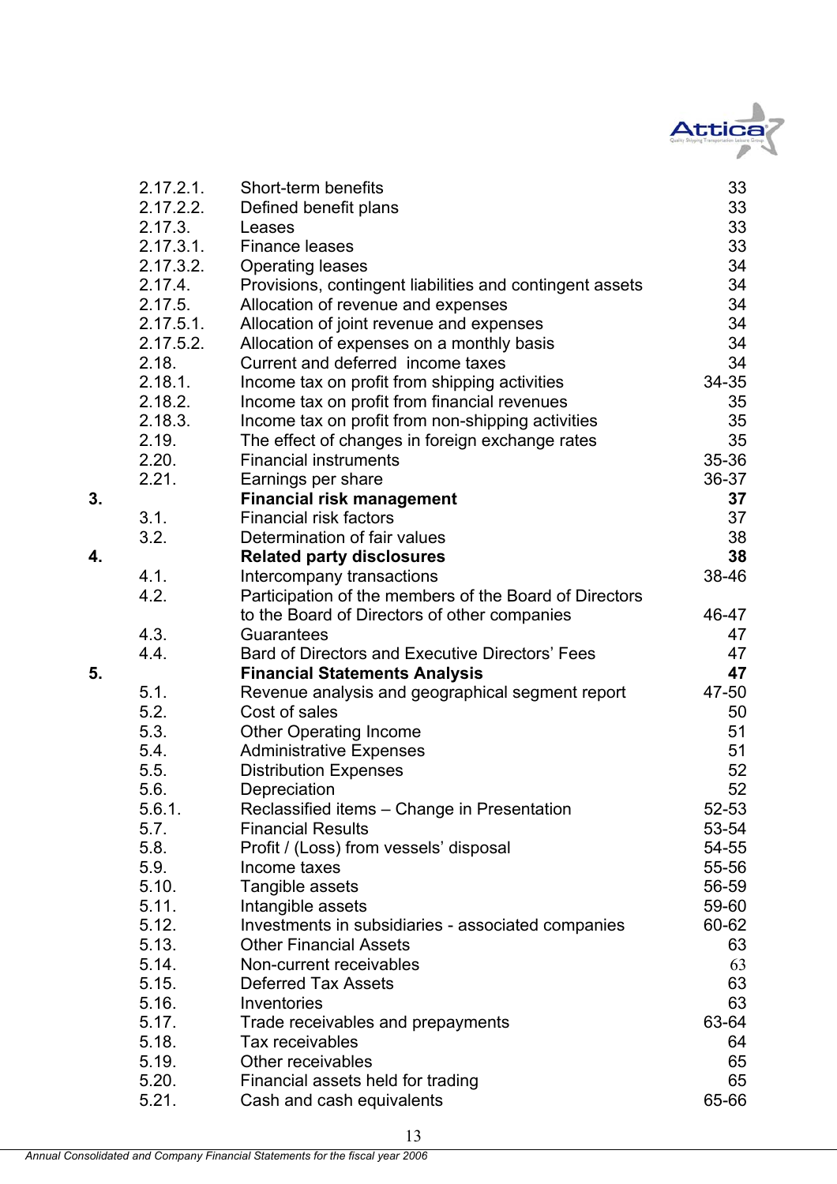| | | | |
|---|---|---|---|
| | 2.17.2.1. | Short-term benefits | 33 |
| | 2.17.2.2. | Defined benefit plans | 33 |
| | 2.17.3. | Leases | 33 |
| | 2.17.3.1. | Finance leases | 33 |
| | 2.17.3.2. | Operating leases | 34 |
| | 2.17.4. | Provisions, contingent liabilities and contingent assets | 34 |
| | 2.17.5. | Allocation of revenue and expenses | 34 |
| | 2.17.5.1. | Allocation of joint revenue and expenses | 34 |
| | 2.17.5.2. | Allocation of expenses on a monthly basis | 34 |
| | 2.18. | Current and deferred income taxes | 34 |
| | 2.18.1. | Income tax on profit from shipping activities | 34-35 |
| | 2.18.2. | Income tax on profit from financial revenues | 35 |
| | 2.18.3. | Income tax on profit from non-shipping activities | 35 |
| | 2.19. | The effect of changes in foreign exchange rates | 35 |
| | 2.20. | Financial instruments | 35-36 |
| | 2.21. | Earnings per share | 36-37 |
| **3.** | | **Financial risk management** | **37** |
| | 3.1. | Financial risk factors | 37 |
| | 3.2. | Determination of fair values | 38 |
| **4.** | | **Related party disclosures** | **38** |
| | 4.1. | Intercompany transactions | 38-46 |
| | 4.2. | Participation of the members of the Board of Directors to the Board of Directors of other companies | 46-47 |
| | 4.3. | Guarantees | 47 |
| | 4.4. | Bard of Directors and Executive Directors' Fees | 47 |
| **5.** | | **Financial Statements Analysis** | **47** |
| | 5.1. | Revenue analysis and geographical segment report | 47-50 |
| | 5.2. | Cost of sales | 50 |
| | 5.3. | Other Operating Income | 51 |
| | 5.4. | Administrative Expenses | 51 |
| | 5.5. | Distribution Expenses | 52 |
| | 5.6. | Depreciation | 52 |
| | 5.6.1. | Reclassified items – Change in Presentation | 52-53 |
| | 5.7. | Financial Results | 53-54 |
| | 5.8. | Profit / (Loss) from vessels' disposal | 54-55 |
| | 5.9. | Income taxes | 55-56 |
| | 5.10. | Tangible assets | 56-59 |
| | 5.11. | Intangible assets | 59-60 |
| | 5.12. | Investments in subsidiaries - associated companies | 60-62 |
| | 5.13. | Other Financial Assets | 63 |
| | 5.14. | Non-current receivables | 63 |
| | 5.15. | Deferred Tax Assets | 63 |
| | 5.16. | Inventories | 63 |
| | 5.17. | Trade receivables and prepayments | 63-64 |
| | 5.18. | Tax receivables | 64 |
| | 5.19. | Other receivables | 65 |
| | 5.20. | Financial assets held for trading | 65 |
| | 5.21. | Cash and cash equivalents | 65-66 |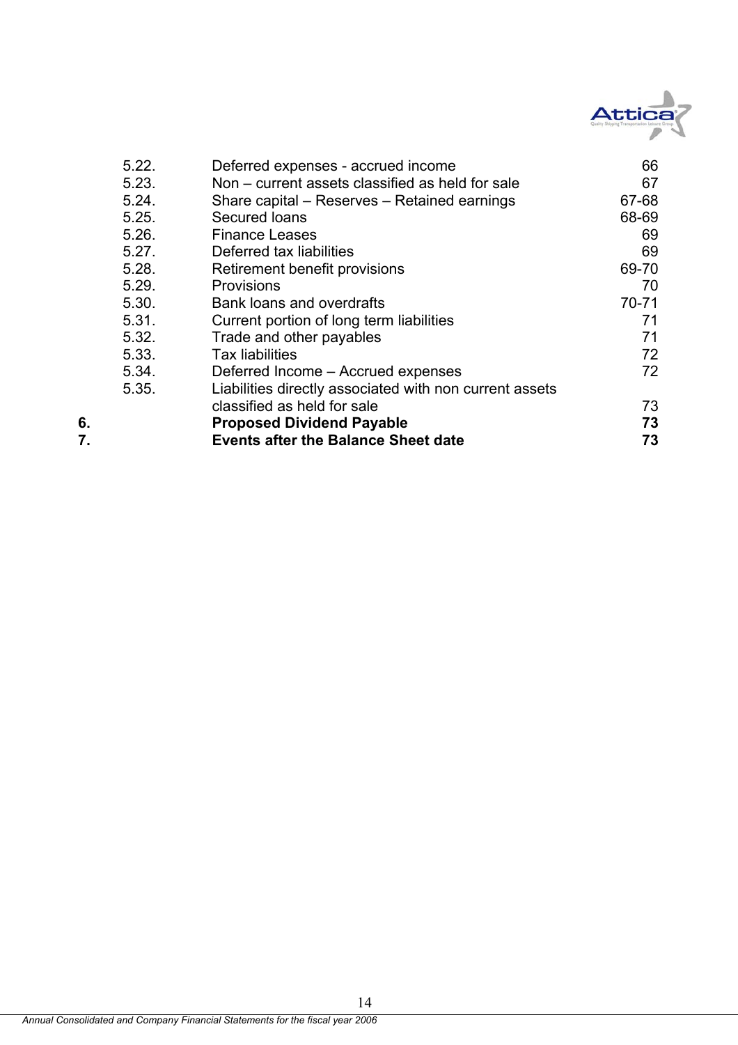| | | |
|---|---|---|
| 5.22. | Deferred expenses - accrued income | 66 |
| 5.23. | Non – current assets classified as held for sale | 67 |
| 5.24. | Share capital – Reserves – Retained earnings | 67-68 |
| 5.25. | Secured loans | 68-69 |
| 5.26. | Finance Leases | 69 |
| 5.27. | Deferred tax liabilities | 69 |
| 5.28. | Retirement benefit provisions | 69-70 |
| 5.29. | Provisions | 70 |
| 5.30. | Bank loans and overdrafts | 70-71 |
| 5.31. | Current portion of long term liabilities | 71 |
| 5.32. | Trade and other payables | 71 |
| 5.33. | Tax liabilities | 72 |
| 5.34. | Deferred Income – Accrued expenses | 72 |
| 5.35. | Liabilities directly associated with non current assets classified as held for sale | 73 |
| **6.** | **Proposed Dividend Payable** | **73** |
| **7.** | **Events after the Balance Sheet date** | **73** |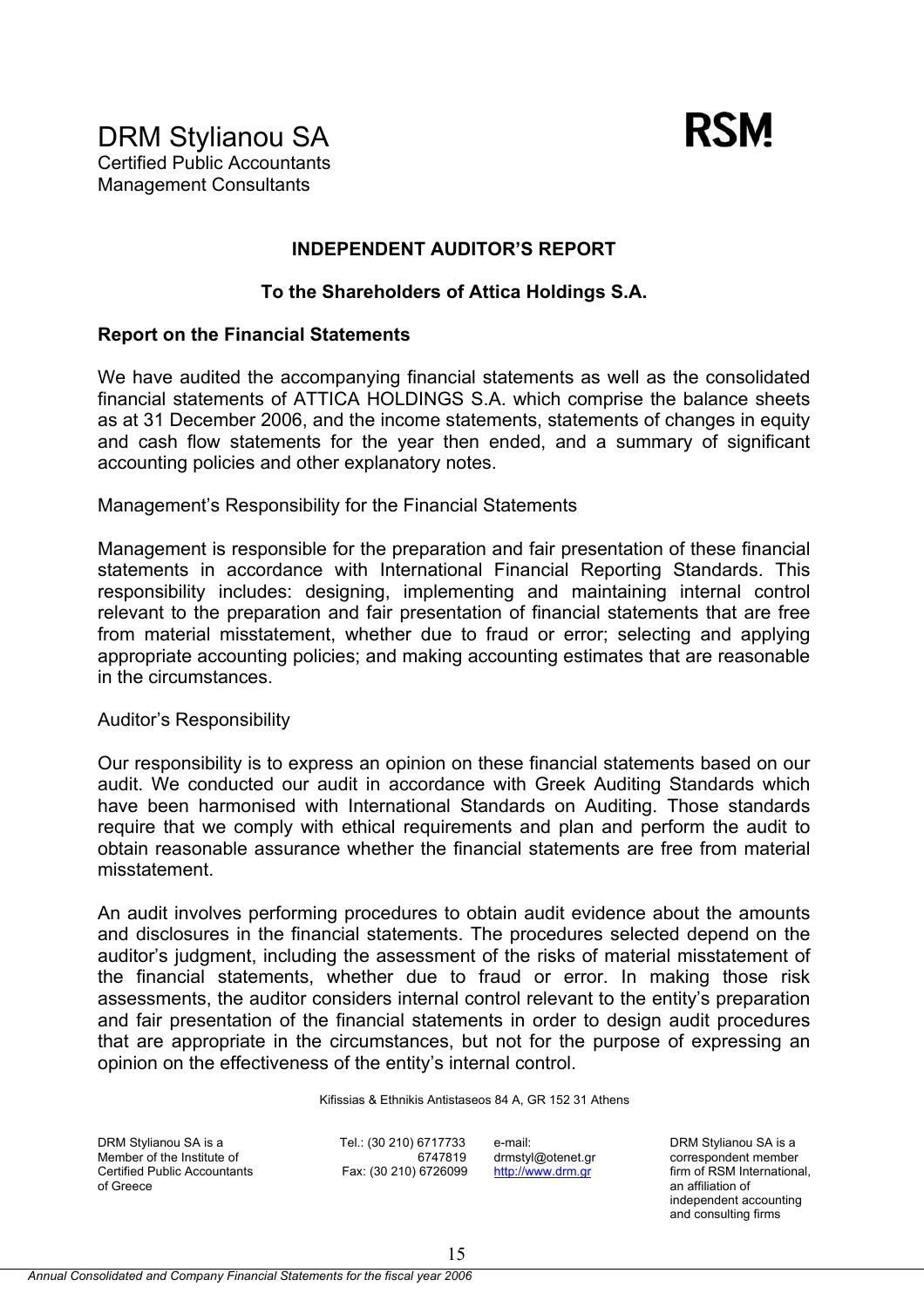DRM Stylianou SA
Certified Public Accountants
Management Consultants

RSM

**INDEPENDENT AUDITOR'S REPORT**

**To the Shareholders of Attica Holdings S.A.**

**Report on the Financial Statements**

We have audited the accompanying financial statements as well as the consolidated financial statements of ATTICA HOLDINGS S.A. which comprise the balance sheets as at 31 December 2006, and the income statements, statements of changes in equity and cash flow statements for the year then ended, and a summary of significant accounting policies and other explanatory notes.

Management's Responsibility for the Financial Statements

Management is responsible for the preparation and fair presentation of these financial statements in accordance with International Financial Reporting Standards. This responsibility includes: designing, implementing and maintaining internal control relevant to the preparation and fair presentation of financial statements that are free from material misstatement, whether due to fraud or error; selecting and applying appropriate accounting policies; and making accounting estimates that are reasonable in the circumstances.

Auditor's Responsibility

Our responsibility is to express an opinion on these financial statements based on our audit. We conducted our audit in accordance with Greek Auditing Standards which have been harmonised with International Standards on Auditing. Those standards require that we comply with ethical requirements and plan and perform the audit to obtain reasonable assurance whether the financial statements are free from material misstatement.

An audit involves performing procedures to obtain audit evidence about the amounts and disclosures in the financial statements. The procedures selected depend on the auditor's judgment, including the assessment of the risks of material misstatement of the financial statements, whether due to fraud or error. In making those risk assessments, the auditor considers internal control relevant to the entity's preparation and fair presentation of the financial statements in order to design audit procedures that are appropriate in the circumstances, but not for the purpose of expressing an opinion on the effectiveness of the entity's internal control.

Kifissias & Ethnikis Antistaseos 84 A, GR 152 31 Athens

DRM Stylianou SA is a Member of the Institute of Certified Public Accountants of Greece

Tel.: (30 210) 6717733
6747819
Fax: (30 210) 6726099

e-mail:
drmstyl@otenet.gr
http://www.drm.gr

DRM Stylianou SA is a correspondent member firm of RSM International, an affiliation of independent accounting and consulting firms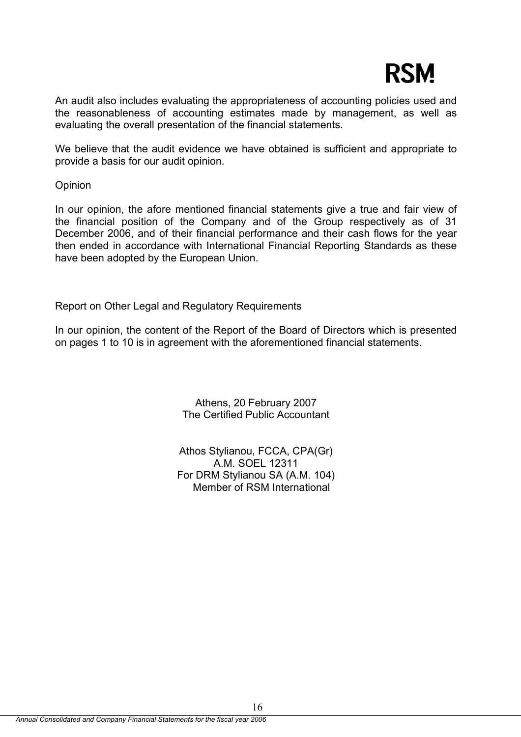An audit also includes evaluating the appropriateness of accounting policies used and the reasonableness of accounting estimates made by management, as well as evaluating the overall presentation of the financial statements.

We believe that the audit evidence we have obtained is sufficient and appropriate to provide a basis for our audit opinion.

Opinion

In our opinion, the afore mentioned financial statements give a true and fair view of the financial position of the Company and of the Group respectively as of 31 December 2006, and of their financial performance and their cash flows for the year then ended in accordance with International Financial Reporting Standards as these have been adopted by the European Union.

Report on Other Legal and Regulatory Requirements

In our opinion, the content of the Report of the Board of Directors which is presented on pages 1 to 10 is in agreement with the aforementioned financial statements.

Athens, 20 February 2007
The Certified Public Accountant

Athos Stylianou, FCCA, CPA(Gr)
A.M. SOEL 12311
For DRM Stylianou SA (A.M. 104)
Member of RSM International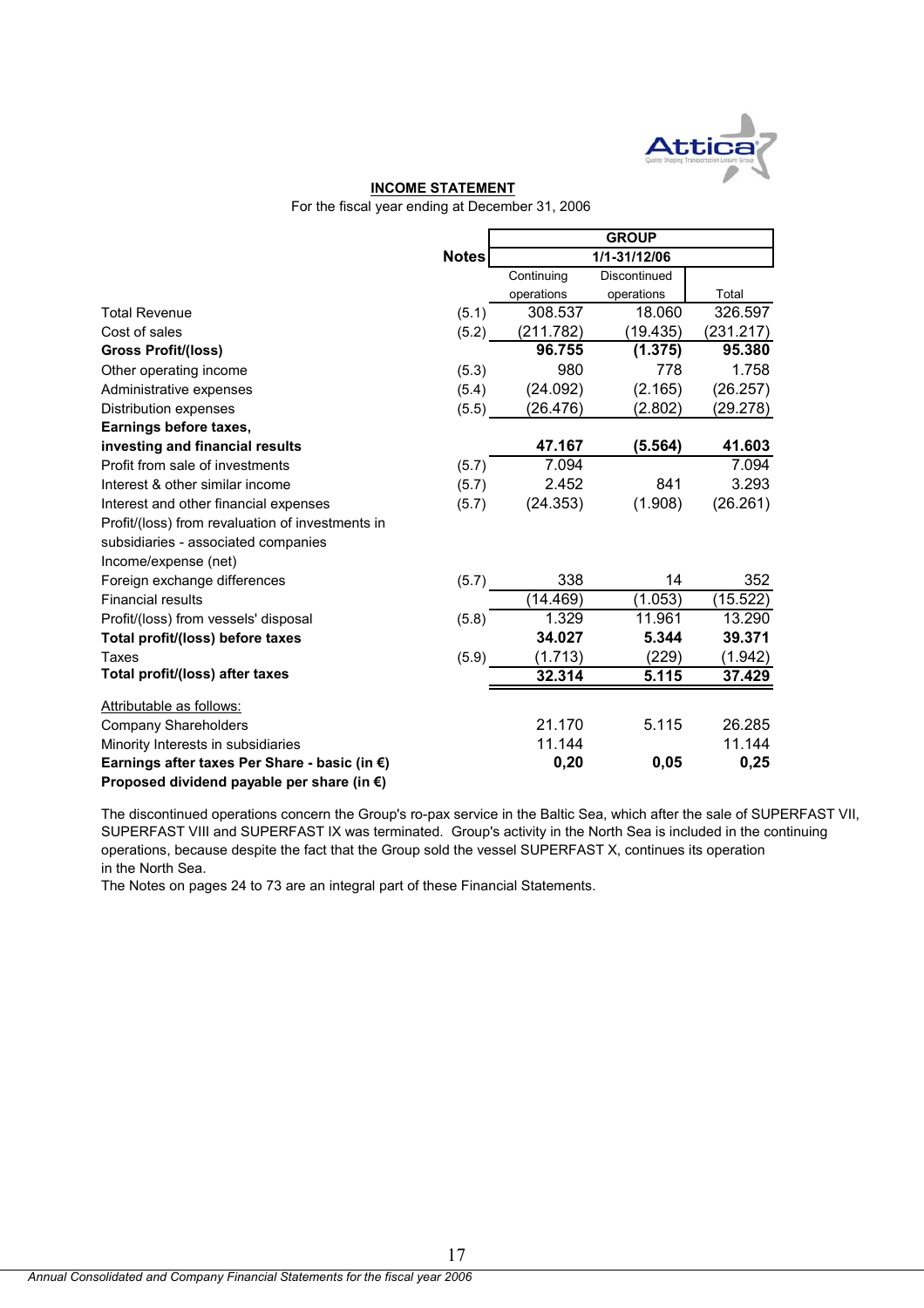**INCOME STATEMENT**

For the fiscal year ending at December 31, 2006

| | Notes | GROUP | | |
|---|---|---|---|---|
| | | 1/1-31/12/06 | | |
| | | Continuing operations | Discontinued operations | Total |
| Total Revenue | (5.1) | 308.537 | 18.060 | 326.597 |
| Cost of sales | (5.2) | (211.782) | (19.435) | (231.217) |
| **Gross Profit/(loss)** | | **96.755** | **(1.375)** | **95.380** |
| Other operating income | (5.3) | 980 | 778 | 1.758 |
| Administrative expenses | (5.4) | (24.092) | (2.165) | (26.257) |
| Distribution expenses | (5.5) | (26.476) | (2.802) | (29.278) |
| **Earnings before taxes, investing and financial results** | | **47.167** | **(5.564)** | **41.603** |
| Profit from sale of investments | (5.7) | 7.094 | | 7.094 |
| Interest & other similar income | (5.7) | 2.452 | 841 | 3.293 |
| Interest and other financial expenses | (5.7) | (24.353) | (1.908) | (26.261) |
| Profit/(loss) from revaluation of investments in subsidiaries - associated companies | | | | |
| Income/expense (net) | | | | |
| Foreign exchange differences | (5.7) | 338 | 14 | 352 |
| Financial results | | (14.469) | (1.053) | (15.522) |
| Profit/(loss) from vessels' disposal | (5.8) | 1.329 | 11.961 | 13.290 |
| **Total profit/(loss) before taxes** | | **34.027** | **5.344** | **39.371** |
| Taxes | (5.9) | (1.713) | (229) | (1.942) |
| **Total profit/(loss) after taxes** | | **32.314** | **5.115** | **37.429** |
| Attributable as follows: | | | | |
| Company Shareholders | | 21.170 | 5.115 | 26.285 |
| Minority Interests in subsidiaries | | 11.144 | | 11.144 |
| **Earnings after taxes Per Share - basic (in €)** | | **0,20** | **0,05** | **0,25** |
| **Proposed dividend payable per share (in €)** | | | | |

The discontinued operations concern the Group's ro-pax service in the Baltic Sea, which after the sale of SUPERFAST VII, SUPERFAST VIII and SUPERFAST IX was terminated. Group's activity in the North Sea is included in the continuing operations, because despite the fact that the Group sold the vessel SUPERFAST X, continues its operation in the North Sea.

The Notes on pages 24 to 73 are an integral part of these Financial Statements.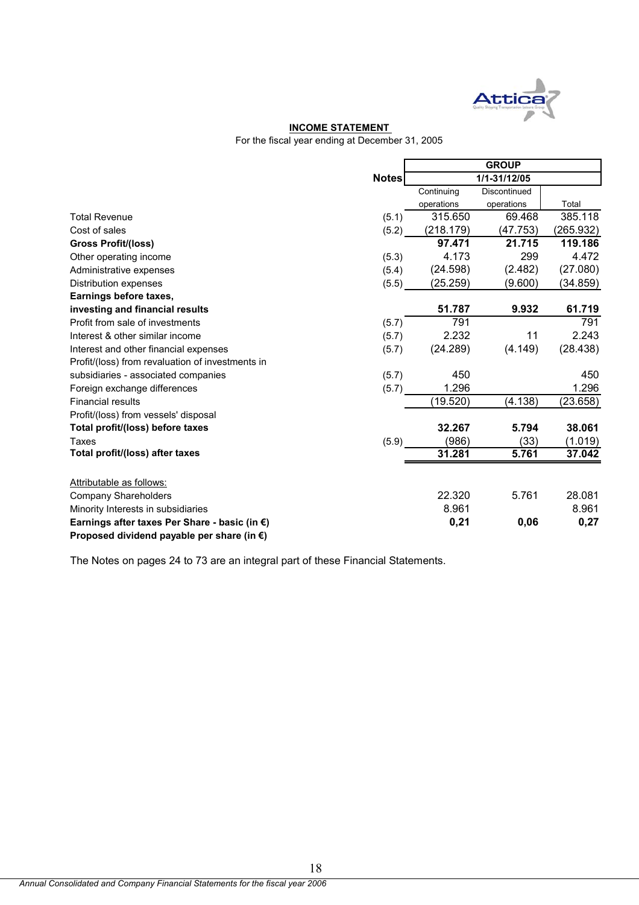## INCOME STATEMENT

For the fiscal year ending at December 31, 2005

| | Notes | GROUP | | |
|---|---|---|---|---|
| | | 1/1-31/12/05 | | |
| | | Continuing operations | Discontinued operations | Total |
| Total Revenue | (5.1) | 315.650 | 69.468 | 385.118 |
| Cost of sales | (5.2) | (218.179) | (47.753) | (265.932) |
| **Gross Profit/(loss)** | | **97.471** | **21.715** | **119.186** |
| Other operating income | (5.3) | 4.173 | 299 | 4.472 |
| Administrative expenses | (5.4) | (24.598) | (2.482) | (27.080) |
| Distribution expenses | (5.5) | (25.259) | (9.600) | (34.859) |
| **Earnings before taxes, investing and financial results** | | **51.787** | **9.932** | **61.719** |
| Profit from sale of investments | (5.7) | 791 | | 791 |
| Interest & other similar income | (5.7) | 2.232 | 11 | 2.243 |
| Interest and other financial expenses | (5.7) | (24.289) | (4.149) | (28.438) |
| Profit/(loss) from revaluation of investments in subsidiaries - associated companies | (5.7) | 450 | | 450 |
| Foreign exchange differences | (5.7) | 1.296 | | 1.296 |
| Financial results | | (19.520) | (4.138) | (23.658) |
| Profit/(loss) from vessels' disposal | | | | |
| **Total profit/(loss) before taxes** | | **32.267** | **5.794** | **38.061** |
| Taxes | (5.9) | (986) | (33) | (1.019) |
| **Total profit/(loss) after taxes** | | **31.281** | **5.761** | **37.042** |
| | | | | |
| Attributable as follows: | | | | |
| Company Shareholders | | 22.320 | 5.761 | 28.081 |
| Minority Interests in subsidiaries | | 8.961 | | 8.961 |
| **Earnings after taxes Per Share - basic (in €)** | | **0,21** | **0,06** | **0,27** |
| **Proposed dividend payable per share (in €)** | | | | |

The Notes on pages 24 to 73 are an integral part of these Financial Statements.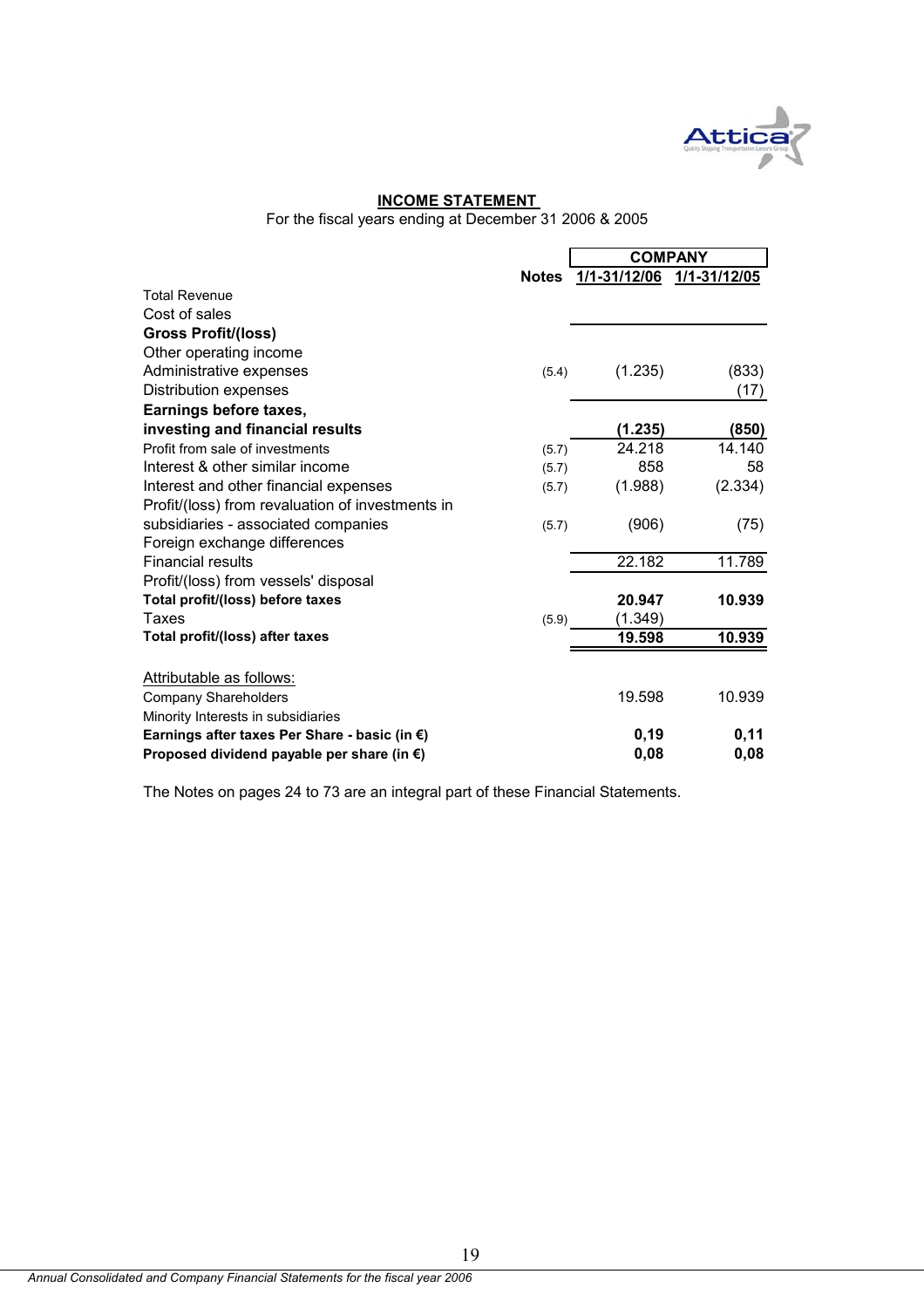**INCOME STATEMENT**

For the fiscal years ending at December 31 2006 & 2005

| | Notes | COMPANY | |
|---|---|---|---|
| | | 1/1-31/12/06 | 1/1-31/12/05 |
| Total Revenue | | | |
| Cost of sales | | | |
| **Gross Profit/(loss)** | | | |
| Other operating income | | | |
| Administrative expenses | (5.4) | (1.235) | (833) |
| Distribution expenses | | | (17) |
| **Earnings before taxes, investing and financial results** | | **(1.235)** | **(850)** |
| Profit from sale of investments | (5.7) | 24.218 | 14.140 |
| Interest & other similar income | (5.7) | 858 | 58 |
| Interest and other financial expenses | (5.7) | (1.988) | (2.334) |
| Profit/(loss) from revaluation of investments in subsidiaries - associated companies | (5.7) | (906) | (75) |
| Foreign exchange differences | | | |
| Financial results | | 22.182 | 11.789 |
| Profit/(loss) from vessels' disposal | | | |
| **Total profit/(loss) before taxes** | | **20.947** | **10.939** |
| Taxes | (5.9) | (1.349) | |
| **Total profit/(loss) after taxes** | | **19.598** | **10.939** |
| | | | |
| Attributable as follows: | | | |
| Company Shareholders | | 19.598 | 10.939 |
| Minority Interests in subsidiaries | | | |
| **Earnings after taxes Per Share - basic (in €)** | | **0,19** | **0,11** |
| **Proposed dividend payable per share (in €)** | | **0,08** | **0,08** |

The Notes on pages 24 to 73 are an integral part of these Financial Statements.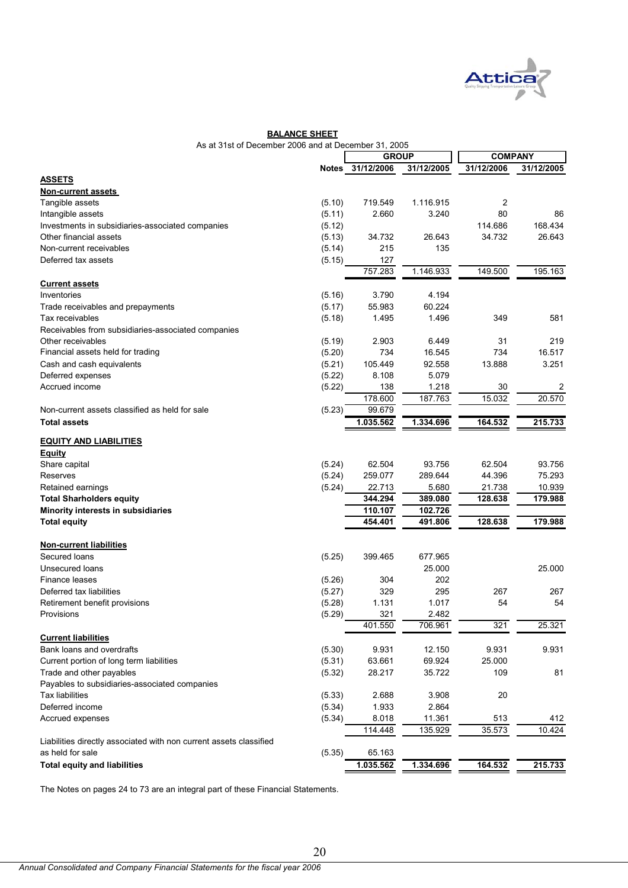## BALANCE SHEET

As at 31st of December 2006 and at December 31, 2005

| | Notes | GROUP | | COMPANY | |
|---|---|---|---|---|---|
| | | 31/12/2006 | 31/12/2005 | 31/12/2006 | 31/12/2005 |
| **ASSETS** | | | | | |
| **Non-current assets** | | | | | |
| Tangible assets | (5.10) | 719.549 | 1.116.915 | 2 | |
| Intangible assets | (5.11) | 2.660 | 3.240 | 80 | 86 |
| Investments in subsidiaries-associated companies | (5.12) | | | 114.686 | 168.434 |
| Other financial assets | (5.13) | 34.732 | 26.643 | 34.732 | 26.643 |
| Non-current receivables | (5.14) | 215 | 135 | | |
| Deferred tax assets | (5.15) | 127 | | | |
| | | 757.283 | 1.146.933 | 149.500 | 195.163 |
| **Current assets** | | | | | |
| Inventories | (5.16) | 3.790 | 4.194 | | |
| Trade receivables and prepayments | (5.17) | 55.983 | 60.224 | | |
| Tax receivables | (5.18) | 1.495 | 1.496 | 349 | 581 |
| Receivables from subsidiaries-associated companies | | | | | |
| Other receivables | (5.19) | 2.903 | 6.449 | 31 | 219 |
| Financial assets held for trading | (5.20) | 734 | 16.545 | 734 | 16.517 |
| Cash and cash equivalents | (5.21) | 105.449 | 92.558 | 13.888 | 3.251 |
| Deferred expenses | (5.22) | 8.108 | 5.079 | | |
| Accrued income | (5.22) | 138 | 1.218 | 30 | 2 |
| | | 178.600 | 187.763 | 15.032 | 20.570 |
| Non-current assets classified as held for sale | (5.23) | 99.679 | | | |
| **Total assets** | | **1.035.562** | **1.334.696** | **164.532** | **215.733** |
| **EQUITY AND LIABILITIES** | | | | | |
| **Equity** | | | | | |
| Share capital | (5.24) | 62.504 | 93.756 | 62.504 | 93.756 |
| Reserves | (5.24) | 259.077 | 289.644 | 44.396 | 75.293 |
| Retained earnings | (5.24) | 22.713 | 5.680 | 21.738 | 10.939 |
| **Total Sharholders equity** | | **344.294** | **389.080** | **128.638** | **179.988** |
| **Minority interests in subsidiaries** | | **110.107** | **102.726** | | |
| **Total equity** | | **454.401** | **491.806** | **128.638** | **179.988** |
| **Non-current liabilities** | | | | | |
| Secured loans | (5.25) | 399.465 | 677.965 | | |
| Unsecured loans | | | 25.000 | | 25.000 |
| Finance leases | (5.26) | 304 | 202 | | |
| Deferred tax liabilities | (5.27) | 329 | 295 | 267 | 267 |
| Retirement benefit provisions | (5.28) | 1.131 | 1.017 | 54 | 54 |
| Provisions | (5.29) | 321 | 2.482 | | |
| | | 401.550 | 706.961 | 321 | 25.321 |
| **Current liabilities** | | | | | |
| Bank loans and overdrafts | (5.30) | 9.931 | 12.150 | 9.931 | 9.931 |
| Current portion of long term liabilities | (5.31) | 63.661 | 69.924 | 25.000 | |
| Trade and other payables | (5.32) | 28.217 | 35.722 | 109 | 81 |
| Payables to subsidiaries-associated companies | | | | | |
| Tax liabilities | (5.33) | 2.688 | 3.908 | 20 | |
| Deferred income | (5.34) | 1.933 | 2.864 | | |
| Accrued expenses | (5.34) | 8.018 | 11.361 | 513 | 412 |
| | | 114.448 | 135.929 | 35.573 | 10.424 |
| Liabilities directly associated with non current assets classified as held for sale | (5.35) | 65.163 | | | |
| **Total equity and liabilities** | | **1.035.562** | **1.334.696** | **164.532** | **215.733** |

The Notes on pages 24 to 73 are an integral part of these Financial Statements.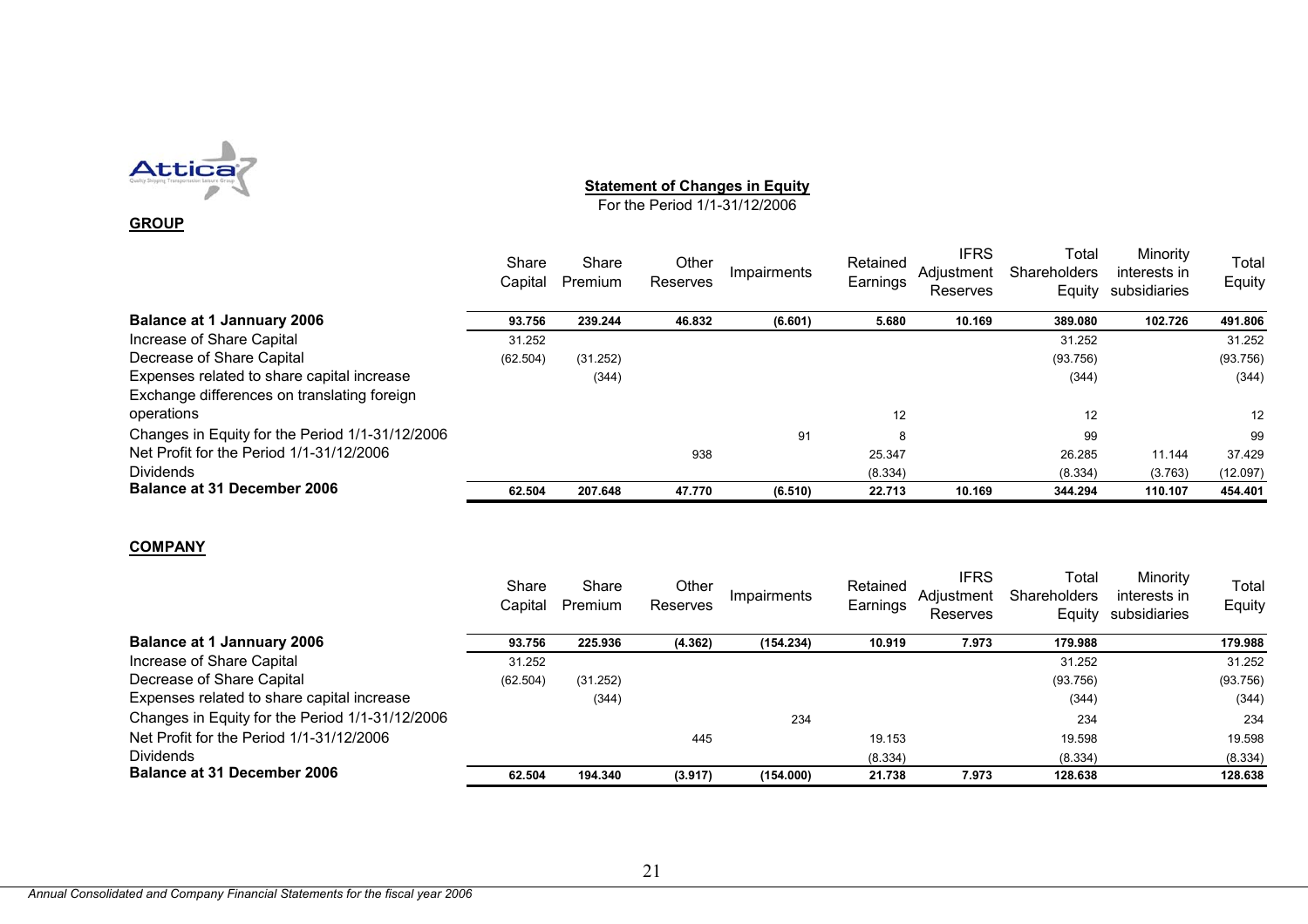## Statement of Changes in Equity

For the Period 1/1-31/12/2006

**GROUP**

| | Share Capital | Share Premium | Other Reserves | Impairments | Retained Earnings | IFRS Adjustment Reserves | Total Shareholders Equity | Minority interests in subsidiaries | Total Equity |
|---|---|---|---|---|---|---|---|---|---|
| **Balance at 1 Jannuary 2006** | **93.756** | **239.244** | **46.832** | **(6.601)** | **5.680** | **10.169** | **389.080** | **102.726** | **491.806** |
| Increase of Share Capital | 31.252 | | | | | | 31.252 | | 31.252 |
| Decrease of Share Capital | (62.504) | (31.252) | | | | | (93.756) | | (93.756) |
| Expenses related to share capital increase | | (344) | | | | | (344) | | (344) |
| Exchange differences on translating foreign operations | | | | | 12 | | 12 | | 12 |
| Changes in Equity for the Period 1/1-31/12/2006 | | | | 91 | 8 | | 99 | | 99 |
| Net Profit for the Period 1/1-31/12/2006 | | | 938 | | 25.347 | | 26.285 | 11.144 | 37.429 |
| Dividends | | | | | (8.334) | | (8.334) | (3.763) | (12.097) |
| **Balance at 31 December 2006** | **62.504** | **207.648** | **47.770** | **(6.510)** | **22.713** | **10.169** | **344.294** | **110.107** | **454.401** |

**COMPANY**

| | Share Capital | Share Premium | Other Reserves | Impairments | Retained Earnings | IFRS Adjustment Reserves | Total Shareholders Equity | Minority interests in subsidiaries | Total Equity |
|---|---|---|---|---|---|---|---|---|---|
| **Balance at 1 Jannuary 2006** | **93.756** | **225.936** | **(4.362)** | **(154.234)** | **10.919** | **7.973** | **179.988** | | **179.988** |
| Increase of Share Capital | 31.252 | | | | | | 31.252 | | 31.252 |
| Decrease of Share Capital | (62.504) | (31.252) | | | | | (93.756) | | (93.756) |
| Expenses related to share capital increase | | (344) | | | | | (344) | | (344) |
| Changes in Equity for the Period 1/1-31/12/2006 | | | | 234 | | | 234 | | 234 |
| Net Profit for the Period 1/1-31/12/2006 | | | 445 | | 19.153 | | 19.598 | | 19.598 |
| Dividends | | | | | (8.334) | | (8.334) | | (8.334) |
| **Balance at 31 December 2006** | **62.504** | **194.340** | **(3.917)** | **(154.000)** | **21.738** | **7.973** | **128.638** | | **128.638** |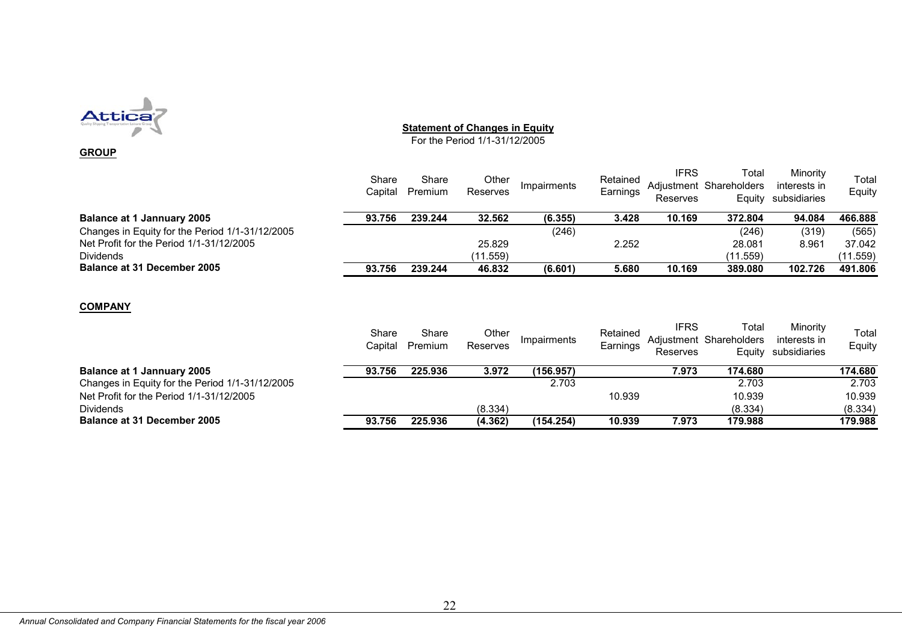## Statement of Changes in Equity

For the Period 1/1-31/12/2005

### GROUP

| | Share Capital | Share Premium | Other Reserves | Impairments | Retained Earnings | IFRS Adjustment Reserves | Total Shareholders Equity | Minority interests in subsidiaries | Total Equity |
|---|---|---|---|---|---|---|---|---|---|
| **Balance at 1 Jannuary 2005** | **93.756** | **239.244** | **32.562** | **(6.355)** | **3.428** | **10.169** | **372.804** | **94.084** | **466.888** |
| Changes in Equity for the Period 1/1-31/12/2005 | | | | (246) | | | (246) | (319) | (565) |
| Net Profit for the Period 1/1-31/12/2005 | | | 25.829 | | 2.252 | | 28.081 | 8.961 | 37.042 |
| Dividends | | | (11.559) | | | | (11.559) | | (11.559) |
| **Balance at 31 December 2005** | **93.756** | **239.244** | **46.832** | **(6.601)** | **5.680** | **10.169** | **389.080** | **102.726** | **491.806** |

### COMPANY

| | Share Capital | Share Premium | Other Reserves | Impairments | Retained Earnings | IFRS Adjustment Reserves | Total Shareholders Equity | Minority interests in subsidiaries | Total Equity |
|---|---|---|---|---|---|---|---|---|---|
| **Balance at 1 Jannuary 2005** | **93.756** | **225.936** | **3.972** | **(156.957)** | | **7.973** | **174.680** | | **174.680** |
| Changes in Equity for the Period 1/1-31/12/2005 | | | | 2.703 | | | 2.703 | | 2.703 |
| Net Profit for the Period 1/1-31/12/2005 | | | | | 10.939 | | 10.939 | | 10.939 |
| Dividends | | | (8.334) | | | | (8.334) | | (8.334) |
| **Balance at 31 December 2005** | **93.756** | **225.936** | **(4.362)** | **(154.254)** | **10.939** | **7.973** | **179.988** | | **179.988** |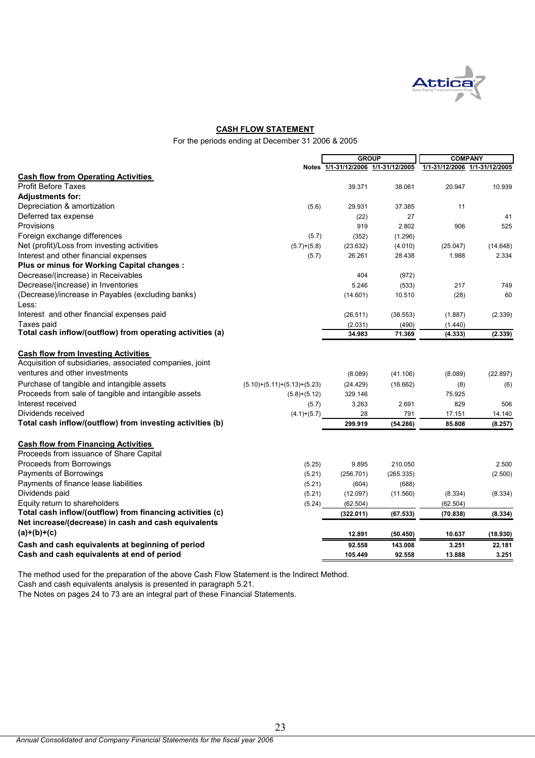## CASH FLOW STATEMENT

For the periods ending at December 31 2006 & 2005

| | Notes | GROUP | | COMPANY | |
|---|---|---|---|---|---|
| | | 1/1-31/12/2006 | 1/1-31/12/2005 | 1/1-31/12/2006 | 1/1-31/12/2005 |
| **Cash flow from Operating Activities** | | | | | |
| Profit Before Taxes | | 39.371 | 38.061 | 20.947 | 10.939 |
| **Adjustments for:** | | | | | |
| Depreciation & amortization | (5.6) | 29.931 | 37.385 | 11 | |
| Deferred tax expense | | (22) | 27 | | 41 |
| Provisions | | 919 | 2.802 | 906 | 525 |
| Foreign exchange differences | (5.7) | (352) | (1.296) | | |
| Net (profit)/Loss from investing activities | (5.7)+(5.8) | (23.632) | (4.010) | (25.047) | (14.648) |
| Interest and other financial expenses | (5.7) | 26.261 | 28.438 | 1.988 | 2.334 |
| **Plus or minus for Working Capital changes :** | | | | | |
| Decrease/(increase) in Receivables | | 404 | (972) | | |
| Decrease/(increase) in Inventories | | 5.246 | (533) | 217 | 749 |
| (Decrease)/increase in Payables (excluding banks) | | (14.601) | 10.510 | (28) | 60 |
| Less: | | | | | |
| Interest and other financial expenses paid | | (26.511) | (38.553) | (1.887) | (2.339) |
| Taxes paid | | (2.031) | (490) | (1.440) | |
| **Total cash inflow/(outflow) from operating activities (a)** | | **34.983** | **71.369** | **(4.333)** | **(2.339)** |
| **Cash flow from Investing Activities** | | | | | |
| Acquisition of subsidiaries, associated companies, joint ventures and other investments | | (8.089) | (41.106) | (8.089) | (22.897) |
| Purchase of tangible and intangible assets | (5.10)+(5.11)+(5.13)+(5.23) | (24.429) | (16.662) | (8) | (6) |
| Proceeds from sale of tangible and intangible assets | (5.8)+(5.12) | 329.146 | | 75.925 | |
| Interest received | (5.7) | 3.263 | 2.691 | 829 | 506 |
| Dividends received | (4.1)+(5.7) | 28 | 791 | 17.151 | 14.140 |
| **Total cash inflow/(outflow) from investing activities (b)** | | **299.919** | **(54.286)** | **85.808** | **(8.257)** |
| **Cash flow from Financing Activities** | | | | | |
| Proceeds from issuance of Share Capital | | | | | |
| Proceeds from Borrowings | (5.25) | 9.895 | 210.050 | | 2.500 |
| Payments of Borrowings | (5.21) | (256.701) | (265.335) | | (2.500) |
| Payments of finance lease liabilities | (5.21) | (604) | (688) | | |
| Dividends paid | (5.21) | (12.097) | (11.560) | (8.334) | (8.334) |
| Equity return to shareholders | (5.24) | (62.504) | | (62.504) | |
| **Total cash inflow/(outflow) from financing activities (c)** | | **(322.011)** | **(67.533)** | **(70.838)** | **(8.334)** |
| **Net increase/(decrease) in cash and cash equivalents (a)+(b)+(c)** | | **12.891** | **(50.450)** | **10.637** | **(18.930)** |
| **Cash and cash equivalents at beginning of period** | | **92.558** | **143.008** | **3.251** | **22.181** |
| **Cash and cash equivalents at end of period** | | **105.449** | **92.558** | **13.888** | **3.251** |

The method used for the preparation of the above Cash Flow Statement is the Indirect Method.
Cash and cash equivalents analysis is presented in paragraph 5.21.
The Notes on pages 24 to 73 are an integral part of these Financial Statements.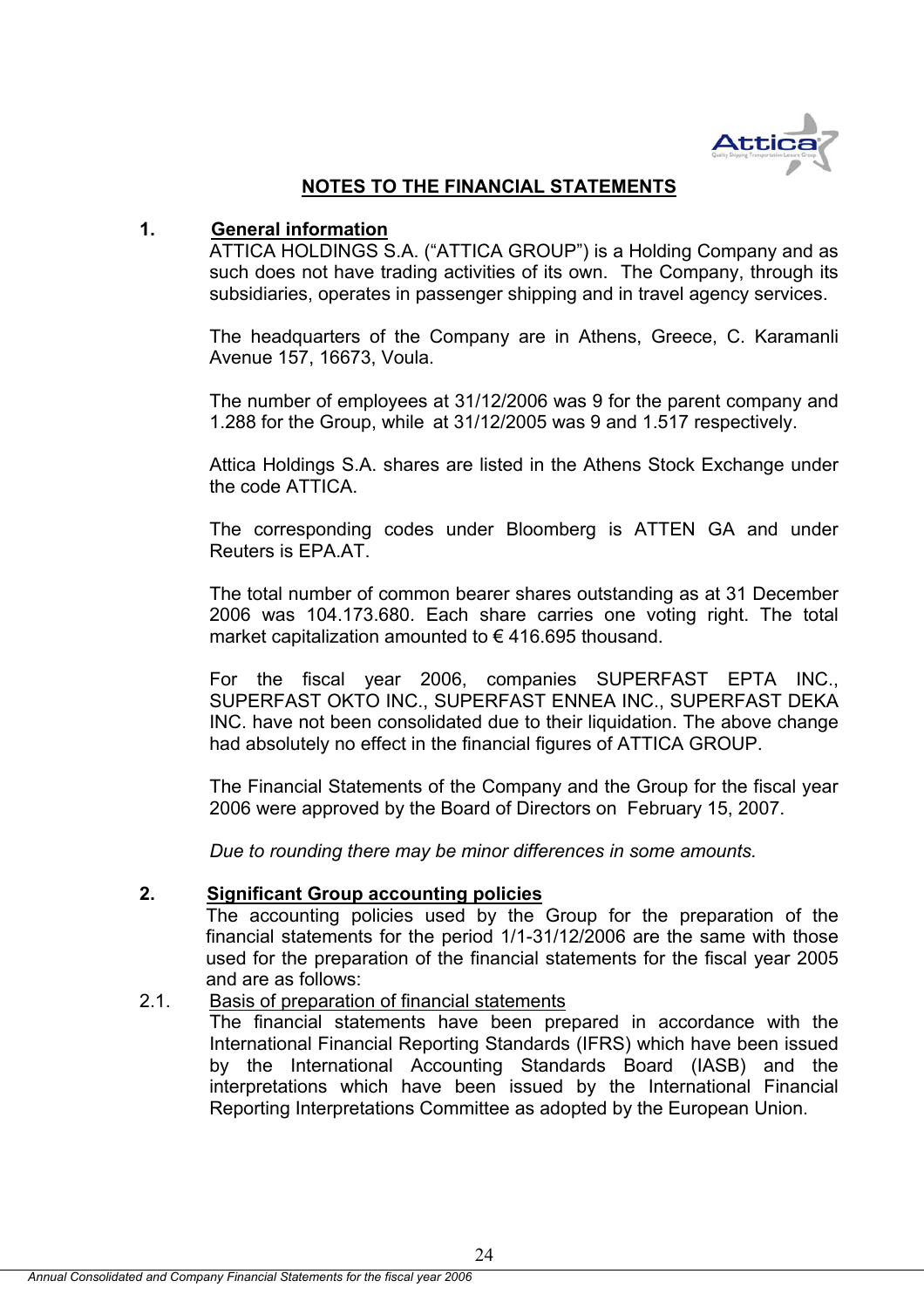## NOTES TO THE FINANCIAL STATEMENTS

### 1. General information

ATTICA HOLDINGS S.A. ("ATTICA GROUP") is a Holding Company and as such does not have trading activities of its own. The Company, through its subsidiaries, operates in passenger shipping and in travel agency services.

The headquarters of the Company are in Athens, Greece, C. Karamanli Avenue 157, 16673, Voula.

The number of employees at 31/12/2006 was 9 for the parent company and 1.288 for the Group, while at 31/12/2005 was 9 and 1.517 respectively.

Attica Holdings S.A. shares are listed in the Athens Stock Exchange under the code ATTICA.

The corresponding codes under Bloomberg is ATTEN GA and under Reuters is EPA.AT.

The total number of common bearer shares outstanding as at 31 December 2006 was 104.173.680. Each share carries one voting right. The total market capitalization amounted to € 416.695 thousand.

For the fiscal year 2006, companies SUPERFAST EPTA INC., SUPERFAST OKTO INC., SUPERFAST ENNEA INC., SUPERFAST DEKA INC. have not been consolidated due to their liquidation. The above change had absolutely no effect in the financial figures of ATTICA GROUP.

The Financial Statements of the Company and the Group for the fiscal year 2006 were approved by the Board of Directors on February 15, 2007.

*Due to rounding there may be minor differences in some amounts.*

### 2. Significant Group accounting policies

The accounting policies used by the Group for the preparation of the financial statements for the period 1/1-31/12/2006 are the same with those used for the preparation of the financial statements for the fiscal year 2005 and are as follows:

#### 2.1. Basis of preparation of financial statements

The financial statements have been prepared in accordance with the International Financial Reporting Standards (IFRS) which have been issued by the International Accounting Standards Board (IASB) and the interpretations which have been issued by the International Financial Reporting Interpretations Committee as adopted by the European Union.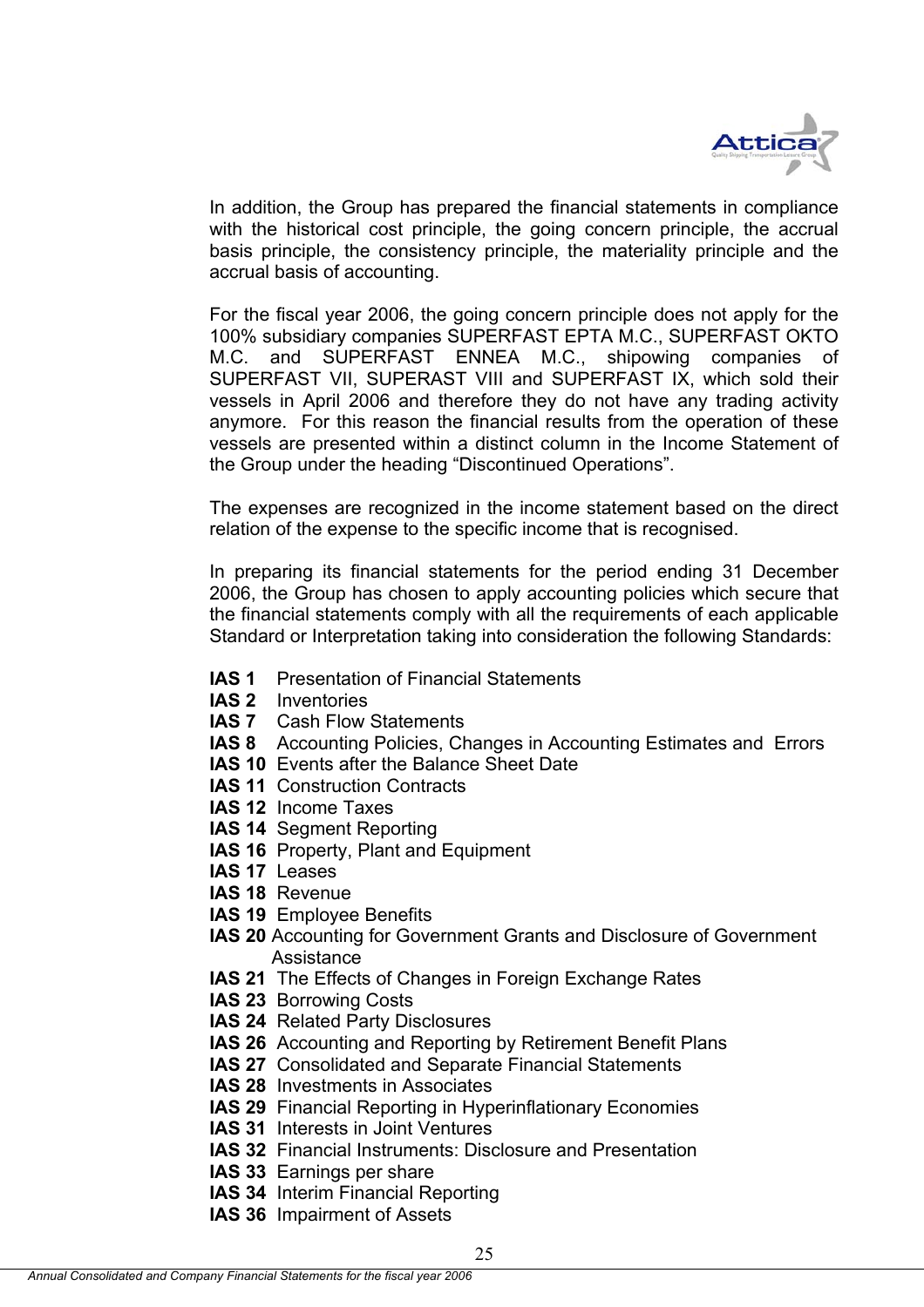In addition, the Group has prepared the financial statements in compliance with the historical cost principle, the going concern principle, the accrual basis principle, the consistency principle, the materiality principle and the accrual basis of accounting.

For the fiscal year 2006, the going concern principle does not apply for the 100% subsidiary companies SUPERFAST EPTA M.C., SUPERFAST OKTO M.C. and SUPERFAST ENNEA M.C., shipowing companies of SUPERFAST VII, SUPERAST VIII and SUPERFAST IX, which sold their vessels in April 2006 and therefore they do not have any trading activity anymore. For this reason the financial results from the operation of these vessels are presented within a distinct column in the Income Statement of the Group under the heading "Discontinued Operations".

The expenses are recognized in the income statement based on the direct relation of the expense to the specific income that is recognised.

In preparing its financial statements for the period ending 31 December 2006, the Group has chosen to apply accounting policies which secure that the financial statements comply with all the requirements of each applicable Standard or Interpretation taking into consideration the following Standards:

**IAS 1** Presentation of Financial Statements
**IAS 2** Inventories
**IAS 7** Cash Flow Statements
**IAS 8** Accounting Policies, Changes in Accounting Estimates and Errors
**IAS 10** Events after the Balance Sheet Date
**IAS 11** Construction Contracts
**IAS 12** Income Taxes
**IAS 14** Segment Reporting
**IAS 16** Property, Plant and Equipment
**IAS 17** Leases
**IAS 18** Revenue
**IAS 19** Employee Benefits
**IAS 20** Accounting for Government Grants and Disclosure of Government Assistance
**IAS 21** The Effects of Changes in Foreign Exchange Rates
**IAS 23** Borrowing Costs
**IAS 24** Related Party Disclosures
**IAS 26** Accounting and Reporting by Retirement Benefit Plans
**IAS 27** Consolidated and Separate Financial Statements
**IAS 28** Investments in Associates
**IAS 29** Financial Reporting in Hyperinflationary Economies
**IAS 31** Interests in Joint Ventures
**IAS 32** Financial Instruments: Disclosure and Presentation
**IAS 33** Earnings per share
**IAS 34** Interim Financial Reporting
**IAS 36** Impairment of Assets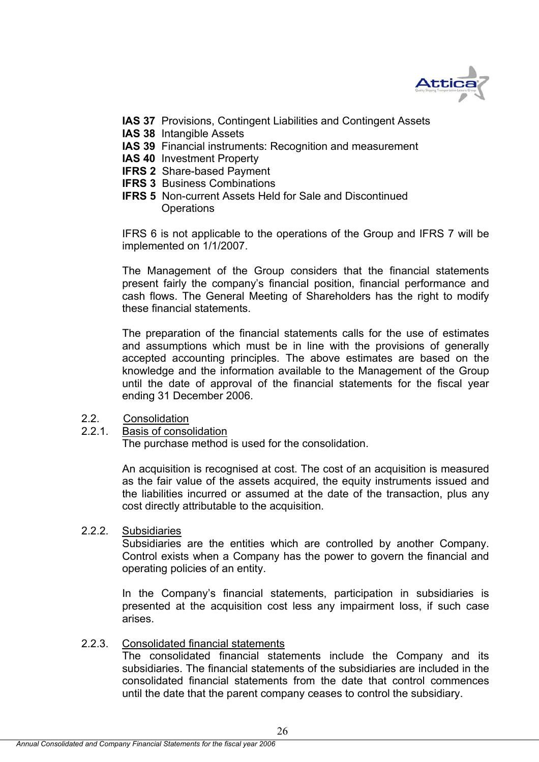**IAS 37** Provisions, Contingent Liabilities and Contingent Assets
**IAS 38** Intangible Assets
**IAS 39** Financial instruments: Recognition and measurement
**IAS 40** Investment Property
**IFRS 2** Share-based Payment
**IFRS 3** Business Combinations
**IFRS 5** Non-current Assets Held for Sale and Discontinued Operations

IFRS 6 is not applicable to the operations of the Group and IFRS 7 will be implemented on 1/1/2007.

The Management of the Group considers that the financial statements present fairly the company's financial position, financial performance and cash flows. The General Meeting of Shareholders has the right to modify these financial statements.

The preparation of the financial statements calls for the use of estimates and assumptions which must be in line with the provisions of generally accepted accounting principles. The above estimates are based on the knowledge and the information available to the Management of the Group until the date of approval of the financial statements for the fiscal year ending 31 December 2006.

## 2.2. Consolidation

### 2.2.1. Basis of consolidation

The purchase method is used for the consolidation.

An acquisition is recognised at cost. The cost of an acquisition is measured as the fair value of the assets acquired, the equity instruments issued and the liabilities incurred or assumed at the date of the transaction, plus any cost directly attributable to the acquisition.

### 2.2.2. Subsidiaries

Subsidiaries are the entities which are controlled by another Company. Control exists when a Company has the power to govern the financial and operating policies of an entity.

In the Company's financial statements, participation in subsidiaries is presented at the acquisition cost less any impairment loss, if such case arises.

### 2.2.3. Consolidated financial statements

The consolidated financial statements include the Company and its subsidiaries. The financial statements of the subsidiaries are included in the consolidated financial statements from the date that control commences until the date that the parent company ceases to control the subsidiary.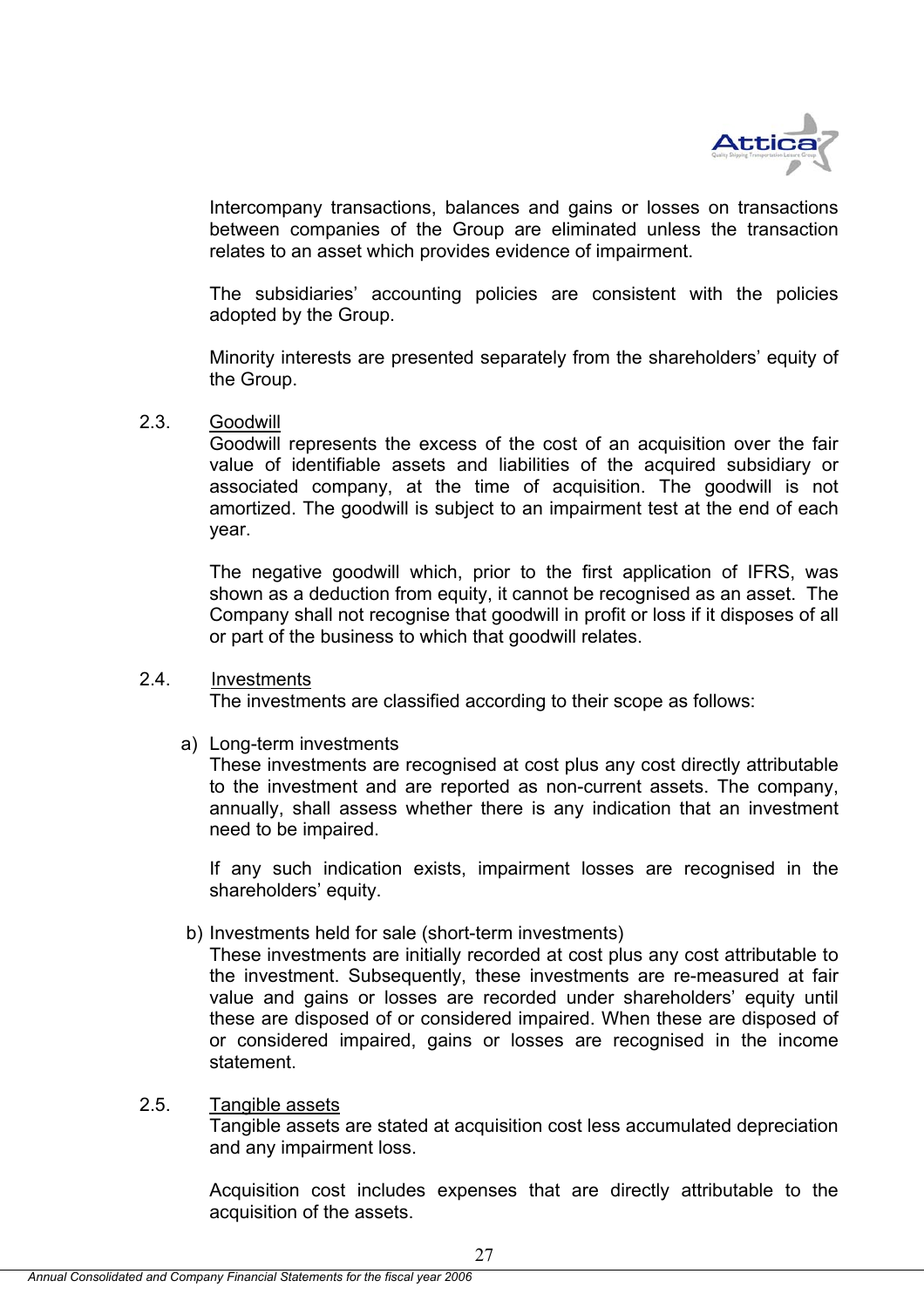Intercompany transactions, balances and gains or losses on transactions between companies of the Group are eliminated unless the transaction relates to an asset which provides evidence of impairment.

The subsidiaries' accounting policies are consistent with the policies adopted by the Group.

Minority interests are presented separately from the shareholders' equity of the Group.

2.3. Goodwill

Goodwill represents the excess of the cost of an acquisition over the fair value of identifiable assets and liabilities of the acquired subsidiary or associated company, at the time of acquisition. The goodwill is not amortized. The goodwill is subject to an impairment test at the end of each year.

The negative goodwill which, prior to the first application of IFRS, was shown as a deduction from equity, it cannot be recognised as an asset. The Company shall not recognise that goodwill in profit or loss if it disposes of all or part of the business to which that goodwill relates.

2.4. Investments

The investments are classified according to their scope as follows:

a) Long-term investments

These investments are recognised at cost plus any cost directly attributable to the investment and are reported as non-current assets. The company, annually, shall assess whether there is any indication that an investment need to be impaired.

If any such indication exists, impairment losses are recognised in the shareholders' equity.

b) Investments held for sale (short-term investments)

These investments are initially recorded at cost plus any cost attributable to the investment. Subsequently, these investments are re-measured at fair value and gains or losses are recorded under shareholders' equity until these are disposed of or considered impaired. When these are disposed of or considered impaired, gains or losses are recognised in the income statement.

2.5. Tangible assets

Tangible assets are stated at acquisition cost less accumulated depreciation and any impairment loss.

Acquisition cost includes expenses that are directly attributable to the acquisition of the assets.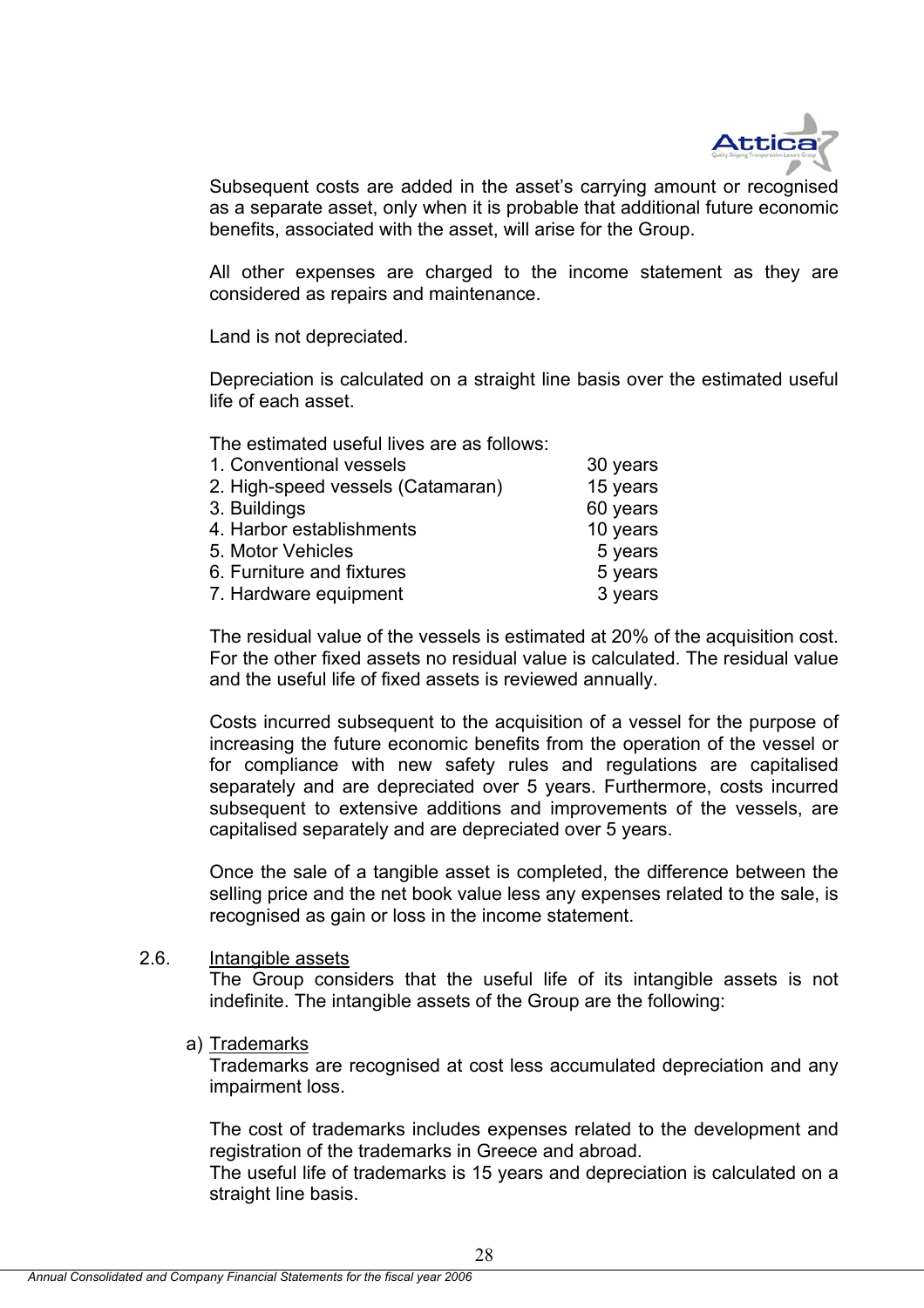Subsequent costs are added in the asset's carrying amount or recognised as a separate asset, only when it is probable that additional future economic benefits, associated with the asset, will arise for the Group.

All other expenses are charged to the income statement as they are considered as repairs and maintenance.

Land is not depreciated.

Depreciation is calculated on a straight line basis over the estimated useful life of each asset.

The estimated useful lives are as follows:

| | |
|---|---|
| 1. Conventional vessels | 30 years |
| 2. High-speed vessels (Catamaran) | 15 years |
| 3. Buildings | 60 years |
| 4. Harbor establishments | 10 years |
| 5. Motor Vehicles | 5 years |
| 6. Furniture and fixtures | 5 years |
| 7. Hardware equipment | 3 years |

The residual value of the vessels is estimated at 20% of the acquisition cost. For the other fixed assets no residual value is calculated. The residual value and the useful life of fixed assets is reviewed annually.

Costs incurred subsequent to the acquisition of a vessel for the purpose of increasing the future economic benefits from the operation of the vessel or for compliance with new safety rules and regulations are capitalised separately and are depreciated over 5 years. Furthermore, costs incurred subsequent to extensive additions and improvements of the vessels, are capitalised separately and are depreciated over 5 years.

Once the sale of a tangible asset is completed, the difference between the selling price and the net book value less any expenses related to the sale, is recognised as gain or loss in the income statement.

## 2.6. Intangible assets

The Group considers that the useful life of its intangible assets is not indefinite. The intangible assets of the Group are the following:

a) Trademarks

Trademarks are recognised at cost less accumulated depreciation and any impairment loss.

The cost of trademarks includes expenses related to the development and registration of the trademarks in Greece and abroad.
The useful life of trademarks is 15 years and depreciation is calculated on a straight line basis.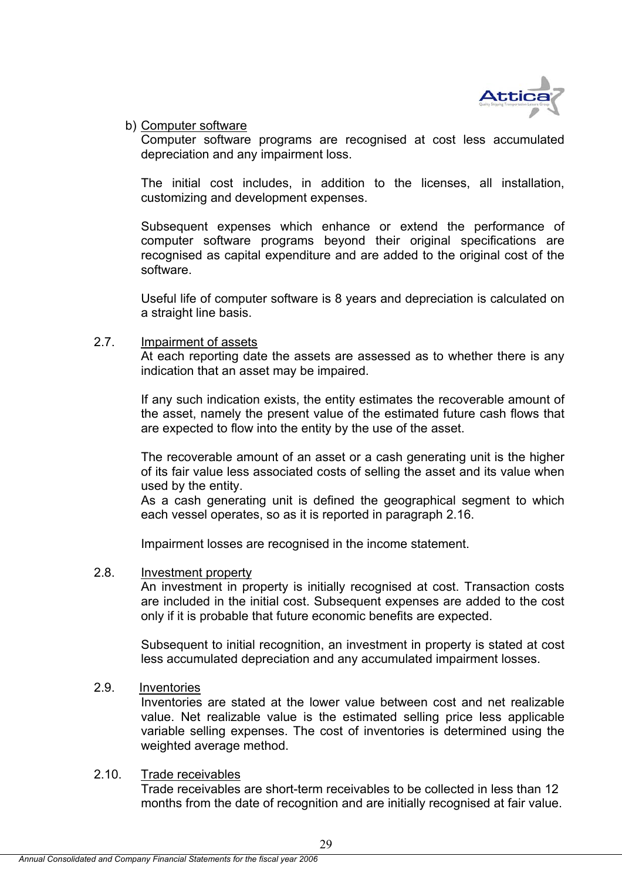b) Computer software

Computer software programs are recognised at cost less accumulated depreciation and any impairment loss.

The initial cost includes, in addition to the licenses, all installation, customizing and development expenses.

Subsequent expenses which enhance or extend the performance of computer software programs beyond their original specifications are recognised as capital expenditure and are added to the original cost of the software.

Useful life of computer software is 8 years and depreciation is calculated on a straight line basis.

### 2.7. Impairment of assets

At each reporting date the assets are assessed as to whether there is any indication that an asset may be impaired.

If any such indication exists, the entity estimates the recoverable amount of the asset, namely the present value of the estimated future cash flows that are expected to flow into the entity by the use of the asset.

The recoverable amount of an asset or a cash generating unit is the higher of its fair value less associated costs of selling the asset and its value when used by the entity.
As a cash generating unit is defined the geographical segment to which each vessel operates, so as it is reported in paragraph 2.16.

Impairment losses are recognised in the income statement.

### 2.8. Investment property

An investment in property is initially recognised at cost. Transaction costs are included in the initial cost. Subsequent expenses are added to the cost only if it is probable that future economic benefits are expected.

Subsequent to initial recognition, an investment in property is stated at cost less accumulated depreciation and any accumulated impairment losses.

### 2.9. Inventories

Inventories are stated at the lower value between cost and net realizable value. Net realizable value is the estimated selling price less applicable variable selling expenses. The cost of inventories is determined using the weighted average method.

### 2.10. Trade receivables

Trade receivables are short-term receivables to be collected in less than 12 months from the date of recognition and are initially recognised at fair value.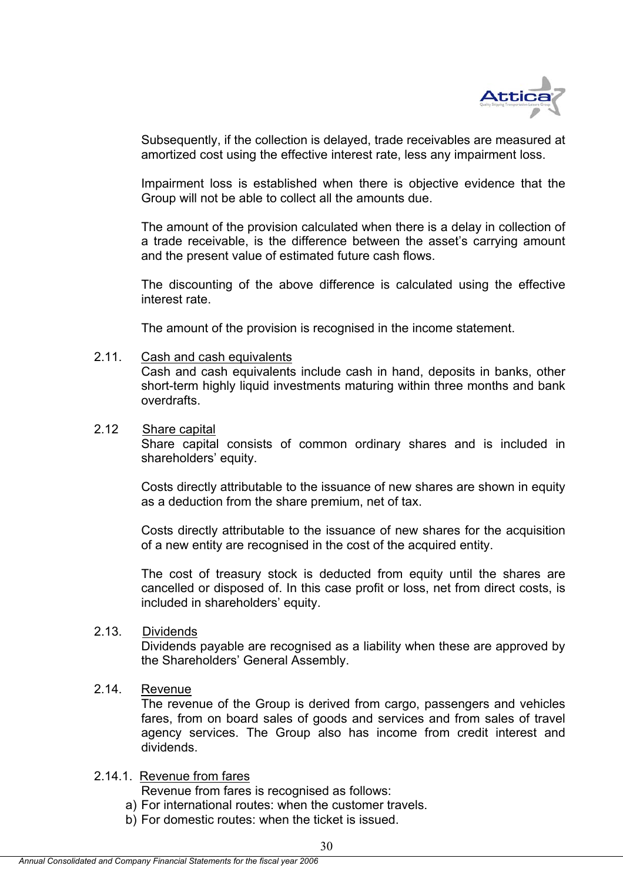Subsequently, if the collection is delayed, trade receivables are measured at amortized cost using the effective interest rate, less any impairment loss.

Impairment loss is established when there is objective evidence that the Group will not be able to collect all the amounts due.

The amount of the provision calculated when there is a delay in collection of a trade receivable, is the difference between the asset's carrying amount and the present value of estimated future cash flows.

The discounting of the above difference is calculated using the effective interest rate.

The amount of the provision is recognised in the income statement.

### 2.11. Cash and cash equivalents

Cash and cash equivalents include cash in hand, deposits in banks, other short-term highly liquid investments maturing within three months and bank overdrafts.

### 2.12 Share capital

Share capital consists of common ordinary shares and is included in shareholders' equity.

Costs directly attributable to the issuance of new shares are shown in equity as a deduction from the share premium, net of tax.

Costs directly attributable to the issuance of new shares for the acquisition of a new entity are recognised in the cost of the acquired entity.

The cost of treasury stock is deducted from equity until the shares are cancelled or disposed of. In this case profit or loss, net from direct costs, is included in shareholders' equity.

### 2.13. Dividends

Dividends payable are recognised as a liability when these are approved by the Shareholders' General Assembly.

### 2.14. Revenue

The revenue of the Group is derived from cargo, passengers and vehicles fares, from on board sales of goods and services and from sales of travel agency services. The Group also has income from credit interest and dividends.

#### 2.14.1. Revenue from fares

Revenue from fares is recognised as follows:

a) For international routes: when the customer travels.
b) For domestic routes: when the ticket is issued.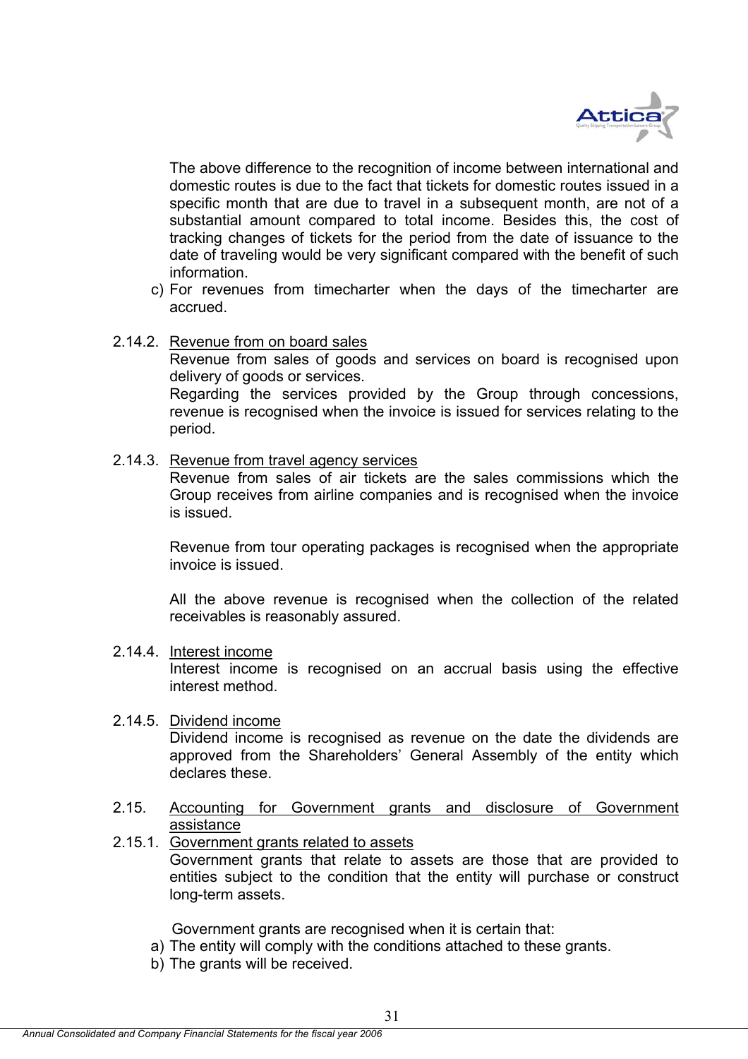The above difference to the recognition of income between international and domestic routes is due to the fact that tickets for domestic routes issued in a specific month that are due to travel in a subsequent month, are not of a substantial amount compared to total income. Besides this, the cost of tracking changes of tickets for the period from the date of issuance to the date of traveling would be very significant compared with the benefit of such information.

c) For revenues from timecharter when the days of the timecharter are accrued.

2.14.2. Revenue from on board sales

Revenue from sales of goods and services on board is recognised upon delivery of goods or services.

Regarding the services provided by the Group through concessions, revenue is recognised when the invoice is issued for services relating to the period.

2.14.3. Revenue from travel agency services

Revenue from sales of air tickets are the sales commissions which the Group receives from airline companies and is recognised when the invoice is issued.

Revenue from tour operating packages is recognised when the appropriate invoice is issued.

All the above revenue is recognised when the collection of the related receivables is reasonably assured.

2.14.4. Interest income

Interest income is recognised on an accrual basis using the effective interest method.

2.14.5. Dividend income

Dividend income is recognised as revenue on the date the dividends are approved from the Shareholders' General Assembly of the entity which declares these.

2.15. Accounting for Government grants and disclosure of Government assistance

2.15.1. Government grants related to assets

Government grants that relate to assets are those that are provided to entities subject to the condition that the entity will purchase or construct long-term assets.

Government grants are recognised when it is certain that:

a) The entity will comply with the conditions attached to these grants.
b) The grants will be received.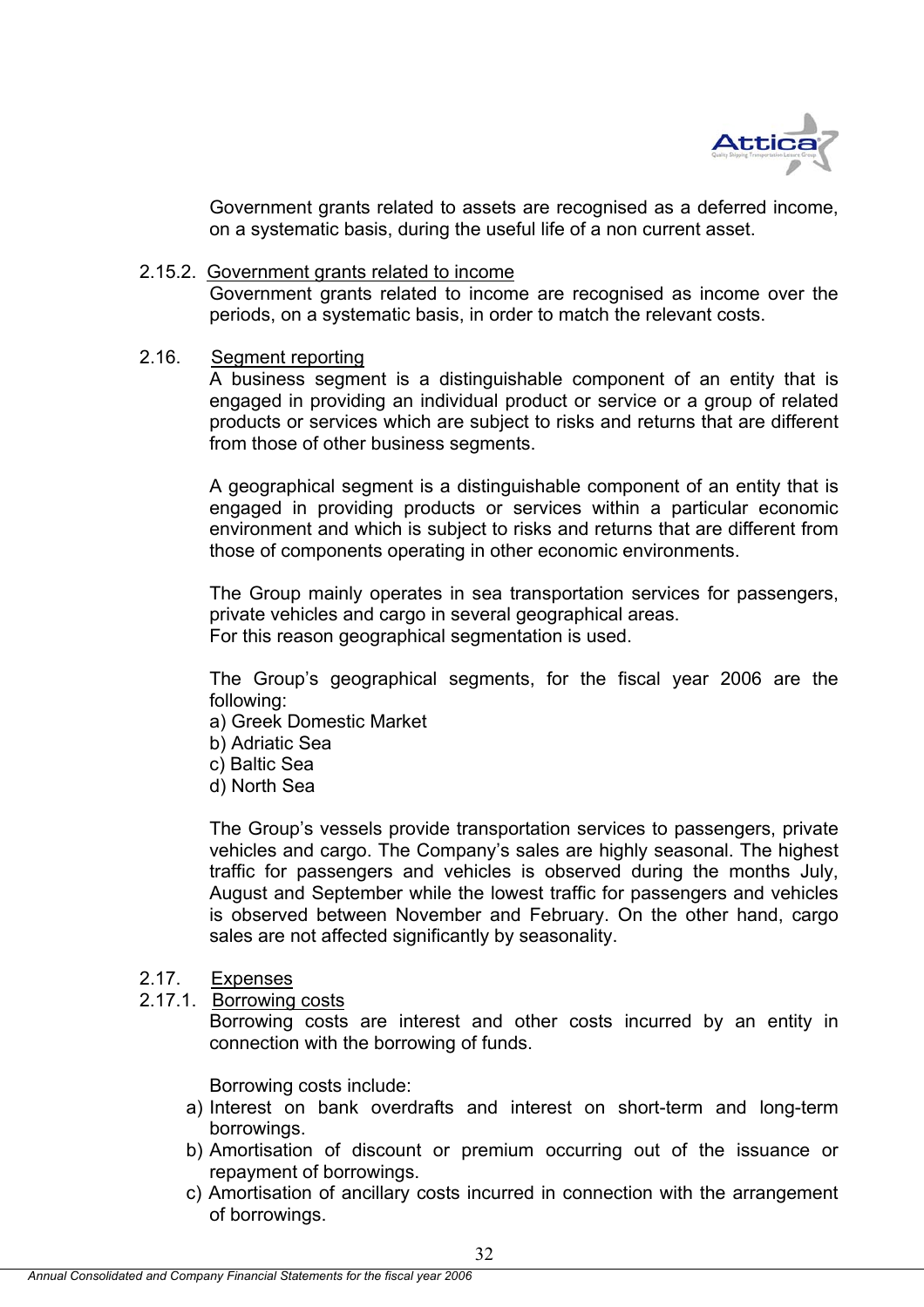Government grants related to assets are recognised as a deferred income, on a systematic basis, during the useful life of a non current asset.

2.15.2. Government grants related to income

Government grants related to income are recognised as income over the periods, on a systematic basis, in order to match the relevant costs.

## 2.16. Segment reporting

A business segment is a distinguishable component of an entity that is engaged in providing an individual product or service or a group of related products or services which are subject to risks and returns that are different from those of other business segments.

A geographical segment is a distinguishable component of an entity that is engaged in providing products or services within a particular economic environment and which is subject to risks and returns that are different from those of components operating in other economic environments.

The Group mainly operates in sea transportation services for passengers, private vehicles and cargo in several geographical areas.
For this reason geographical segmentation is used.

The Group's geographical segments, for the fiscal year 2006 are the following:
a) Greek Domestic Market
b) Adriatic Sea
c) Baltic Sea
d) North Sea

The Group's vessels provide transportation services to passengers, private vehicles and cargo. The Company's sales are highly seasonal. The highest traffic for passengers and vehicles is observed during the months July, August and September while the lowest traffic for passengers and vehicles is observed between November and February. On the other hand, cargo sales are not affected significantly by seasonality.

## 2.17. Expenses

2.17.1. Borrowing costs

Borrowing costs are interest and other costs incurred by an entity in connection with the borrowing of funds.

Borrowing costs include:

a) Interest on bank overdrafts and interest on short-term and long-term borrowings.
b) Amortisation of discount or premium occurring out of the issuance or repayment of borrowings.
c) Amortisation of ancillary costs incurred in connection with the arrangement of borrowings.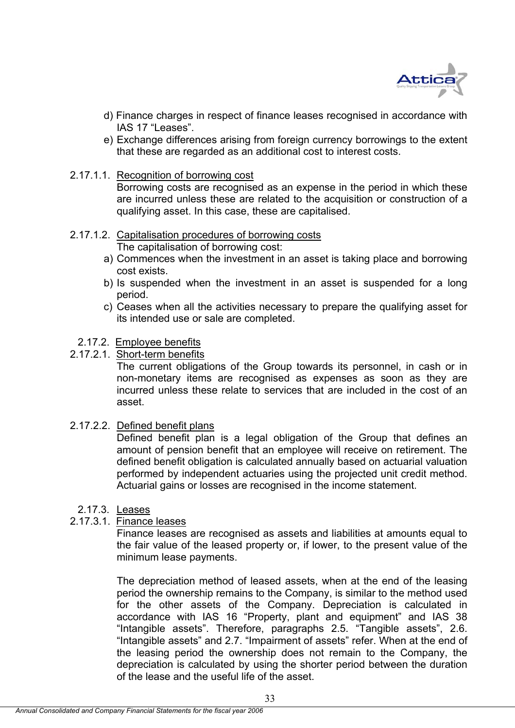d) Finance charges in respect of finance leases recognised in accordance with IAS 17 "Leases".

e) Exchange differences arising from foreign currency borrowings to the extent that these are regarded as an additional cost to interest costs.

2.17.1.1. Recognition of borrowing cost

Borrowing costs are recognised as an expense in the period in which these are incurred unless these are related to the acquisition or construction of a qualifying asset. In this case, these are capitalised.

2.17.1.2. Capitalisation procedures of borrowing costs

The capitalisation of borrowing cost:

a) Commences when the investment in an asset is taking place and borrowing cost exists.

b) Is suspended when the investment in an asset is suspended for a long period.

c) Ceases when all the activities necessary to prepare the qualifying asset for its intended use or sale are completed.

2.17.2. Employee benefits

2.17.2.1. Short-term benefits

The current obligations of the Group towards its personnel, in cash or in non-monetary items are recognised as expenses as soon as they are incurred unless these relate to services that are included in the cost of an asset.

2.17.2.2. Defined benefit plans

Defined benefit plan is a legal obligation of the Group that defines an amount of pension benefit that an employee will receive on retirement. The defined benefit obligation is calculated annually based on actuarial valuation performed by independent actuaries using the projected unit credit method. Actuarial gains or losses are recognised in the income statement.

2.17.3. Leases

2.17.3.1. Finance leases

Finance leases are recognised as assets and liabilities at amounts equal to the fair value of the leased property or, if lower, to the present value of the minimum lease payments.

The depreciation method of leased assets, when at the end of the leasing period the ownership remains to the Company, is similar to the method used for the other assets of the Company. Depreciation is calculated in accordance with IAS 16 "Property, plant and equipment" and IAS 38 "Intangible assets". Therefore, paragraphs 2.5. "Tangible assets", 2.6. "Intangible assets" and 2.7. "Impairment of assets" refer. When at the end of the leasing period the ownership does not remain to the Company, the depreciation is calculated by using the shorter period between the duration of the lease and the useful life of the asset.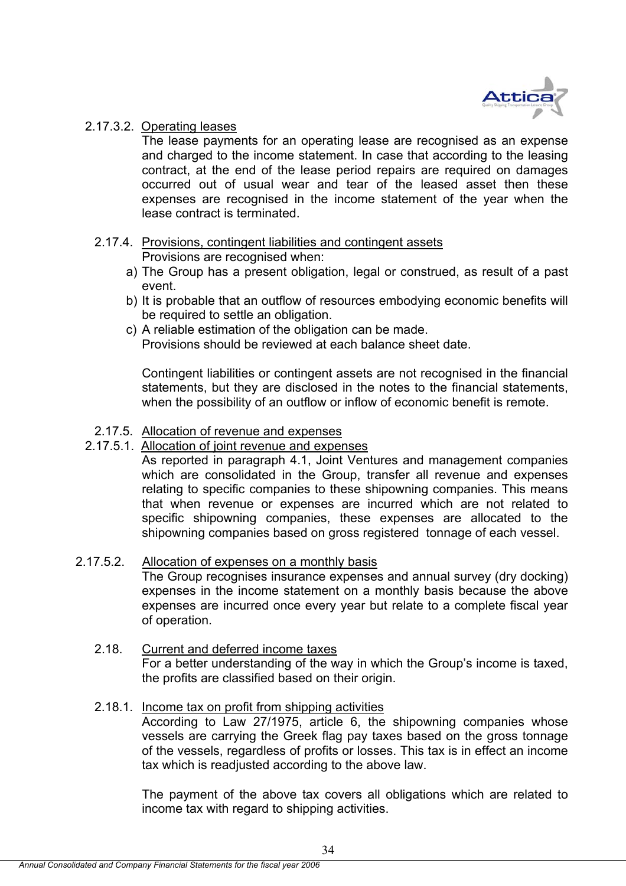2.17.3.2. Operating leases

The lease payments for an operating lease are recognised as an expense and charged to the income statement. In case that according to the leasing contract, at the end of the lease period repairs are required on damages occurred out of usual wear and tear of the leased asset then these expenses are recognised in the income statement of the year when the lease contract is terminated.

2.17.4. Provisions, contingent liabilities and contingent assets

Provisions are recognised when:

a) The Group has a present obligation, legal or construed, as result of a past event.
b) It is probable that an outflow of resources embodying economic benefits will be required to settle an obligation.
c) A reliable estimation of the obligation can be made.
Provisions should be reviewed at each balance sheet date.

Contingent liabilities or contingent assets are not recognised in the financial statements, but they are disclosed in the notes to the financial statements, when the possibility of an outflow or inflow of economic benefit is remote.

2.17.5. Allocation of revenue and expenses

2.17.5.1. Allocation of joint revenue and expenses

As reported in paragraph 4.1, Joint Ventures and management companies which are consolidated in the Group, transfer all revenue and expenses relating to specific companies to these shipowning companies. This means that when revenue or expenses are incurred which are not related to specific shipowning companies, these expenses are allocated to the shipowning companies based on gross registered tonnage of each vessel.

2.17.5.2. Allocation of expenses on a monthly basis

The Group recognises insurance expenses and annual survey (dry docking) expenses in the income statement on a monthly basis because the above expenses are incurred once every year but relate to a complete fiscal year of operation.

2.18. Current and deferred income taxes

For a better understanding of the way in which the Group's income is taxed, the profits are classified based on their origin.

2.18.1. Income tax on profit from shipping activities

According to Law 27/1975, article 6, the shipowning companies whose vessels are carrying the Greek flag pay taxes based on the gross tonnage of the vessels, regardless of profits or losses. This tax is in effect an income tax which is readjusted according to the above law.

The payment of the above tax covers all obligations which are related to income tax with regard to shipping activities.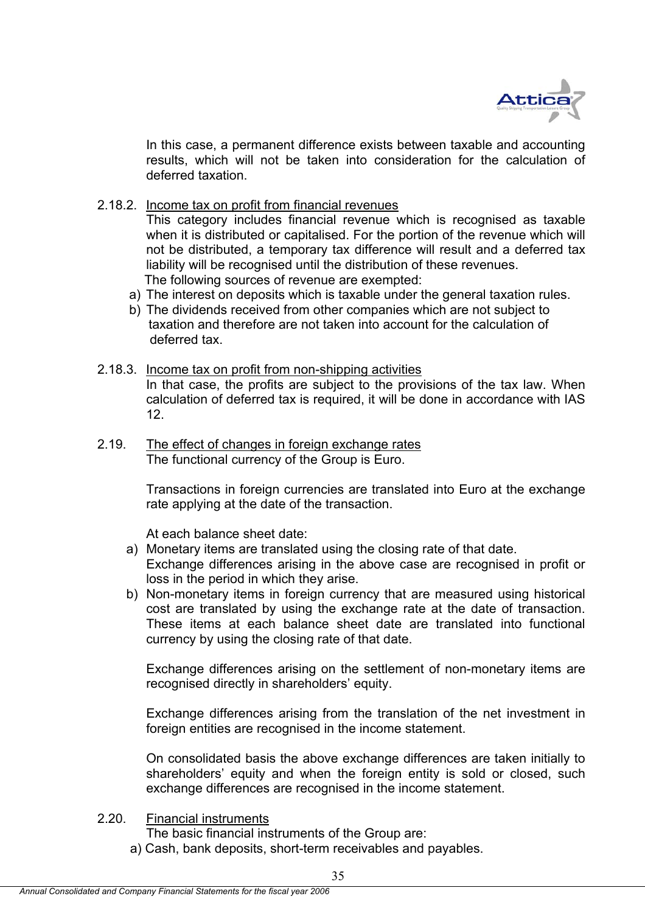In this case, a permanent difference exists between taxable and accounting results, which will not be taken into consideration for the calculation of deferred taxation.

2.18.2. Income tax on profit from financial revenues

This category includes financial revenue which is recognised as taxable when it is distributed or capitalised. For the portion of the revenue which will not be distributed, a temporary tax difference will result and a deferred tax liability will be recognised until the distribution of these revenues.

The following sources of revenue are exempted:

a) The interest on deposits which is taxable under the general taxation rules.
b) The dividends received from other companies which are not subject to taxation and therefore are not taken into account for the calculation of deferred tax.

2.18.3. Income tax on profit from non-shipping activities

In that case, the profits are subject to the provisions of the tax law. When calculation of deferred tax is required, it will be done in accordance with IAS 12.

2.19. The effect of changes in foreign exchange rates

The functional currency of the Group is Euro.

Transactions in foreign currencies are translated into Euro at the exchange rate applying at the date of the transaction.

At each balance sheet date:

a) Monetary items are translated using the closing rate of that date. Exchange differences arising in the above case are recognised in profit or loss in the period in which they arise.
b) Non-monetary items in foreign currency that are measured using historical cost are translated by using the exchange rate at the date of transaction. These items at each balance sheet date are translated into functional currency by using the closing rate of that date.

Exchange differences arising on the settlement of non-monetary items are recognised directly in shareholders' equity.

Exchange differences arising from the translation of the net investment in foreign entities are recognised in the income statement.

On consolidated basis the above exchange differences are taken initially to shareholders' equity and when the foreign entity is sold or closed, such exchange differences are recognised in the income statement.

2.20. Financial instruments

The basic financial instruments of the Group are:

a) Cash, bank deposits, short-term receivables and payables.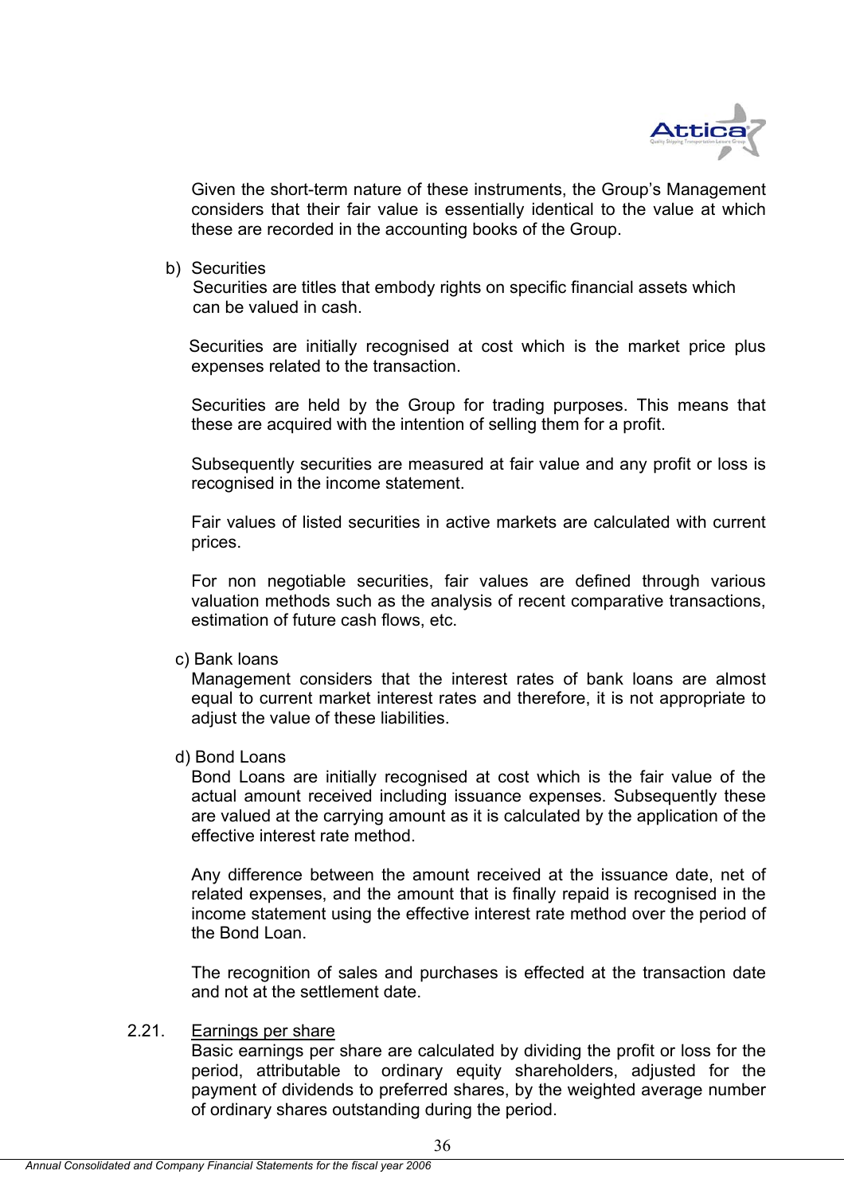Given the short-term nature of these instruments, the Group's Management considers that their fair value is essentially identical to the value at which these are recorded in the accounting books of the Group.

b) Securities

Securities are titles that embody rights on specific financial assets which can be valued in cash.

Securities are initially recognised at cost which is the market price plus expenses related to the transaction.

Securities are held by the Group for trading purposes. This means that these are acquired with the intention of selling them for a profit.

Subsequently securities are measured at fair value and any profit or loss is recognised in the income statement.

Fair values of listed securities in active markets are calculated with current prices.

For non negotiable securities, fair values are defined through various valuation methods such as the analysis of recent comparative transactions, estimation of future cash flows, etc.

c) Bank loans

Management considers that the interest rates of bank loans are almost equal to current market interest rates and therefore, it is not appropriate to adjust the value of these liabilities.

d) Bond Loans

Bond Loans are initially recognised at cost which is the fair value of the actual amount received including issuance expenses. Subsequently these are valued at the carrying amount as it is calculated by the application of the effective interest rate method.

Any difference between the amount received at the issuance date, net of related expenses, and the amount that is finally repaid is recognised in the income statement using the effective interest rate method over the period of the Bond Loan.

The recognition of sales and purchases is effected at the transaction date and not at the settlement date.

## 2.21. Earnings per share

Basic earnings per share are calculated by dividing the profit or loss for the period, attributable to ordinary equity shareholders, adjusted for the payment of dividends to preferred shares, by the weighted average number of ordinary shares outstanding during the period.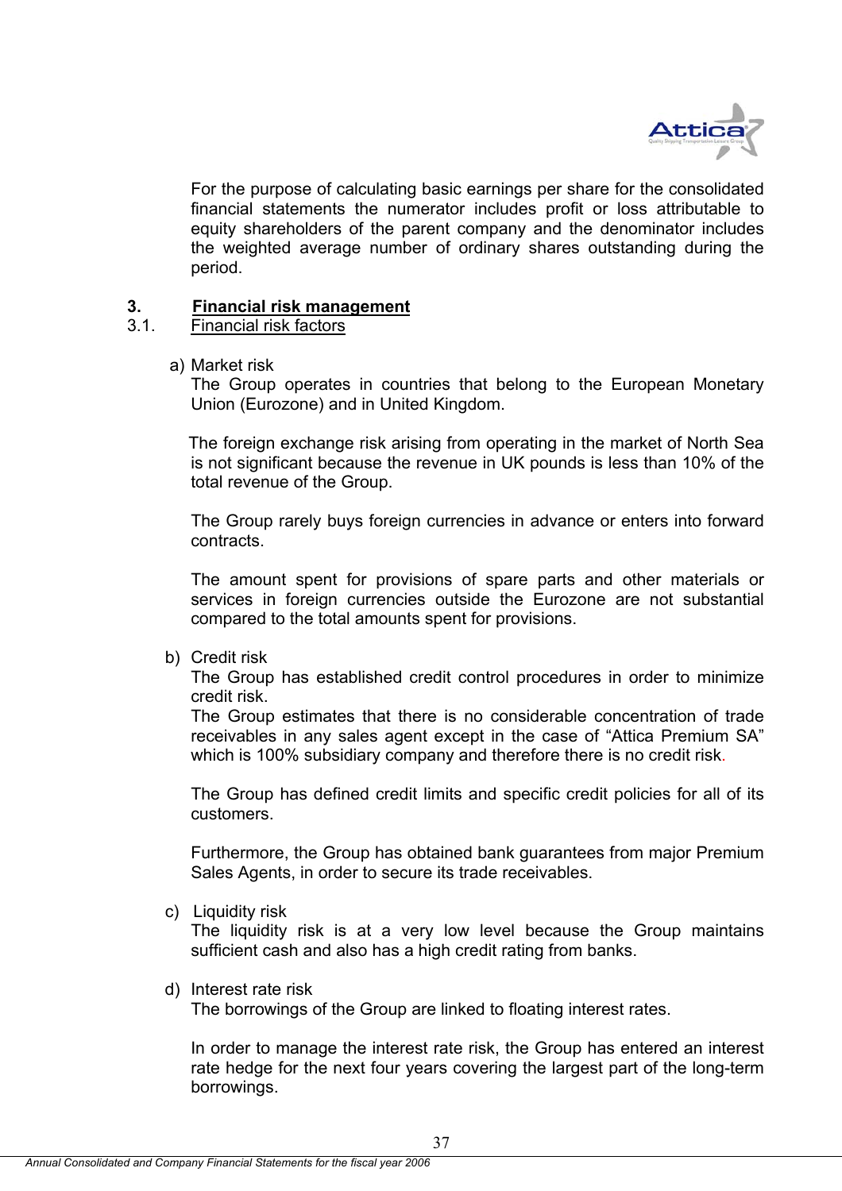For the purpose of calculating basic earnings per share for the consolidated financial statements the numerator includes profit or loss attributable to equity shareholders of the parent company and the denominator includes the weighted average number of ordinary shares outstanding during the period.

## 3. Financial risk management

### 3.1. Financial risk factors

a) Market risk

The Group operates in countries that belong to the European Monetary Union (Eurozone) and in United Kingdom.

The foreign exchange risk arising from operating in the market of North Sea is not significant because the revenue in UK pounds is less than 10% of the total revenue of the Group.

The Group rarely buys foreign currencies in advance or enters into forward contracts.

The amount spent for provisions of spare parts and other materials or services in foreign currencies outside the Eurozone are not substantial compared to the total amounts spent for provisions.

b) Credit risk

The Group has established credit control procedures in order to minimize credit risk.

The Group estimates that there is no considerable concentration of trade receivables in any sales agent except in the case of "Attica Premium SA" which is 100% subsidiary company and therefore there is no credit risk.

The Group has defined credit limits and specific credit policies for all of its customers.

Furthermore, the Group has obtained bank guarantees from major Premium Sales Agents, in order to secure its trade receivables.

c) Liquidity risk

The liquidity risk is at a very low level because the Group maintains sufficient cash and also has a high credit rating from banks.

d) Interest rate risk

The borrowings of the Group are linked to floating interest rates.

In order to manage the interest rate risk, the Group has entered an interest rate hedge for the next four years covering the largest part of the long-term borrowings.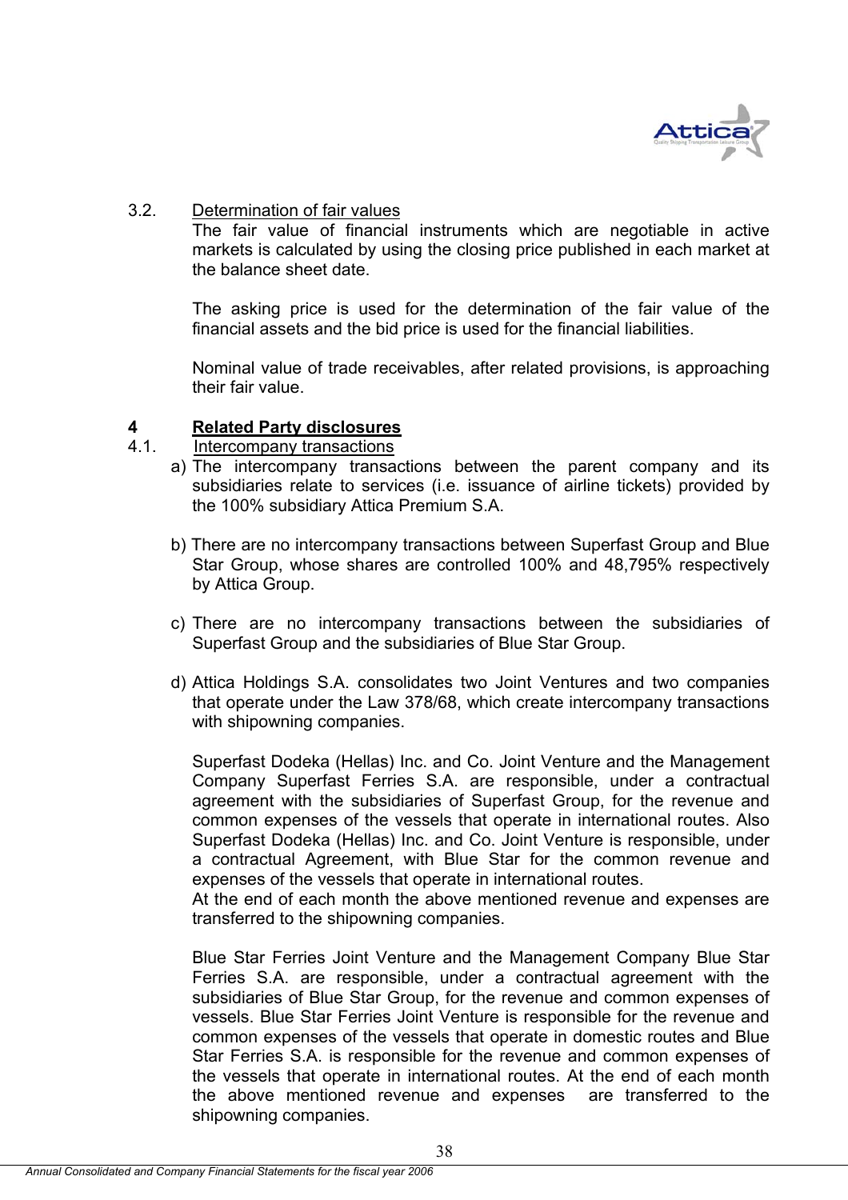### 3.2. Determination of fair values

The fair value of financial instruments which are negotiable in active markets is calculated by using the closing price published in each market at the balance sheet date.

The asking price is used for the determination of the fair value of the financial assets and the bid price is used for the financial liabilities.

Nominal value of trade receivables, after related provisions, is approaching their fair value.

## 4 Related Party disclosures

### 4.1. Intercompany transactions

a) The intercompany transactions between the parent company and its subsidiaries relate to services (i.e. issuance of airline tickets) provided by the 100% subsidiary Attica Premium S.A.

b) There are no intercompany transactions between Superfast Group and Blue Star Group, whose shares are controlled 100% and 48,795% respectively by Attica Group.

c) There are no intercompany transactions between the subsidiaries of Superfast Group and the subsidiaries of Blue Star Group.

d) Attica Holdings S.A. consolidates two Joint Ventures and two companies that operate under the Law 378/68, which create intercompany transactions with shipowning companies.

Superfast Dodeka (Hellas) Inc. and Co. Joint Venture and the Management Company Superfast Ferries S.A. are responsible, under a contractual agreement with the subsidiaries of Superfast Group, for the revenue and common expenses of the vessels that operate in international routes. Also Superfast Dodeka (Hellas) Inc. and Co. Joint Venture is responsible, under a contractual Agreement, with Blue Star for the common revenue and expenses of the vessels that operate in international routes.
At the end of each month the above mentioned revenue and expenses are transferred to the shipowning companies.

Blue Star Ferries Joint Venture and the Management Company Blue Star Ferries S.A. are responsible, under a contractual agreement with the subsidiaries of Blue Star Group, for the revenue and common expenses of vessels. Blue Star Ferries Joint Venture is responsible for the revenue and common expenses of the vessels that operate in domestic routes and Blue Star Ferries S.A. is responsible for the revenue and common expenses of the vessels that operate in international routes. At the end of each month the above mentioned revenue and expenses are transferred to the shipowning companies.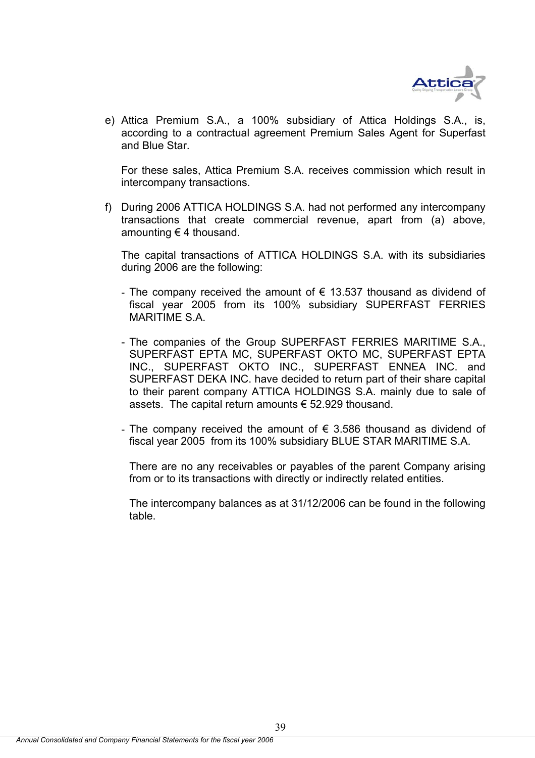e) Attica Premium S.A., a 100% subsidiary of Attica Holdings S.A., is, according to a contractual agreement Premium Sales Agent for Superfast and Blue Star.

   For these sales, Attica Premium S.A. receives commission which result in intercompany transactions.

f) During 2006 ATTICA HOLDINGS S.A. had not performed any intercompany transactions that create commercial revenue, apart from (a) above, amounting € 4 thousand.

   The capital transactions of ATTICA HOLDINGS S.A. with its subsidiaries during 2006 are the following:

   - The company received the amount of € 13.537 thousand as dividend of fiscal year 2005 from its 100% subsidiary SUPERFAST FERRIES MARITIME S.A.

   - The companies of the Group SUPERFAST FERRIES MARITIME S.A., SUPERFAST EPTA MC, SUPERFAST OKTO MC, SUPERFAST EPTA INC., SUPERFAST OKTO INC., SUPERFAST ENNEA INC. and SUPERFAST DEKA INC. have decided to return part of their share capital to their parent company ATTICA HOLDINGS S.A. mainly due to sale of assets. The capital return amounts € 52.929 thousand.

   - The company received the amount of € 3.586 thousand as dividend of fiscal year 2005 from its 100% subsidiary BLUE STAR MARITIME S.A.

     There are no any receivables or payables of the parent Company arising from or to its transactions with directly or indirectly related entities.

     The intercompany balances as at 31/12/2006 can be found in the following table.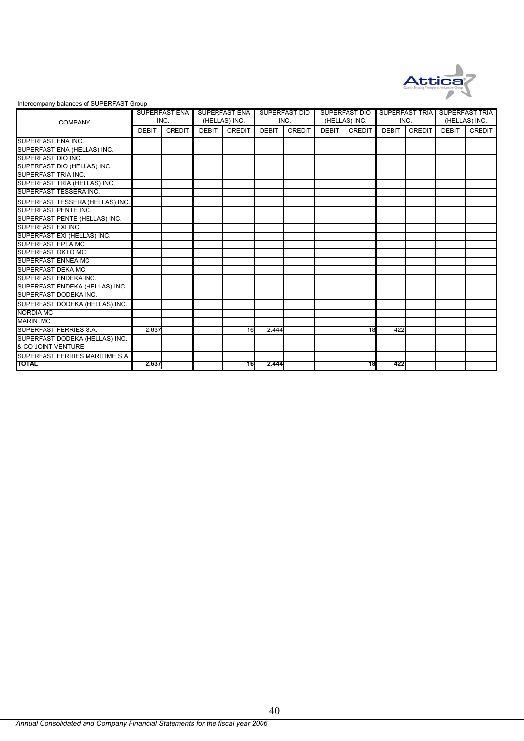Intercompany balances of SUPERFAST Group

| COMPANY | SUPERFAST ENA INC. | | SUPERFAST ENA (HELLAS) INC. | | SUPERFAST DIO INC. | | SUPERFAST DIO (HELLAS) INC. | | SUPERFAST TRIA INC. | | SUPERFAST TRIA (HELLAS) INC. | |
|---|---|---|---|---|---|---|---|---|---|---|---|---|
| | DEBIT | CREDIT | DEBIT | CREDIT | DEBIT | CREDIT | DEBIT | CREDIT | DEBIT | CREDIT | DEBIT | CREDIT |
| SUPERFAST ENA INC. | | | | | | | | | | | | |
| SUPERFAST ENA (HELLAS) INC. | | | | | | | | | | | | |
| SUPERFAST DIO INC. | | | | | | | | | | | | |
| SUPERFAST DIO (HELLAS) INC. | | | | | | | | | | | | |
| SUPERFAST TRIA INC. | | | | | | | | | | | | |
| SUPERFAST TRIA (HELLAS) INC. | | | | | | | | | | | | |
| SUPERFAST TESSERA INC. | | | | | | | | | | | | |
| SUPERFAST TESSERA (HELLAS) INC. | | | | | | | | | | | | |
| SUPERFAST PENTE INC. | | | | | | | | | | | | |
| SUPERFAST PENTE (HELLAS) INC. | | | | | | | | | | | | |
| SUPERFAST EXI INC. | | | | | | | | | | | | |
| SUPERFAST EXI (HELLAS) INC. | | | | | | | | | | | | |
| SUPERFAST EPTA MC | | | | | | | | | | | | |
| SUPERFAST OKTO MC | | | | | | | | | | | | |
| SUPERFAST ENNEA MC | | | | | | | | | | | | |
| SUPERFAST DEKA MC | | | | | | | | | | | | |
| SUPERFAST ENDEKA INC. | | | | | | | | | | | | |
| SUPERFAST ENDEKA (HELLAS) INC. | | | | | | | | | | | | |
| SUPERFAST DODEKA INC. | | | | | | | | | | | | |
| SUPERFAST DODEKA (HELLAS) INC. | | | | | | | | | | | | |
| NORDIA MC | | | | | | | | | | | | |
| MARIN MC | | | | | | | | | | | | |
| SUPERFAST FERRIES S.A. | 2.637 | | | 16 | 2.444 | | | 18 | 422 | | | |
| SUPERFAST DODEKA (HELLAS) INC. & CO JOINT VENTURE | | | | | | | | | | | | |
| SUPERFAST FERRIES MARITIME S.A. | | | | | | | | | | | | |
| **TOTAL** | **2.637** | | | **16** | **2.444** | | | **18** | **422** | | | |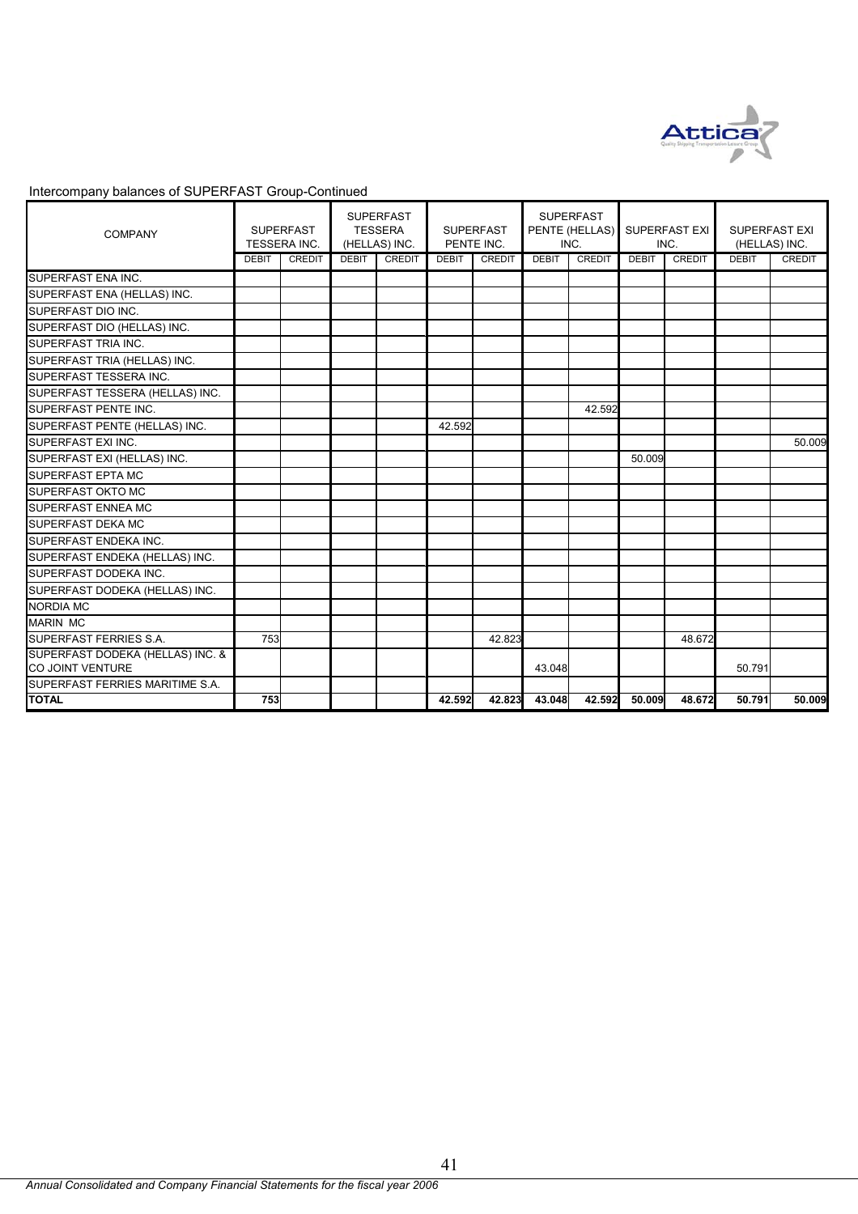Intercompany balances of SUPERFAST Group-Continued

| COMPANY | SUPERFAST TESSERA INC. | | SUPERFAST TESSERA (HELLAS) INC. | | SUPERFAST PENTE INC. | | SUPERFAST PENTE (HELLAS) INC. | | SUPERFAST EXI INC. | | SUPERFAST EXI (HELLAS) INC. | |
|---|---|---|---|---|---|---|---|---|---|---|---|---|
| | DEBIT | CREDIT | DEBIT | CREDIT | DEBIT | CREDIT | DEBIT | CREDIT | DEBIT | CREDIT | DEBIT | CREDIT |
| SUPERFAST ENA INC. | | | | | | | | | | | | |
| SUPERFAST ENA (HELLAS) INC. | | | | | | | | | | | | |
| SUPERFAST DIO INC. | | | | | | | | | | | | |
| SUPERFAST DIO (HELLAS) INC. | | | | | | | | | | | | |
| SUPERFAST TRIA INC. | | | | | | | | | | | | |
| SUPERFAST TRIA (HELLAS) INC. | | | | | | | | | | | | |
| SUPERFAST TESSERA INC. | | | | | | | | | | | | |
| SUPERFAST TESSERA (HELLAS) INC. | | | | | | | | | | | | |
| SUPERFAST PENTE INC. | | | | | | | | 42.592 | | | | |
| SUPERFAST PENTE (HELLAS) INC. | | | | | 42.592 | | | | | | | |
| SUPERFAST EXI INC. | | | | | | | | | | | | 50.009 |
| SUPERFAST EXI (HELLAS) INC. | | | | | | | | | 50.009 | | | |
| SUPERFAST EPTA MC | | | | | | | | | | | | |
| SUPERFAST OKTO MC | | | | | | | | | | | | |
| SUPERFAST ENNEA MC | | | | | | | | | | | | |
| SUPERFAST DEKA MC | | | | | | | | | | | | |
| SUPERFAST ENDEKA INC. | | | | | | | | | | | | |
| SUPERFAST ENDEKA (HELLAS) INC. | | | | | | | | | | | | |
| SUPERFAST DODEKA INC. | | | | | | | | | | | | |
| SUPERFAST DODEKA (HELLAS) INC. | | | | | | | | | | | | |
| NORDIA MC | | | | | | | | | | | | |
| MARIN MC | | | | | | | | | | | | |
| SUPERFAST FERRIES S.A. | 753 | | | | | 42.823 | | | | 48.672 | | |
| SUPERFAST DODEKA (HELLAS) INC. & CO JOINT VENTURE | | | | | | | 43.048 | | | | 50.791 | |
| SUPERFAST FERRIES MARITIME S.A. | | | | | | | | | | | | |
| **TOTAL** | **753** | | | | **42.592** | **42.823** | **43.048** | **42.592** | **50.009** | **48.672** | **50.791** | **50.009** |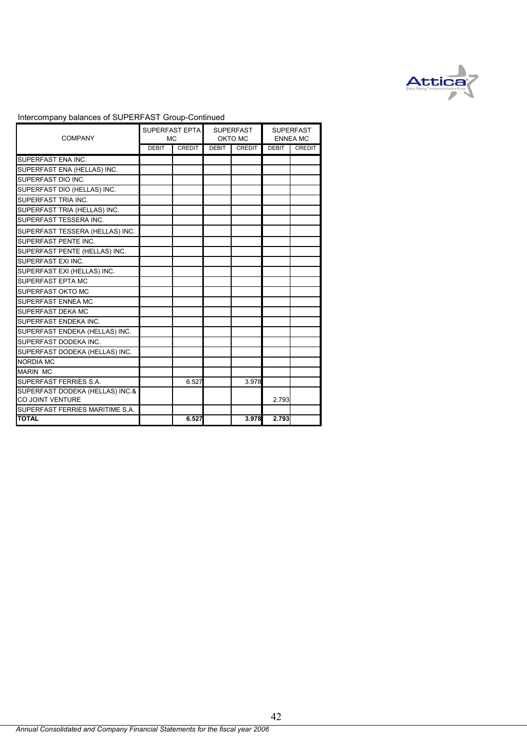Intercompany balances of SUPERFAST Group-Continued

| COMPANY | SUPERFAST EPTA MC | | SUPERFAST OKTO MC | | SUPERFAST ENNEA MC | |
|---|---|---|---|---|---|---|
| | DEBIT | CREDIT | DEBIT | CREDIT | DEBIT | CREDIT |
| SUPERFAST ENA INC. | | | | | | |
| SUPERFAST ENA (HELLAS) INC. | | | | | | |
| SUPERFAST DIO INC. | | | | | | |
| SUPERFAST DIO (HELLAS) INC. | | | | | | |
| SUPERFAST TRIA INC. | | | | | | |
| SUPERFAST TRIA (HELLAS) INC. | | | | | | |
| SUPERFAST TESSERA INC. | | | | | | |
| SUPERFAST TESSERA (HELLAS) INC. | | | | | | |
| SUPERFAST PENTE INC. | | | | | | |
| SUPERFAST PENTE (HELLAS) INC. | | | | | | |
| SUPERFAST EXI INC. | | | | | | |
| SUPERFAST EXI (HELLAS) INC. | | | | | | |
| SUPERFAST EPTA MC | | | | | | |
| SUPERFAST OKTO MC | | | | | | |
| SUPERFAST ENNEA MC | | | | | | |
| SUPERFAST DEKA MC | | | | | | |
| SUPERFAST ENDEKA INC. | | | | | | |
| SUPERFAST ENDEKA (HELLAS) INC. | | | | | | |
| SUPERFAST DODEKA INC. | | | | | | |
| SUPERFAST DODEKA (HELLAS) INC. | | | | | | |
| NORDIA MC | | | | | | |
| MARIN MC | | | | | | |
| SUPERFAST FERRIES S.A. | | 6.527 | | 3.978 | | |
| SUPERFAST DODEKA (HELLAS) INC.& CO JOINT VENTURE | | | | | 2.793 | |
| SUPERFAST FERRIES MARITIME S.A. | | | | | | |
| **TOTAL** | | **6.527** | | **3.978** | **2.793** | |

*Annual Consolidated and Company Financial Statements for the fiscal year 2006*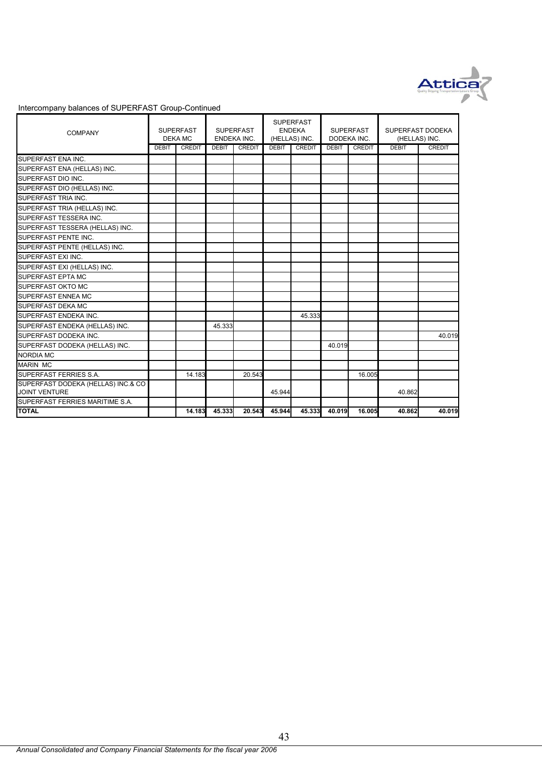Intercompany balances of SUPERFAST Group-Continued

| COMPANY | SUPERFAST DEKA MC | | SUPERFAST ENDEKA INC. | | SUPERFAST ENDEKA (HELLAS) INC. | | SUPERFAST DODEKA INC. | | SUPERFAST DODEKA (HELLAS) INC. | |
|---|---|---|---|---|---|---|---|---|---|---|
| | DEBIT | CREDIT | DEBIT | CREDIT | DEBIT | CREDIT | DEBIT | CREDIT | DEBIT | CREDIT |
| SUPERFAST ENA INC. | | | | | | | | | | |
| SUPERFAST ENA (HELLAS) INC. | | | | | | | | | | |
| SUPERFAST DIO INC. | | | | | | | | | | |
| SUPERFAST DIO (HELLAS) INC. | | | | | | | | | | |
| SUPERFAST TRIA INC. | | | | | | | | | | |
| SUPERFAST TRIA (HELLAS) INC. | | | | | | | | | | |
| SUPERFAST TESSERA INC. | | | | | | | | | | |
| SUPERFAST TESSERA (HELLAS) INC. | | | | | | | | | | |
| SUPERFAST PENTE INC. | | | | | | | | | | |
| SUPERFAST PENTE (HELLAS) INC. | | | | | | | | | | |
| SUPERFAST EXI INC. | | | | | | | | | | |
| SUPERFAST EXI (HELLAS) INC. | | | | | | | | | | |
| SUPERFAST EPTA MC | | | | | | | | | | |
| SUPERFAST OKTO MC | | | | | | | | | | |
| SUPERFAST ENNEA MC | | | | | | | | | | |
| SUPERFAST DEKA MC | | | | | | | | | | |
| SUPERFAST ENDEKA INC. | | | | | | 45.333 | | | | |
| SUPERFAST ENDEKA (HELLAS) INC. | | | 45.333 | | | | | | | |
| SUPERFAST DODEKA INC. | | | | | | | | | | 40.019 |
| SUPERFAST DODEKA (HELLAS) INC. | | | | | | | 40.019 | | | |
| NORDIA MC | | | | | | | | | | |
| MARIN MC | | | | | | | | | | |
| SUPERFAST FERRIES S.A. | | 14.183 | | 20.543 | | | | 16.005 | | |
| SUPERFAST DODEKA (HELLAS) INC.& CO JOINT VENTURE | | | | | 45.944 | | | | 40.862 | |
| SUPERFAST FERRIES MARITIME S.A. | | | | | | | | | | |
| **TOTAL** | | **14.183** | **45.333** | **20.543** | **45.944** | **45.333** | **40.019** | **16.005** | **40.862** | **40.019** |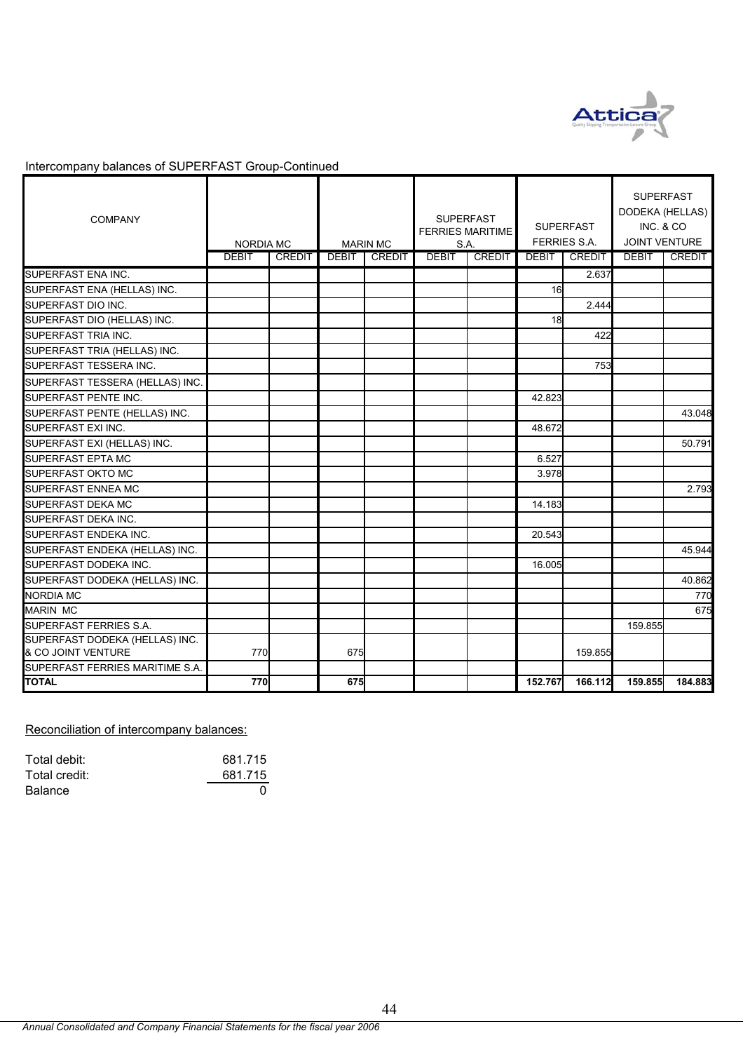Intercompany balances of SUPERFAST Group-Continued

| COMPANY | NORDIA MC | | MARIN MC | | SUPERFAST FERRIES MARITIME S.A. | | SUPERFAST FERRIES S.A. | | SUPERFAST DODEKA (HELLAS) INC. & CO JOINT VENTURE | |
|---|---|---|---|---|---|---|---|---|---|---|
| | DEBIT | CREDIT | DEBIT | CREDIT | DEBIT | CREDIT | DEBIT | CREDIT | DEBIT | CREDIT |
| SUPERFAST ENA INC. | | | | | | | | 2.637 | | |
| SUPERFAST ENA (HELLAS) INC. | | | | | | | 16 | | | |
| SUPERFAST DIO INC. | | | | | | | | 2.444 | | |
| SUPERFAST DIO (HELLAS) INC. | | | | | | | 18 | | | |
| SUPERFAST TRIA INC. | | | | | | | | 422 | | |
| SUPERFAST TRIA (HELLAS) INC. | | | | | | | | | | |
| SUPERFAST TESSERA INC. | | | | | | | | 753 | | |
| SUPERFAST TESSERA (HELLAS) INC. | | | | | | | | | | |
| SUPERFAST PENTE INC. | | | | | | | 42.823 | | | |
| SUPERFAST PENTE (HELLAS) INC. | | | | | | | | | | 43.048 |
| SUPERFAST EXI INC. | | | | | | | 48.672 | | | |
| SUPERFAST EXI (HELLAS) INC. | | | | | | | | | | 50.791 |
| SUPERFAST EPTA MC | | | | | | | 6.527 | | | |
| SUPERFAST OKTO MC | | | | | | | 3.978 | | | |
| SUPERFAST ENNEA MC | | | | | | | | | | 2.793 |
| SUPERFAST DEKA MC | | | | | | | 14.183 | | | |
| SUPERFAST DEKA INC. | | | | | | | | | | |
| SUPERFAST ENDEKA INC. | | | | | | | 20.543 | | | |
| SUPERFAST ENDEKA (HELLAS) INC. | | | | | | | | | | 45.944 |
| SUPERFAST DODEKA INC. | | | | | | | 16.005 | | | |
| SUPERFAST DODEKA (HELLAS) INC. | | | | | | | | | | 40.862 |
| NORDIA MC | | | | | | | | | | 770 |
| MARIN MC | | | | | | | | | | 675 |
| SUPERFAST FERRIES S.A. | | | | | | | | | 159.855 | |
| SUPERFAST DODEKA (HELLAS) INC. & CO JOINT VENTURE | 770 | | 675 | | | | | 159.855 | | |
| SUPERFAST FERRIES MARITIME S.A. | | | | | | | | | | |
| **TOTAL** | **770** | | **675** | | | | **152.767** | **166.112** | **159.855** | **184.883** |

Reconciliation of intercompany balances:

| | |
|---|---|
| Total debit: | 681.715 |
| Total credit: | 681.715 |
| Balance | 0 |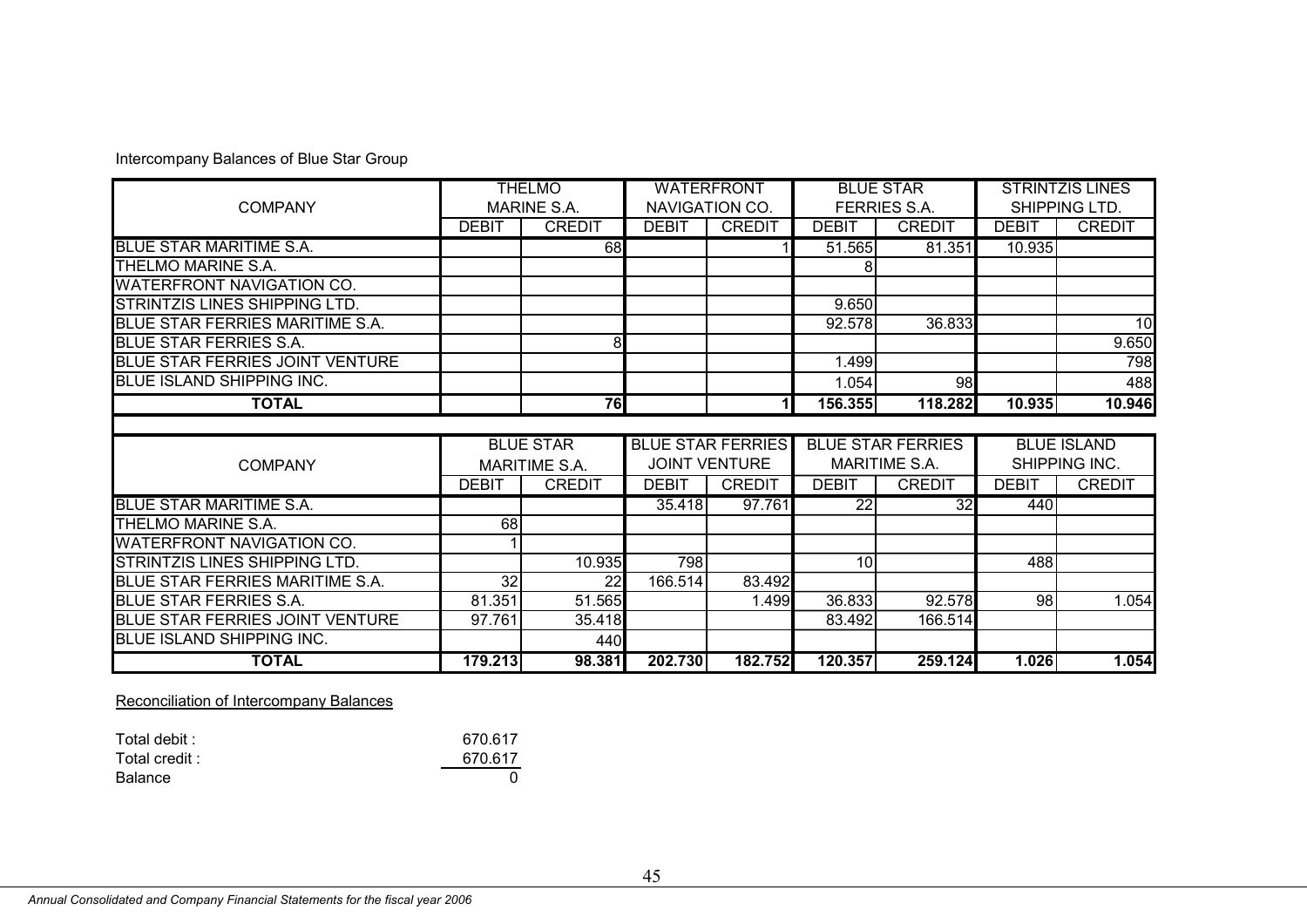Intercompany Balances of Blue Star Group

| COMPANY | THELMO MARINE S.A. | | WATERFRONT NAVIGATION CO. | | BLUE STAR FERRIES S.A. | | STRINTZIS LINES SHIPPING LTD. | |
|---|---|---|---|---|---|---|---|---|
| | DEBIT | CREDIT | DEBIT | CREDIT | DEBIT | CREDIT | DEBIT | CREDIT |
| BLUE STAR MARITIME S.A. | | 68 | | 1 | 51.565 | 81.351 | 10.935 | |
| THELMO MARINE S.A. | | | | | 8 | | | |
| WATERFRONT NAVIGATION CO. | | | | | | | | |
| STRINTZIS LINES SHIPPING LTD. | | | | | 9.650 | | | |
| BLUE STAR FERRIES MARITIME S.A. | | | | | 92.578 | 36.833 | | 10 |
| BLUE STAR FERRIES S.A. | | 8 | | | | | | 9.650 |
| BLUE STAR FERRIES JOINT VENTURE | | | | | 1.499 | | | 798 |
| BLUE ISLAND SHIPPING INC. | | | | | 1.054 | 98 | | 488 |
| **TOTAL** | | **76** | | **1** | **156.355** | **118.282** | **10.935** | **10.946** |

| COMPANY | BLUE STAR MARITIME S.A. | | BLUE STAR FERRIES JOINT VENTURE | | BLUE STAR FERRIES MARITIME S.A. | | BLUE ISLAND SHIPPING INC. | |
|---|---|---|---|---|---|---|---|---|
| | DEBIT | CREDIT | DEBIT | CREDIT | DEBIT | CREDIT | DEBIT | CREDIT |
| BLUE STAR MARITIME S.A. | | | 35.418 | 97.761 | 22 | 32 | 440 | |
| THELMO MARINE S.A. | 68 | | | | | | | |
| WATERFRONT NAVIGATION CO. | 1 | | | | | | | |
| STRINTZIS LINES SHIPPING LTD. | | 10.935 | 798 | | 10 | | 488 | |
| BLUE STAR FERRIES MARITIME S.A. | 32 | 22 | 166.514 | 83.492 | | | | |
| BLUE STAR FERRIES S.A. | 81.351 | 51.565 | | 1.499 | 36.833 | 92.578 | 98 | 1.054 |
| BLUE STAR FERRIES JOINT VENTURE | 97.761 | 35.418 | | | 83.492 | 166.514 | | |
| BLUE ISLAND SHIPPING INC. | | 440 | | | | | | |
| **TOTAL** | **179.213** | **98.381** | **202.730** | **182.752** | **120.357** | **259.124** | **1.026** | **1.054** |

Reconciliation of Intercompany Balances

| | |
|---|---|
| Total debit : | 670.617 |
| Total credit : | 670.617 |
| Balance | 0 |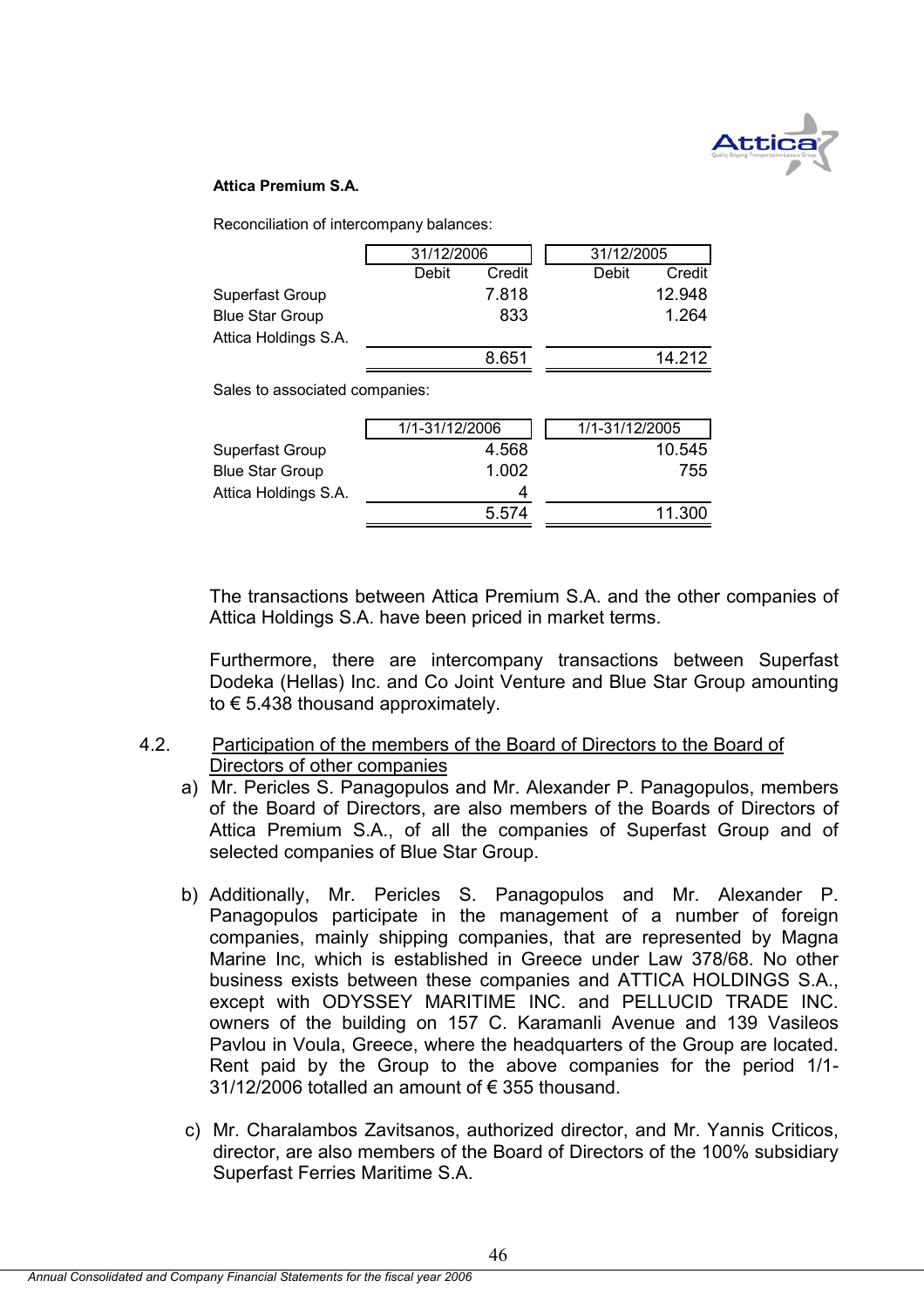**Attica Premium S.A.**

Reconciliation of intercompany balances:

| | 31/12/2006 | | 31/12/2005 | |
|---|---|---|---|---|
| | Debit | Credit | Debit | Credit |
| Superfast Group | | 7.818 | | 12.948 |
| Blue Star Group | | 833 | | 1.264 |
| Attica Holdings S.A. | | | | |
| | | 8.651 | | 14.212 |

Sales to associated companies:

| | 1/1-31/12/2006 | 1/1-31/12/2005 |
|---|---|---|
| Superfast Group | 4.568 | 10.545 |
| Blue Star Group | 1.002 | 755 |
| Attica Holdings S.A. | 4 | |
| | 5.574 | 11.300 |

The transactions between Attica Premium S.A. and the other companies of Attica Holdings S.A. have been priced in market terms.

Furthermore, there are intercompany transactions between Superfast Dodeka (Hellas) Inc. and Co Joint Venture and Blue Star Group amounting to € 5.438 thousand approximately.

4.2. Participation of the members of the Board of Directors to the Board of Directors of other companies

a) Mr. Pericles S. Panagopulos and Mr. Alexander P. Panagopulos, members of the Board of Directors, are also members of the Boards of Directors of Attica Premium S.A., of all the companies of Superfast Group and of selected companies of Blue Star Group.

b) Additionally, Mr. Pericles S. Panagopulos and Mr. Alexander P. Panagopulos participate in the management of a number of foreign companies, mainly shipping companies, that are represented by Magna Marine Inc, which is established in Greece under Law 378/68. No other business exists between these companies and ATTICA HOLDINGS S.A., except with ODYSSEY MARITIME INC. and PELLUCID TRADE INC. owners of the building on 157 C. Karamanli Avenue and 139 Vasileos Pavlou in Voula, Greece, where the headquarters of the Group are located. Rent paid by the Group to the above companies for the period 1/1-31/12/2006 totalled an amount of € 355 thousand.

c) Mr. Charalambos Zavitsanos, authorized director, and Mr. Yannis Criticos, director, are also members of the Board of Directors of the 100% subsidiary Superfast Ferries Maritime S.A.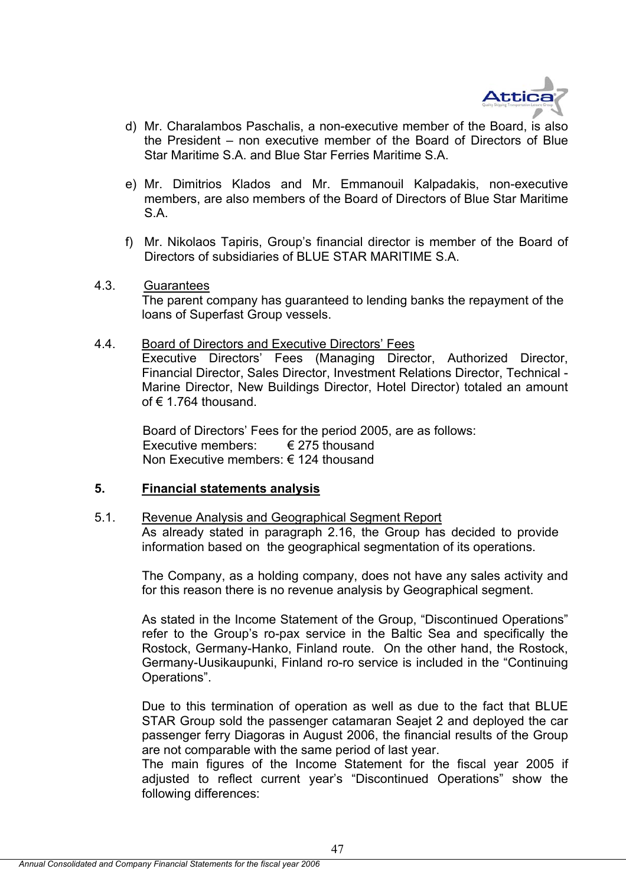d) Mr. Charalambos Paschalis, a non-executive member of the Board, is also the President – non executive member of the Board of Directors of Blue Star Maritime S.A. and Blue Star Ferries Maritime S.A.

e) Mr. Dimitrios Klados and Mr. Emmanouil Kalpadakis, non-executive members, are also members of the Board of Directors of Blue Star Maritime S.A.

f) Mr. Nikolaos Tapiris, Group's financial director is member of the Board of Directors of subsidiaries of BLUE STAR MARITIME S.A.

4.3. Guarantees

The parent company has guaranteed to lending banks the repayment of the loans of Superfast Group vessels.

4.4. Board of Directors and Executive Directors' Fees

Executive Directors' Fees (Managing Director, Authorized Director, Financial Director, Sales Director, Investment Relations Director, Technical - Marine Director, New Buildings Director, Hotel Director) totaled an amount of € 1.764 thousand.

Board of Directors' Fees for the period 2005, are as follows:
Executive members: € 275 thousand
Non Executive members: € 124 thousand

## 5. Financial statements analysis

5.1. Revenue Analysis and Geographical Segment Report

As already stated in paragraph 2.16, the Group has decided to provide information based on the geographical segmentation of its operations.

The Company, as a holding company, does not have any sales activity and for this reason there is no revenue analysis by Geographical segment.

As stated in the Income Statement of the Group, "Discontinued Operations" refer to the Group's ro-pax service in the Baltic Sea and specifically the Rostock, Germany-Hanko, Finland route. On the other hand, the Rostock, Germany-Uusikaupunki, Finland ro-ro service is included in the "Continuing Operations".

Due to this termination of operation as well as due to the fact that BLUE STAR Group sold the passenger catamaran Seajet 2 and deployed the car passenger ferry Diagoras in August 2006, the financial results of the Group are not comparable with the same period of last year.
The main figures of the Income Statement for the fiscal year 2005 if adjusted to reflect current year's "Discontinued Operations" show the following differences: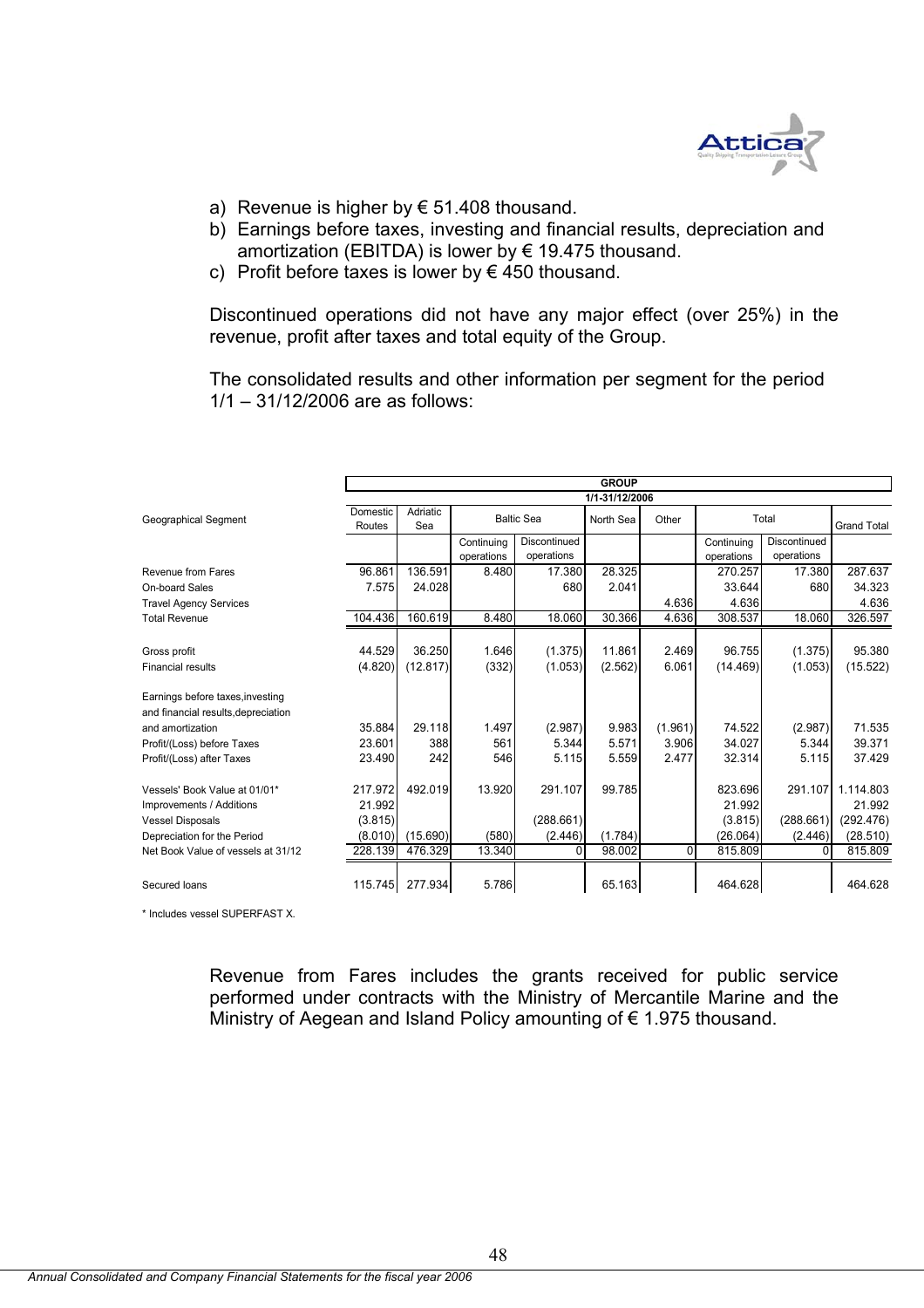a) Revenue is higher by € 51.408 thousand.
b) Earnings before taxes, investing and financial results, depreciation and amortization (EBITDA) is lower by € 19.475 thousand.
c) Profit before taxes is lower by € 450 thousand.

Discontinued operations did not have any major effect (over 25%) in the revenue, profit after taxes and total equity of the Group.

The consolidated results and other information per segment for the period 1/1 – 31/12/2006 are as follows:

| | GROUP 1/1-31/12/2006 | | | | | | | | |
|---|---|---|---|---|---|---|---|---|---|
| Geographical Segment | Domestic Routes | Adriatic Sea | Baltic Sea | | North Sea | Other | Total | | Grand Total |
| | | | Continuing operations | Discontinued operations | | | Continuing operations | Discontinued operations | |
| Revenue from Fares | 96.861 | 136.591 | 8.480 | 17.380 | 28.325 | | 270.257 | 17.380 | 287.637 |
| On-board Sales | 7.575 | 24.028 | | 680 | 2.041 | | 33.644 | 680 | 34.323 |
| Travel Agency Services | | | | | | 4.636 | 4.636 | | 4.636 |
| Total Revenue | 104.436 | 160.619 | 8.480 | 18.060 | 30.366 | 4.636 | 308.537 | 18.060 | 326.597 |
| | | | | | | | | | |
| Gross profit | 44.529 | 36.250 | 1.646 | (1.375) | 11.861 | 2.469 | 96.755 | (1.375) | 95.380 |
| Financial results | (4.820) | (12.817) | (332) | (1.053) | (2.562) | 6.061 | (14.469) | (1.053) | (15.522) |
| | | | | | | | | | |
| Earnings before taxes,investing and financial results,depreciation and amortization | 35.884 | 29.118 | 1.497 | (2.987) | 9.983 | (1.961) | 74.522 | (2.987) | 71.535 |
| Profit/(Loss) before Taxes | 23.601 | 388 | 561 | 5.344 | 5.571 | 3.906 | 34.027 | 5.344 | 39.371 |
| Profit/(Loss) after Taxes | 23.490 | 242 | 546 | 5.115 | 5.559 | 2.477 | 32.314 | 5.115 | 37.429 |
| | | | | | | | | | |
| Vessels' Book Value at 01/01* | 217.972 | 492.019 | 13.920 | 291.107 | 99.785 | | 823.696 | 291.107 | 1.114.803 |
| Improvements / Additions | 21.992 | | | | | | 21.992 | | 21.992 |
| Vessel Disposals | (3.815) | | | (288.661) | | | (3.815) | (288.661) | (292.476) |
| Depreciation for the Period | (8.010) | (15.690) | (580) | (2.446) | (1.784) | | (26.064) | (2.446) | (28.510) |
| Net Book Value of vessels at 31/12 | 228.139 | 476.329 | 13.340 | 0 | 98.002 | 0 | 815.809 | 0 | 815.809 |
| | | | | | | | | | |
| Secured loans | 115.745 | 277.934 | 5.786 | | 65.163 | | 464.628 | | 464.628 |

\* Includes vessel SUPERFAST X.

Revenue from Fares includes the grants received for public service performed under contracts with the Ministry of Mercantile Marine and the Ministry of Aegean and Island Policy amounting of € 1.975 thousand.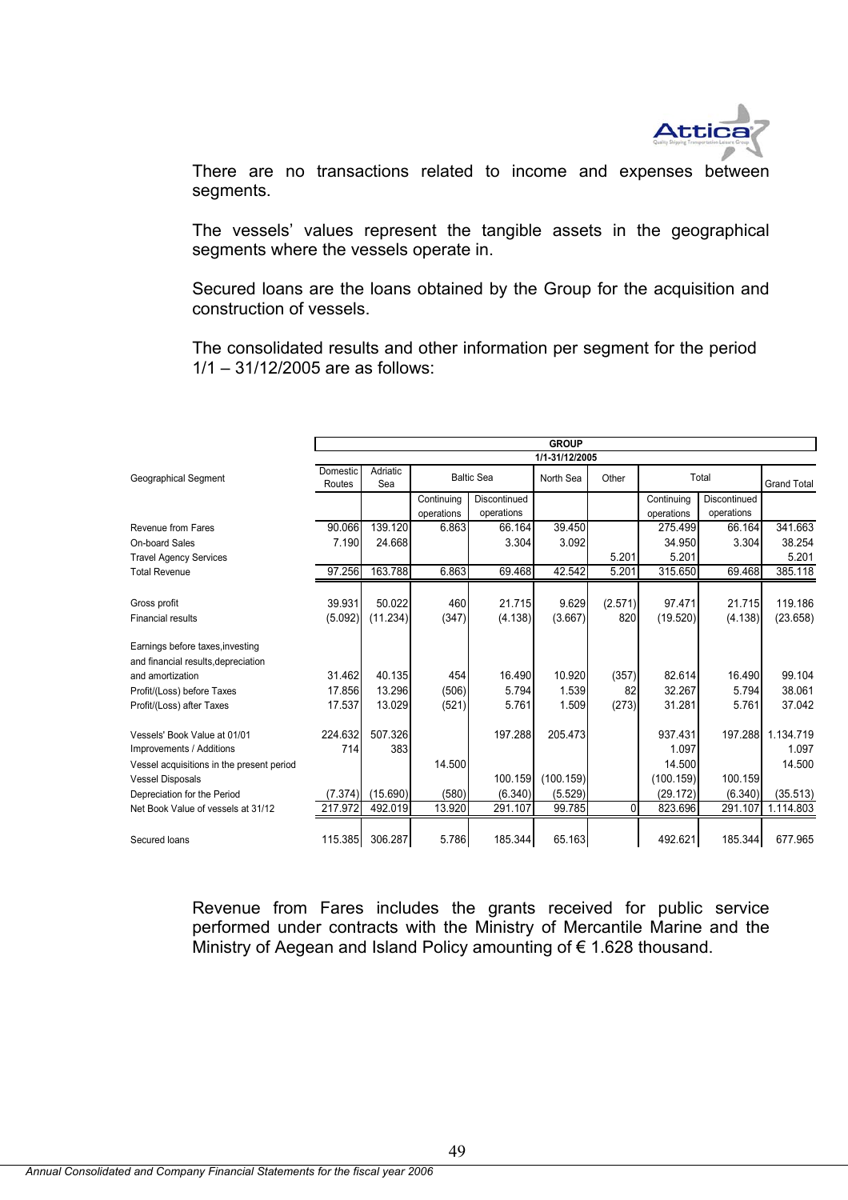There are no transactions related to income and expenses between segments.

The vessels' values represent the tangible assets in the geographical segments where the vessels operate in.

Secured loans are the loans obtained by the Group for the acquisition and construction of vessels.

The consolidated results and other information per segment for the period 1/1 – 31/12/2005 are as follows:

| | GROUP 1/1-31/12/2005 | | | | | | | | |
|---|---|---|---|---|---|---|---|---|---|
| Geographical Segment | Domestic Routes | Adriatic Sea | Baltic Sea | | North Sea | Other | Total | | Grand Total |
| | | | Continuing operations | Discontinued operations | | | Continuing operations | Discontinued operations | |
| Revenue from Fares | 90.066 | 139.120 | 6.863 | 66.164 | 39.450 | | 275.499 | 66.164 | 341.663 |
| On-board Sales | 7.190 | 24.668 | | 3.304 | 3.092 | | 34.950 | 3.304 | 38.254 |
| Travel Agency Services | | | | | | 5.201 | 5.201 | | 5.201 |
| Total Revenue | 97.256 | 163.788 | 6.863 | 69.468 | 42.542 | 5.201 | 315.650 | 69.468 | 385.118 |
| Gross profit | 39.931 | 50.022 | 460 | 21.715 | 9.629 | (2.571) | 97.471 | 21.715 | 119.186 |
| Financial results | (5.092) | (11.234) | (347) | (4.138) | (3.667) | 820 | (19.520) | (4.138) | (23.658) |
| Earnings before taxes,investing and financial results,depreciation and amortization | 31.462 | 40.135 | 454 | 16.490 | 10.920 | (357) | 82.614 | 16.490 | 99.104 |
| Profit/(Loss) before Taxes | 17.856 | 13.296 | (506) | 5.794 | 1.539 | 82 | 32.267 | 5.794 | 38.061 |
| Profit/(Loss) after Taxes | 17.537 | 13.029 | (521) | 5.761 | 1.509 | (273) | 31.281 | 5.761 | 37.042 |
| Vessels' Book Value at 01/01 | 224.632 | 507.326 | | 197.288 | 205.473 | | 937.431 | 197.288 | 1.134.719 |
| Improvements / Additions | 714 | 383 | | | | | 1.097 | | 1.097 |
| Vessel acquisitions in the present period | | | 14.500 | | | | 14.500 | | 14.500 |
| Vessel Disposals | | | | 100.159 | (100.159) | | (100.159) | 100.159 | |
| Depreciation for the Period | (7.374) | (15.690) | (580) | (6.340) | (5.529) | | (29.172) | (6.340) | (35.513) |
| Net Book Value of vessels at 31/12 | 217.972 | 492.019 | 13.920 | 291.107 | 99.785 | 0 | 823.696 | 291.107 | 1.114.803 |
| Secured loans | 115.385 | 306.287 | 5.786 | 185.344 | 65.163 | | 492.621 | 185.344 | 677.965 |

Revenue from Fares includes the grants received for public service performed under contracts with the Ministry of Mercantile Marine and the Ministry of Aegean and Island Policy amounting of € 1.628 thousand.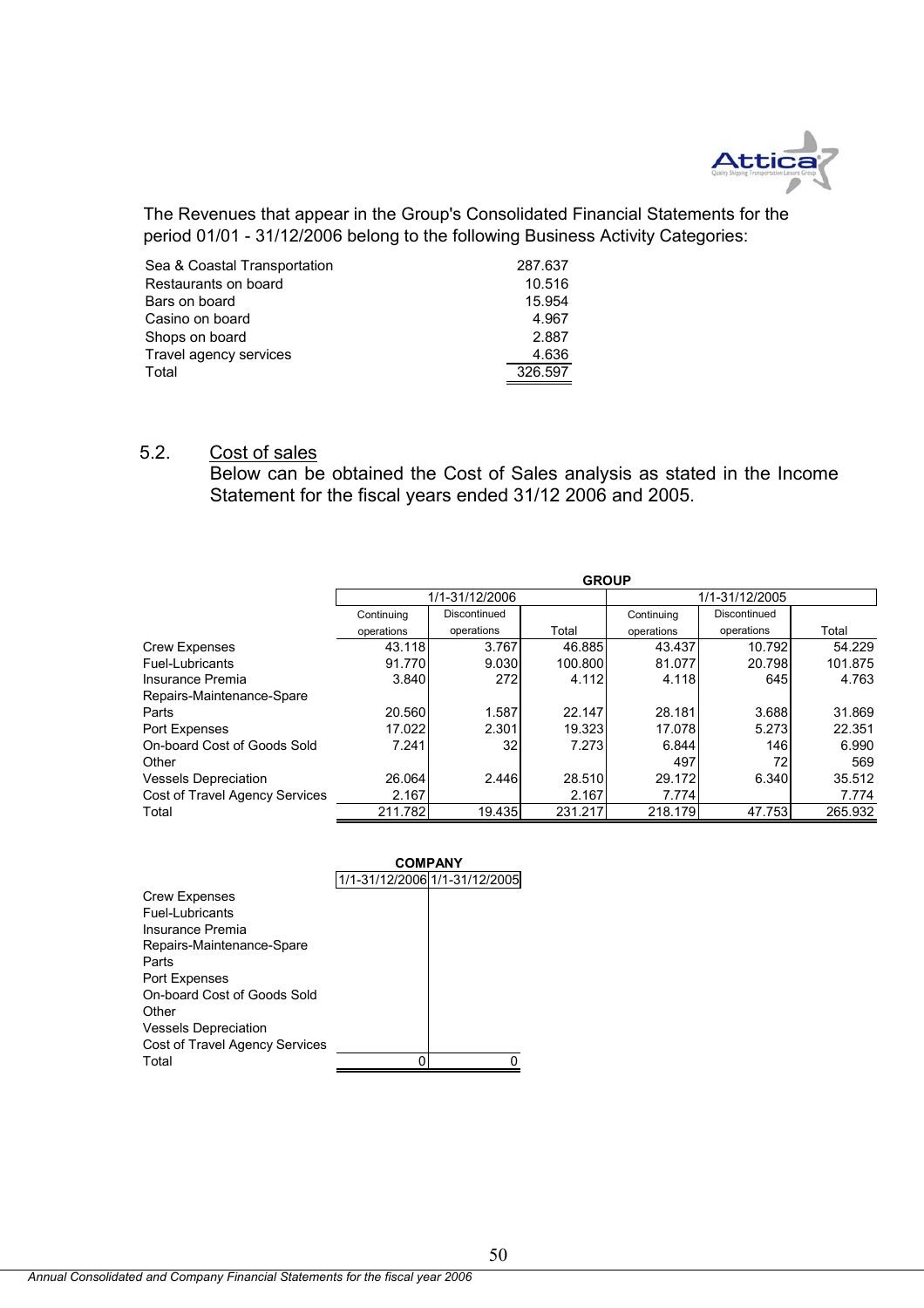The Revenues that appear in the Group's Consolidated Financial Statements for the period 01/01 - 31/12/2006 belong to the following Business Activity Categories:

| | |
|---|---|
| Sea & Coastal Transportation | 287.637 |
| Restaurants on board | 10.516 |
| Bars on board | 15.954 |
| Casino on board | 4.967 |
| Shops on board | 2.887 |
| Travel agency services | 4.636 |
| Total | 326.597 |

## 5.2. Cost of sales

Below can be obtained the Cost of Sales analysis as stated in the Income Statement for the fiscal years ended 31/12 2006 and 2005.

| | GROUP | | | | | |
|---|---|---|---|---|---|---|
| | 1/1-31/12/2006 | | | 1/1-31/12/2005 | | |
| | Continuing operations | Discontinued operations | Total | Continuing operations | Discontinued operations | Total |
| Crew Expenses | 43.118 | 3.767 | 46.885 | 43.437 | 10.792 | 54.229 |
| Fuel-Lubricants | 91.770 | 9.030 | 100.800 | 81.077 | 20.798 | 101.875 |
| Insurance Premia | 3.840 | 272 | 4.112 | 4.118 | 645 | 4.763 |
| Repairs-Maintenance-Spare Parts | 20.560 | 1.587 | 22.147 | 28.181 | 3.688 | 31.869 |
| Port Expenses | 17.022 | 2.301 | 19.323 | 17.078 | 5.273 | 22.351 |
| On-board Cost of Goods Sold | 7.241 | 32 | 7.273 | 6.844 | 146 | 6.990 |
| Other | | | | 497 | 72 | 569 |
| Vessels Depreciation | 26.064 | 2.446 | 28.510 | 29.172 | 6.340 | 35.512 |
| Cost of Travel Agency Services | 2.167 | | 2.167 | 7.774 | | 7.774 |
| Total | 211.782 | 19.435 | 231.217 | 218.179 | 47.753 | 265.932 |

| | COMPANY | |
|---|---|---|
| | 1/1-31/12/2006 | 1/1-31/12/2005 |
| Crew Expenses | | |
| Fuel-Lubricants | | |
| Insurance Premia | | |
| Repairs-Maintenance-Spare Parts | | |
| Port Expenses | | |
| On-board Cost of Goods Sold | | |
| Other | | |
| Vessels Depreciation | | |
| Cost of Travel Agency Services | | |
| Total | 0 | 0 |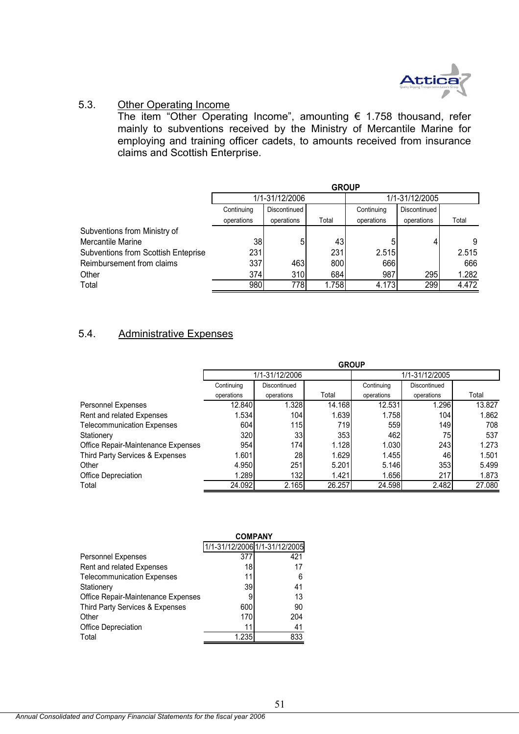## 5.3. Other Operating Income

The item "Other Operating Income", amounting € 1.758 thousand, refer mainly to subventions received by the Ministry of Mercantile Marine for employing and training officer cadets, to amounts received from insurance claims and Scottish Enterprise.

| | GROUP | | | | | |
|---|---|---|---|---|---|---|
| | 1/1-31/12/2006 | | | 1/1-31/12/2005 | | |
| | Continuing operations | Discontinued operations | Total | Continuing operations | Discontinued operations | Total |
| Subventions from Ministry of Mercantile Marine | 38 | 5 | 43 | 5 | 4 | 9 |
| Subventions from Scottish Enteprise | 231 | | 231 | 2.515 | | 2.515 |
| Reimbursement from claims | 337 | 463 | 800 | 666 | | 666 |
| Other | 374 | 310 | 684 | 987 | 295 | 1.282 |
| Total | 980 | 778 | 1.758 | 4.173 | 299 | 4.472 |

## 5.4. Administrative Expenses

| | GROUP | | | | | |
|---|---|---|---|---|---|---|
| | 1/1-31/12/2006 | | | 1/1-31/12/2005 | | |
| | Continuing operations | Discontinued operations | Total | Continuing operations | Discontinued operations | Total |
| Personnel Expenses | 12.840 | 1.328 | 14.168 | 12.531 | 1.296 | 13.827 |
| Rent and related Expenses | 1.534 | 104 | 1.639 | 1.758 | 104 | 1.862 |
| Telecommunication Expenses | 604 | 115 | 719 | 559 | 149 | 708 |
| Stationery | 320 | 33 | 353 | 462 | 75 | 537 |
| Office Repair-Maintenance Expenses | 954 | 174 | 1.128 | 1.030 | 243 | 1.273 |
| Third Party Services & Expenses | 1.601 | 28 | 1.629 | 1.455 | 46 | 1.501 |
| Other | 4.950 | 251 | 5.201 | 5.146 | 353 | 5.499 |
| Office Depreciation | 1.289 | 132 | 1.421 | 1.656 | 217 | 1.873 |
| Total | 24.092 | 2.165 | 26.257 | 24.598 | 2.482 | 27.080 |

| | COMPANY | |
|---|---|---|
| | 1/1-31/12/2006 | 1/1-31/12/2005 |
| Personnel Expenses | 377 | 421 |
| Rent and related Expenses | 18 | 17 |
| Telecommunication Expenses | 11 | 6 |
| Stationery | 39 | 41 |
| Office Repair-Maintenance Expenses | 9 | 13 |
| Third Party Services & Expenses | 600 | 90 |
| Other | 170 | 204 |
| Office Depreciation | 11 | 41 |
| Total | 1.235 | 833 |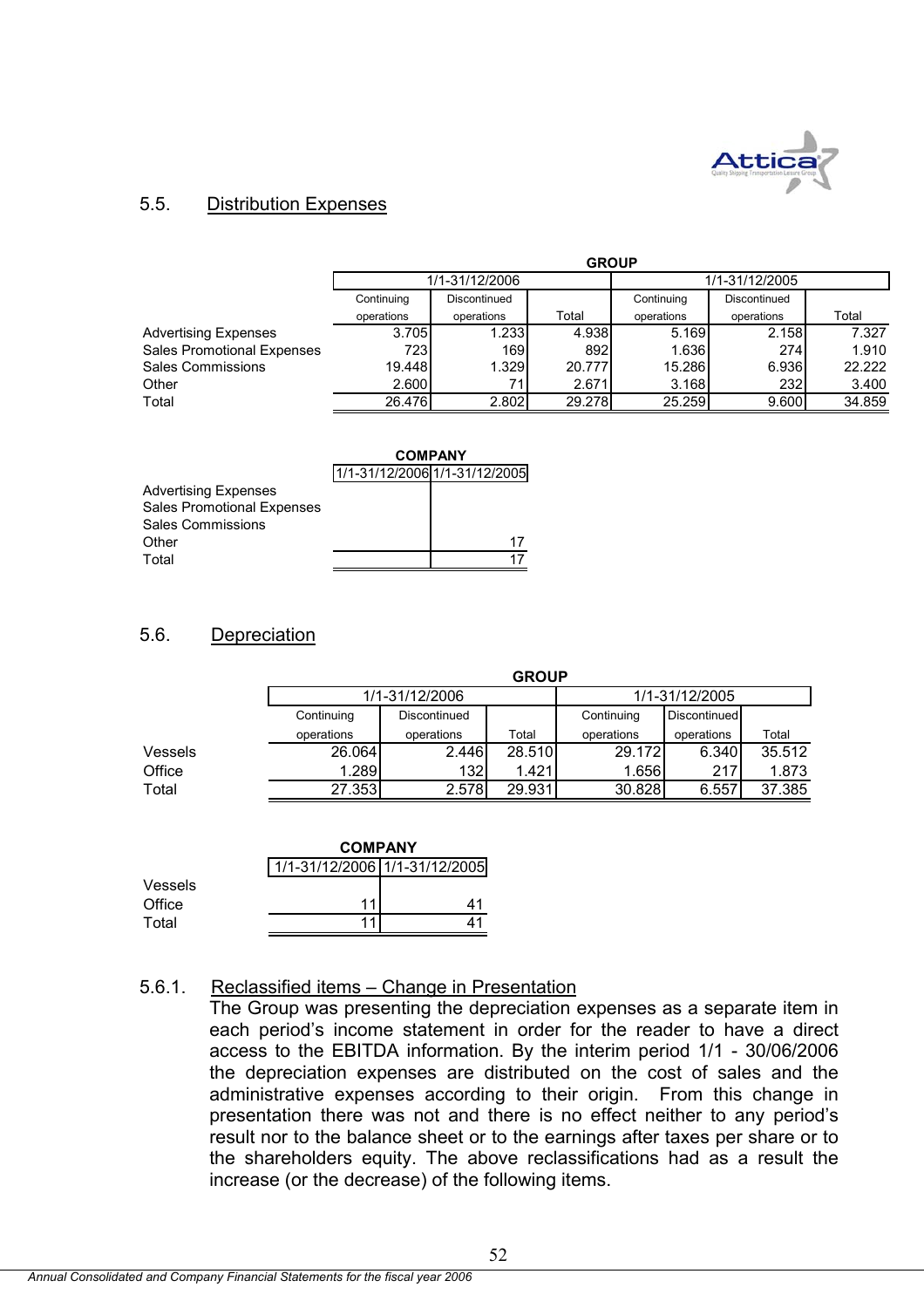## 5.5. Distribution Expenses

| | GROUP | | | | | |
|---|---|---|---|---|---|---|
| | 1/1-31/12/2006 | | | 1/1-31/12/2005 | | |
| | Continuing operations | Discontinued operations | Total | Continuing operations | Discontinued operations | Total |
| Advertising Expenses | 3.705 | 1.233 | 4.938 | 5.169 | 2.158 | 7.327 |
| Sales Promotional Expenses | 723 | 169 | 892 | 1.636 | 274 | 1.910 |
| Sales Commissions | 19.448 | 1.329 | 20.777 | 15.286 | 6.936 | 22.222 |
| Other | 2.600 | 71 | 2.671 | 3.168 | 232 | 3.400 |
| Total | 26.476 | 2.802 | 29.278 | 25.259 | 9.600 | 34.859 |

| | COMPANY | |
|---|---|---|
| | 1/1-31/12/2006 | 1/1-31/12/2005 |
| Advertising Expenses | | |
| Sales Promotional Expenses | | |
| Sales Commissions | | |
| Other | | 17 |
| Total | | 17 |

## 5.6. Depreciation

| | GROUP | | | | | |
|---|---|---|---|---|---|---|
| | 1/1-31/12/2006 | | | 1/1-31/12/2005 | | |
| | Continuing operations | Discontinued operations | Total | Continuing operations | Discontinued operations | Total |
| Vessels | 26.064 | 2.446 | 28.510 | 29.172 | 6.340 | 35.512 |
| Office | 1.289 | 132 | 1.421 | 1.656 | 217 | 1.873 |
| Total | 27.353 | 2.578 | 29.931 | 30.828 | 6.557 | 37.385 |

| | COMPANY | |
|---|---|---|
| | 1/1-31/12/2006 | 1/1-31/12/2005 |
| Vessels | | |
| Office | 11 | 41 |
| Total | 11 | 41 |

### 5.6.1. Reclassified items – Change in Presentation

The Group was presenting the depreciation expenses as a separate item in each period's income statement in order for the reader to have a direct access to the EBITDA information. By the interim period 1/1 - 30/06/2006 the depreciation expenses are distributed on the cost of sales and the administrative expenses according to their origin. From this change in presentation there was not and there is no effect neither to any period's result nor to the balance sheet or to the earnings after taxes per share or to the shareholders equity. The above reclassifications had as a result the increase (or the decrease) of the following items.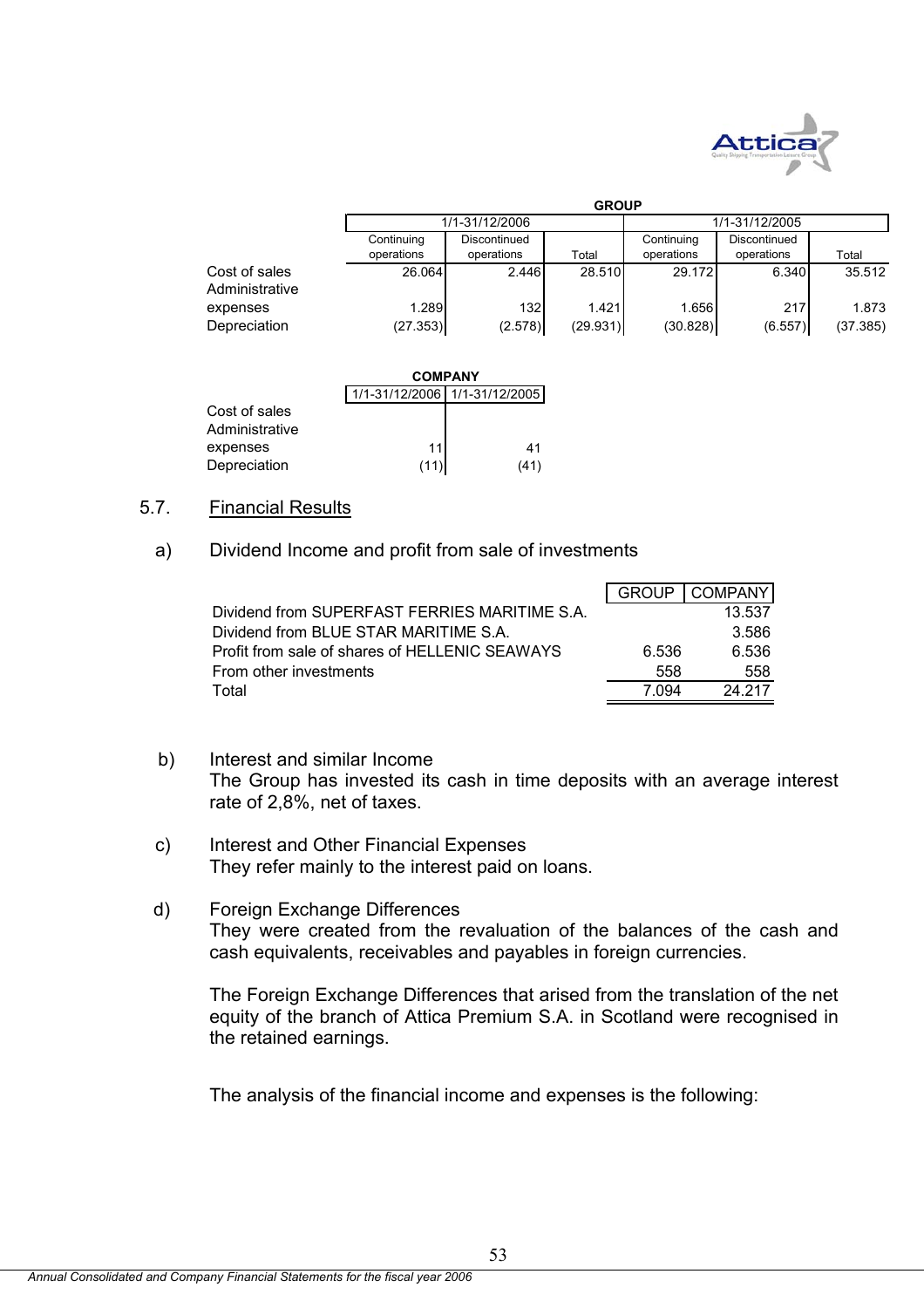| | GROUP | | | | | |
|---|---|---|---|---|---|---|
| | 1/1-31/12/2006 | | | 1/1-31/12/2005 | | |
| | Continuing operations | Discontinued operations | Total | Continuing operations | Discontinued operations | Total |
| Cost of sales | 26.064 | 2.446 | 28.510 | 29.172 | 6.340 | 35.512 |
| Administrative expenses | 1.289 | 132 | 1.421 | 1.656 | 217 | 1.873 |
| Depreciation | (27.353) | (2.578) | (29.931) | (30.828) | (6.557) | (37.385) |

| | COMPANY | |
|---|---|---|
| | 1/1-31/12/2006 | 1/1-31/12/2005 |
| Cost of sales | | |
| Administrative expenses | 11 | 41 |
| Depreciation | (11) | (41) |

## 5.7. Financial Results

### a) Dividend Income and profit from sale of investments

| | GROUP | COMPANY |
|---|---|---|
| Dividend from SUPERFAST FERRIES MARITIME S.A. | | 13.537 |
| Dividend from BLUE STAR MARITIME S.A. | | 3.586 |
| Profit from sale of shares of HELLENIC SEAWAYS | 6.536 | 6.536 |
| From other investments | 558 | 558 |
| Total | 7.094 | 24.217 |

### b) Interest and similar Income

The Group has invested its cash in time deposits with an average interest rate of 2,8%, net of taxes.

### c) Interest and Other Financial Expenses

They refer mainly to the interest paid on loans.

### d) Foreign Exchange Differences

They were created from the revaluation of the balances of the cash and cash equivalents, receivables and payables in foreign currencies.

The Foreign Exchange Differences that arised from the translation of the net equity of the branch of Attica Premium S.A. in Scotland were recognised in the retained earnings.

The analysis of the financial income and expenses is the following: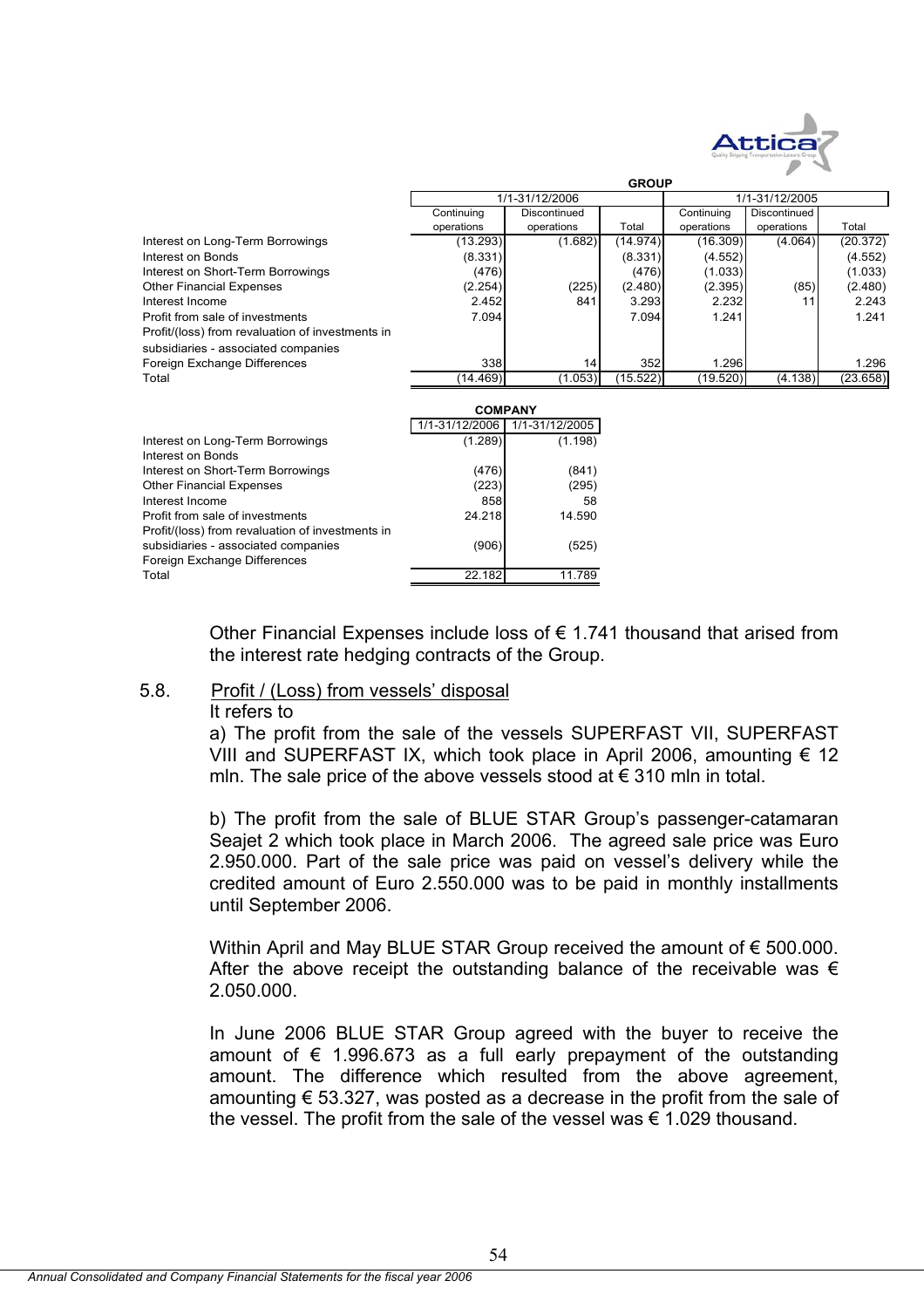| | GROUP | | | | | |
|---|---|---|---|---|---|---|
| | 1/1-31/12/2006 | | | 1/1-31/12/2005 | | |
| | Continuing operations | Discontinued operations | Total | Continuing operations | Discontinued operations | Total |
| Interest on Long-Term Borrowings | (13.293) | (1.682) | (14.974) | (16.309) | (4.064) | (20.372) |
| Interest on Bonds | (8.331) | | (8.331) | (4.552) | | (4.552) |
| Interest on Short-Term Borrowings | (476) | | (476) | (1.033) | | (1.033) |
| Other Financial Expenses | (2.254) | (225) | (2.480) | (2.395) | (85) | (2.480) |
| Interest Income | 2.452 | 841 | 3.293 | 2.232 | 11 | 2.243 |
| Profit from sale of investments | 7.094 | | 7.094 | 1.241 | | 1.241 |
| Profit/(loss) from revaluation of investments in subsidiaries - associated companies | | | | | | |
| Foreign Exchange Differences | 338 | 14 | 352 | 1.296 | | 1.296 |
| Total | (14.469) | (1.053) | (15.522) | (19.520) | (4.138) | (23.658) |

| | COMPANY | |
|---|---|---|
| | 1/1-31/12/2006 | 1/1-31/12/2005 |
| Interest on Long-Term Borrowings | (1.289) | (1.198) |
| Interest on Bonds | | |
| Interest on Short-Term Borrowings | (476) | (841) |
| Other Financial Expenses | (223) | (295) |
| Interest Income | 858 | 58 |
| Profit from sale of investments | 24.218 | 14.590 |
| Profit/(loss) from revaluation of investments in subsidiaries - associated companies | (906) | (525) |
| Foreign Exchange Differences | | |
| Total | 22.182 | 11.789 |

Other Financial Expenses include loss of € 1.741 thousand that arised from the interest rate hedging contracts of the Group.

## 5.8. Profit / (Loss) from vessels' disposal

It refers to

a) The profit from the sale of the vessels SUPERFAST VII, SUPERFAST VIII and SUPERFAST IX, which took place in April 2006, amounting € 12 mln. The sale price of the above vessels stood at € 310 mln in total.

b) The profit from the sale of BLUE STAR Group's passenger-catamaran Seajet 2 which took place in March 2006. The agreed sale price was Euro 2.950.000. Part of the sale price was paid on vessel's delivery while the credited amount of Euro 2.550.000 was to be paid in monthly installments until September 2006.

Within April and May BLUE STAR Group received the amount of € 500.000. After the above receipt the outstanding balance of the receivable was € 2.050.000.

In June 2006 BLUE STAR Group agreed with the buyer to receive the amount of € 1.996.673 as a full early prepayment of the outstanding amount. The difference which resulted from the above agreement, amounting € 53.327, was posted as a decrease in the profit from the sale of the vessel. The profit from the sale of the vessel was € 1.029 thousand.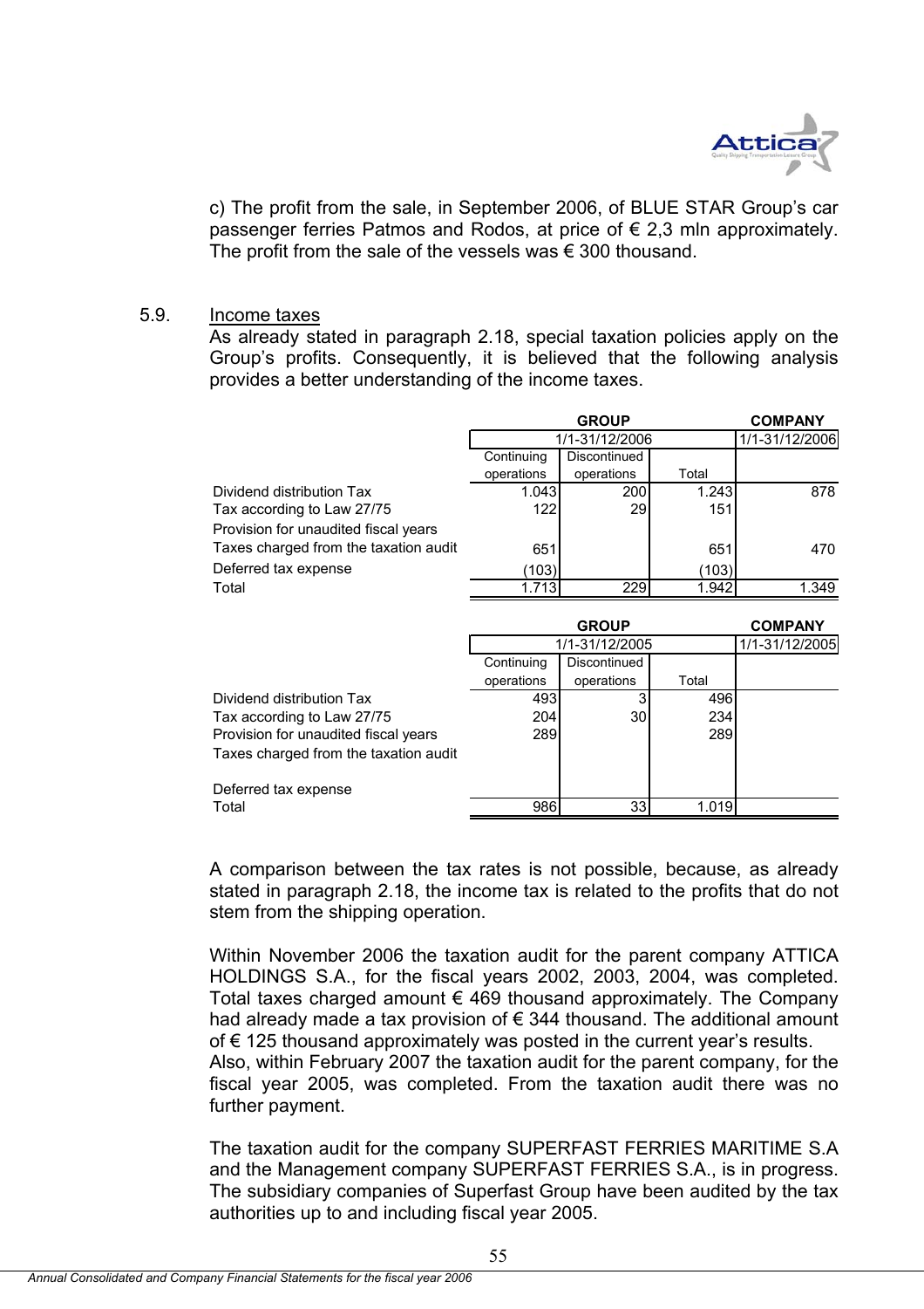c) The profit from the sale, in September 2006, of BLUE STAR Group's car passenger ferries Patmos and Rodos, at price of € 2,3 mln approximately. The profit from the sale of the vessels was € 300 thousand.

## 5.9. Income taxes

As already stated in paragraph 2.18, special taxation policies apply on the Group's profits. Consequently, it is believed that the following analysis provides a better understanding of the income taxes.

| | GROUP | | | COMPANY |
|---|---|---|---|---|
| | 1/1-31/12/2006 | | | 1/1-31/12/2006 |
| | Continuing operations | Discontinued operations | Total | |
| Dividend distribution Tax | 1.043 | 200 | 1.243 | 878 |
| Tax according to Law 27/75 | 122 | 29 | 151 | |
| Provision for unaudited fiscal years | | | | |
| Taxes charged from the taxation audit | 651 | | 651 | 470 |
| Deferred tax expense | (103) | | (103) | |
| Total | 1.713 | 229 | 1.942 | 1.349 |

| | GROUP | | | COMPANY |
|---|---|---|---|---|
| | 1/1-31/12/2005 | | | 1/1-31/12/2005 |
| | Continuing operations | Discontinued operations | Total | |
| Dividend distribution Tax | 493 | 3 | 496 | |
| Tax according to Law 27/75 | 204 | 30 | 234 | |
| Provision for unaudited fiscal years | 289 | | 289 | |
| Taxes charged from the taxation audit | | | | |
| Deferred tax expense | | | | |
| Total | 986 | 33 | 1.019 | |

A comparison between the tax rates is not possible, because, as already stated in paragraph 2.18, the income tax is related to the profits that do not stem from the shipping operation.

Within November 2006 the taxation audit for the parent company ATTICA HOLDINGS S.A., for the fiscal years 2002, 2003, 2004, was completed. Total taxes charged amount € 469 thousand approximately. The Company had already made a tax provision of € 344 thousand. The additional amount of € 125 thousand approximately was posted in the current year's results.
Also, within February 2007 the taxation audit for the parent company, for the fiscal year 2005, was completed. From the taxation audit there was no further payment.

The taxation audit for the company SUPERFAST FERRIES MARITIME S.A and the Management company SUPERFAST FERRIES S.A., is in progress. The subsidiary companies of Superfast Group have been audited by the tax authorities up to and including fiscal year 2005.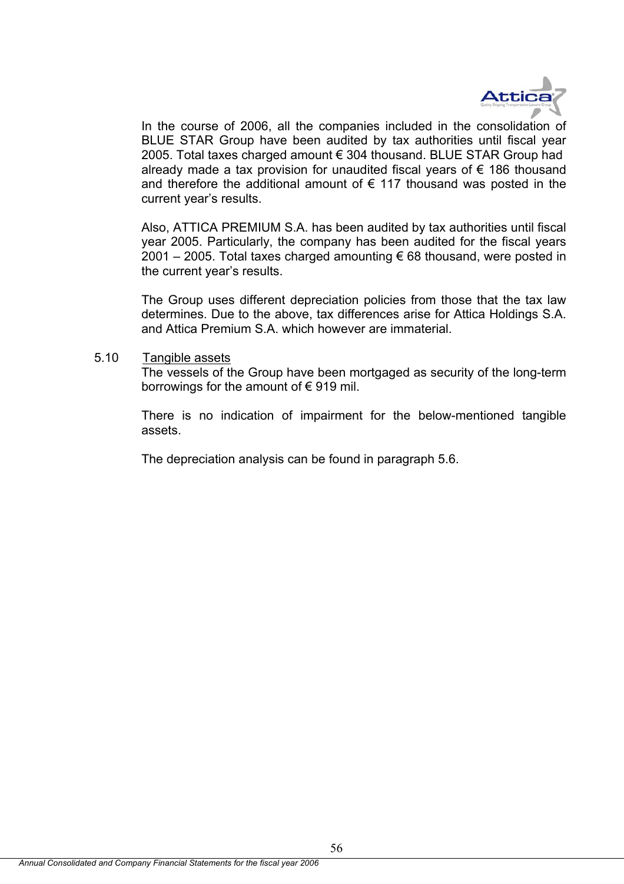In the course of 2006, all the companies included in the consolidation of BLUE STAR Group have been audited by tax authorities until fiscal year 2005. Total taxes charged amount € 304 thousand. BLUE STAR Group had already made a tax provision for unaudited fiscal years of € 186 thousand and therefore the additional amount of € 117 thousand was posted in the current year's results.

Also, ATTICA PREMIUM S.A. has been audited by tax authorities until fiscal year 2005. Particularly, the company has been audited for the fiscal years 2001 – 2005. Total taxes charged amounting € 68 thousand, were posted in the current year's results.

The Group uses different depreciation policies from those that the tax law determines. Due to the above, tax differences arise for Attica Holdings S.A. and Attica Premium S.A. which however are immaterial.

5.10 Tangible assets

The vessels of the Group have been mortgaged as security of the long-term borrowings for the amount of € 919 mil.

There is no indication of impairment for the below-mentioned tangible assets.

The depreciation analysis can be found in paragraph 5.6.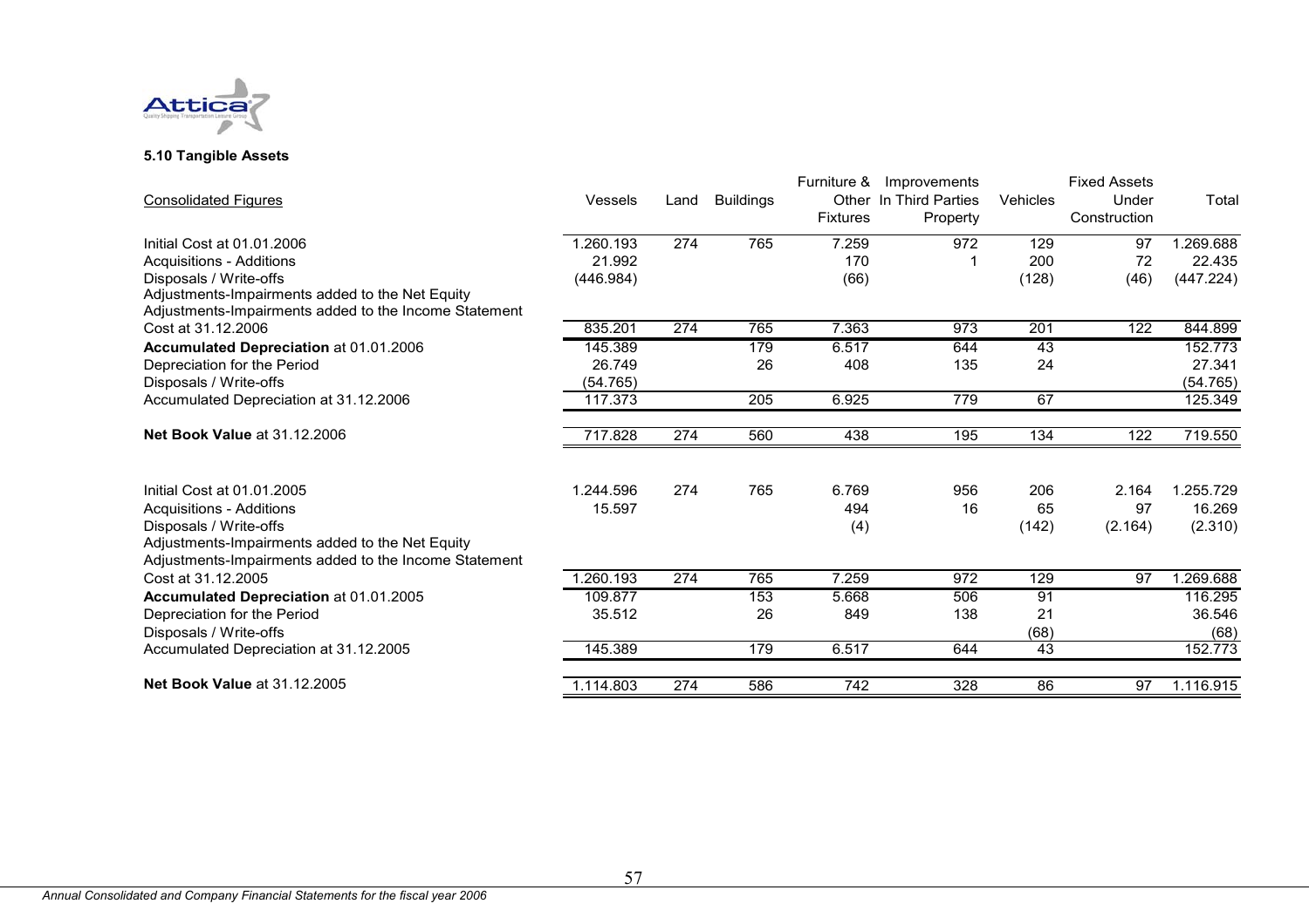### 5.10 Tangible Assets

| Consolidated Figures | Vessels | Land | Buildings | Furniture & Other Fixtures | Improvements In Third Parties Property | Vehicles | Fixed Assets Under Construction | Total |
|---|---|---|---|---|---|---|---|---|
| Initial Cost at 01.01.2006 | 1.260.193 | 274 | 765 | 7.259 | 972 | 129 | 97 | 1.269.688 |
| Acquisitions - Additions | 21.992 | | | 170 | 1 | 200 | 72 | 22.435 |
| Disposals / Write-offs | (446.984) | | | (66) | | (128) | (46) | (447.224) |
| Adjustments-Impairments added to the Net Equity | | | | | | | | |
| Adjustments-Impairments added to the Income Statement | | | | | | | | |
| Cost at 31.12.2006 | 835.201 | 274 | 765 | 7.363 | 973 | 201 | 122 | 844.899 |
| **Accumulated Depreciation** at 01.01.2006 | 145.389 | | 179 | 6.517 | 644 | 43 | | 152.773 |
| Depreciation for the Period | 26.749 | | 26 | 408 | 135 | 24 | | 27.341 |
| Disposals / Write-offs | (54.765) | | | | | | | (54.765) |
| Accumulated Depreciation at 31.12.2006 | 117.373 | | 205 | 6.925 | 779 | 67 | | 125.349 |
| **Net Book Value** at 31.12.2006 | 717.828 | 274 | 560 | 438 | 195 | 134 | 122 | 719.550 |
| | | | | | | | | |
| Initial Cost at 01.01.2005 | 1.244.596 | 274 | 765 | 6.769 | 956 | 206 | 2.164 | 1.255.729 |
| Acquisitions - Additions | 15.597 | | | 494 | 16 | 65 | 97 | 16.269 |
| Disposals / Write-offs | | | | (4) | | (142) | (2.164) | (2.310) |
| Adjustments-Impairments added to the Net Equity | | | | | | | | |
| Adjustments-Impairments added to the Income Statement | | | | | | | | |
| Cost at 31.12.2005 | 1.260.193 | 274 | 765 | 7.259 | 972 | 129 | 97 | 1.269.688 |
| **Accumulated Depreciation** at 01.01.2005 | 109.877 | | 153 | 5.668 | 506 | 91 | | 116.295 |
| Depreciation for the Period | 35.512 | | 26 | 849 | 138 | 21 | | 36.546 |
| Disposals / Write-offs | | | | | | (68) | | (68) |
| Accumulated Depreciation at 31.12.2005 | 145.389 | | 179 | 6.517 | 644 | 43 | | 152.773 |
| **Net Book Value** at 31.12.2005 | 1.114.803 | 274 | 586 | 742 | 328 | 86 | 97 | 1.116.915 |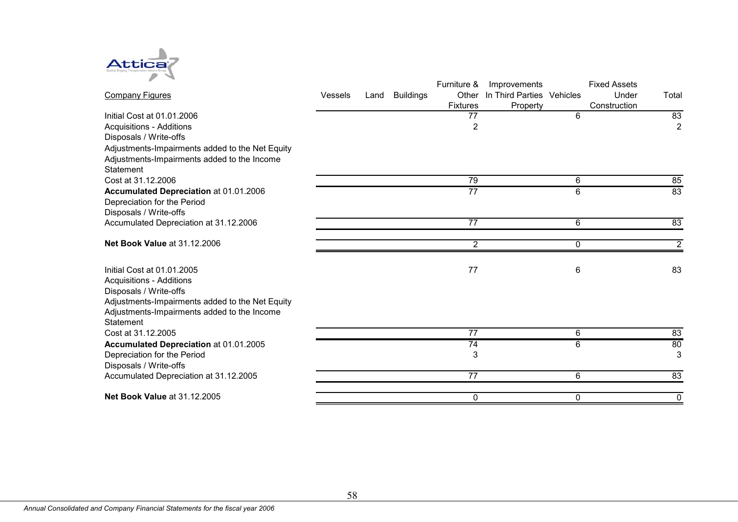| Company Figures | Vessels | Land | Buildings | Furniture & Other Fixtures | Improvements In Third Parties Property | Vehicles | Fixed Assets Under Construction | Total |
|---|---|---|---|---|---|---|---|---|
| Initial Cost at 01.01.2006 | | | | 77 | | 6 | | 83 |
| Acquisitions - Additions | | | | 2 | | | | 2 |
| Disposals / Write-offs | | | | | | | | |
| Adjustments-Impairments added to the Net Equity | | | | | | | | |
| Adjustments-Impairments added to the Income Statement | | | | | | | | |
| Cost at 31.12.2006 | | | | 79 | | 6 | | 85 |
| **Accumulated Depreciation** at 01.01.2006 | | | | 77 | | 6 | | 83 |
| Depreciation for the Period | | | | | | | | |
| Disposals / Write-offs | | | | | | | | |
| Accumulated Depreciation at 31.12.2006 | | | | 77 | | 6 | | 83 |
| **Net Book Value** at 31.12.2006 | | | | 2 | | 0 | | 2 |
| | | | | | | | | |
| Initial Cost at 01.01.2005 | | | | 77 | | 6 | | 83 |
| Acquisitions - Additions | | | | | | | | |
| Disposals / Write-offs | | | | | | | | |
| Adjustments-Impairments added to the Net Equity | | | | | | | | |
| Adjustments-Impairments added to the Income Statement | | | | | | | | |
| Cost at 31.12.2005 | | | | 77 | | 6 | | 83 |
| **Accumulated Depreciation** at 01.01.2005 | | | | 74 | | 6 | | 80 |
| Depreciation for the Period | | | | 3 | | | | 3 |
| Disposals / Write-offs | | | | | | | | |
| Accumulated Depreciation at 31.12.2005 | | | | 77 | | 6 | | 83 |
| **Net Book Value** at 31.12.2005 | | | | 0 | | 0 | | 0 |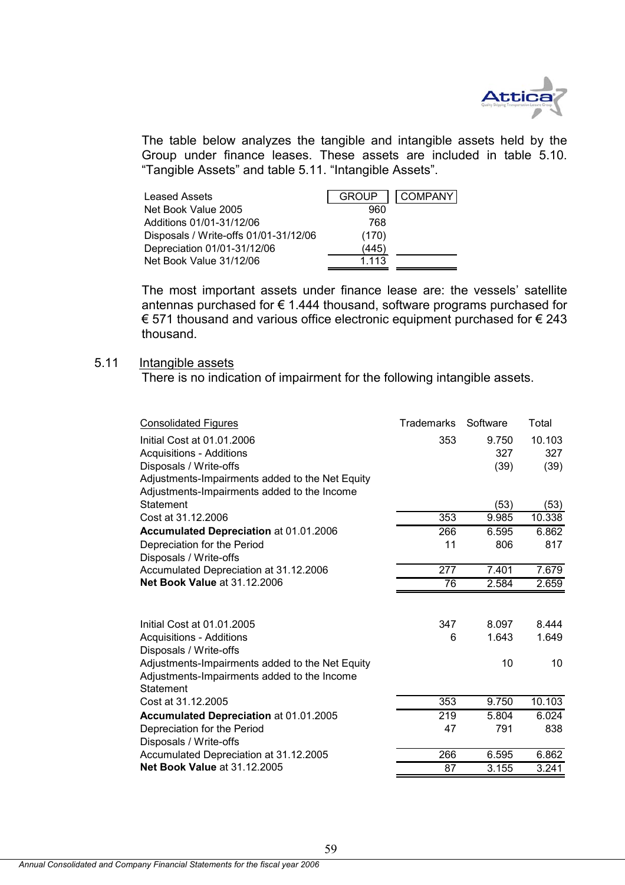The table below analyzes the tangible and intangible assets held by the Group under finance leases. These assets are included in table 5.10. "Tangible Assets" and table 5.11. "Intangible Assets".

| Leased Assets | GROUP | COMPANY |
|---|---|---|
| Net Book Value 2005 | 960 | |
| Additions 01/01-31/12/06 | 768 | |
| Disposals / Write-offs 01/01-31/12/06 | (170) | |
| Depreciation 01/01-31/12/06 | (445) | |
| Net Book Value 31/12/06 | 1.113 | |

The most important assets under finance lease are: the vessels' satellite antennas purchased for € 1.444 thousand, software programs purchased for € 571 thousand and various office electronic equipment purchased for € 243 thousand.

## 5.11 Intangible assets

There is no indication of impairment for the following intangible assets.

| Consolidated Figures | Trademarks | Software | Total |
|---|---|---|---|
| Initial Cost at 01.01.2006 | 353 | 9.750 | 10.103 |
| Acquisitions - Additions | | 327 | 327 |
| Disposals / Write-offs | | (39) | (39) |
| Adjustments-Impairments added to the Net Equity | | | |
| Adjustments-Impairments added to the Income Statement | | (53) | (53) |
| Cost at 31.12.2006 | 353 | 9.985 | 10.338 |
| **Accumulated Depreciation** at 01.01.2006 | 266 | 6.595 | 6.862 |
| Depreciation for the Period | 11 | 806 | 817 |
| Disposals / Write-offs | | | |
| Accumulated Depreciation at 31.12.2006 | 277 | 7.401 | 7.679 |
| **Net Book Value** at 31.12.2006 | 76 | 2.584 | 2.659 |
| | | | |
| Initial Cost at 01.01.2005 | 347 | 8.097 | 8.444 |
| Acquisitions - Additions | 6 | 1.643 | 1.649 |
| Disposals / Write-offs | | | |
| Adjustments-Impairments added to the Net Equity | | 10 | 10 |
| Adjustments-Impairments added to the Income Statement | | | |
| Cost at 31.12.2005 | 353 | 9.750 | 10.103 |
| **Accumulated Depreciation** at 01.01.2005 | 219 | 5.804 | 6.024 |
| Depreciation for the Period | 47 | 791 | 838 |
| Disposals / Write-offs | | | |
| Accumulated Depreciation at 31.12.2005 | 266 | 6.595 | 6.862 |
| **Net Book Value** at 31.12.2005 | 87 | 3.155 | 3.241 |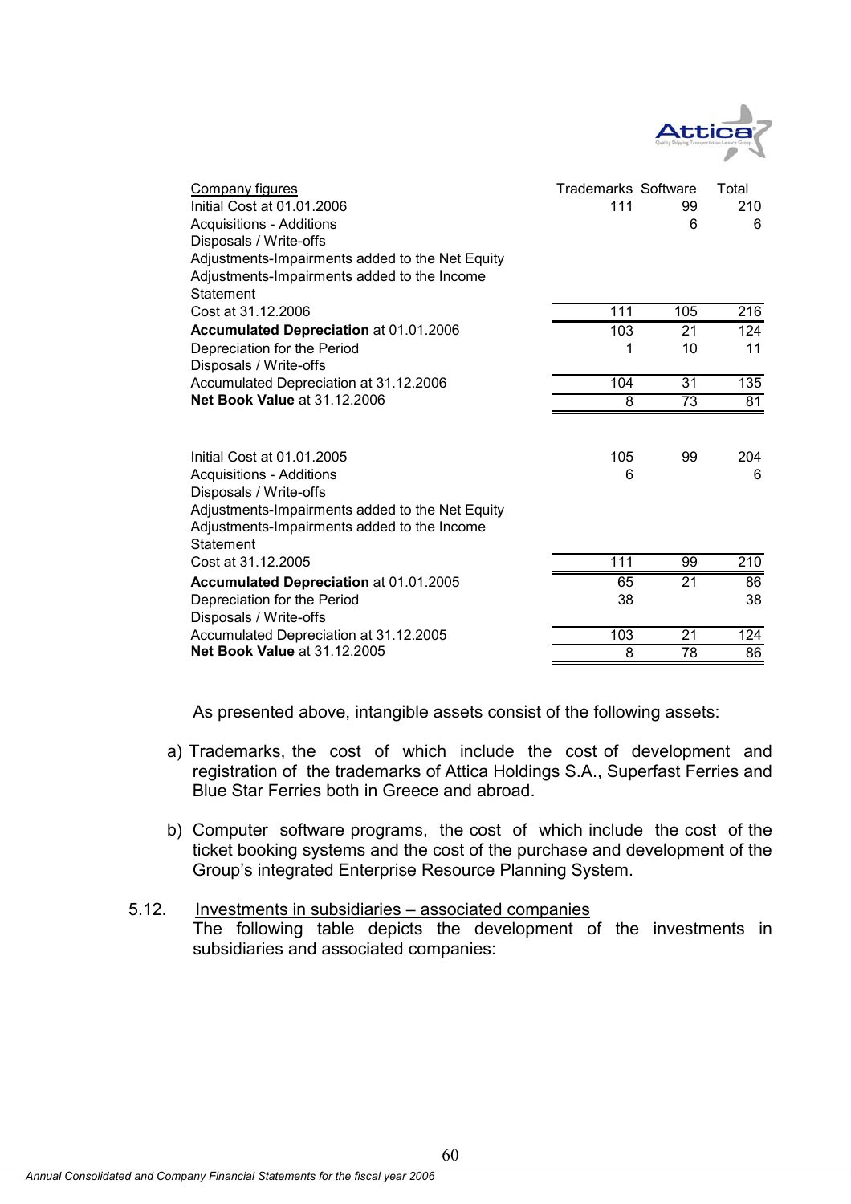| Company figures | Trademarks | Software | Total |
|---|---|---|---|
| Initial Cost at 01.01.2006 | 111 | 99 | 210 |
| Acquisitions - Additions | | 6 | 6 |
| Disposals / Write-offs | | | |
| Adjustments-Impairments added to the Net Equity | | | |
| Adjustments-Impairments added to the Income Statement | | | |
| Cost at 31.12.2006 | 111 | 105 | 216 |
| **Accumulated Depreciation** at 01.01.2006 | 103 | 21 | 124 |
| Depreciation for the Period | 1 | 10 | 11 |
| Disposals / Write-offs | | | |
| Accumulated Depreciation at 31.12.2006 | 104 | 31 | 135 |
| **Net Book Value** at 31.12.2006 | 8 | 73 | 81 |
| | | | |
| Initial Cost at 01.01.2005 | 105 | 99 | 204 |
| Acquisitions - Additions | 6 | | 6 |
| Disposals / Write-offs | | | |
| Adjustments-Impairments added to the Net Equity | | | |
| Adjustments-Impairments added to the Income Statement | | | |
| Cost at 31.12.2005 | 111 | 99 | 210 |
| **Accumulated Depreciation** at 01.01.2005 | 65 | 21 | 86 |
| Depreciation for the Period | 38 | | 38 |
| Disposals / Write-offs | | | |
| Accumulated Depreciation at 31.12.2005 | 103 | 21 | 124 |
| **Net Book Value** at 31.12.2005 | 8 | 78 | 86 |

As presented above, intangible assets consist of the following assets:

a) Trademarks, the cost of which include the cost of development and registration of the trademarks of Attica Holdings S.A., Superfast Ferries and Blue Star Ferries both in Greece and abroad.

b) Computer software programs, the cost of which include the cost of the ticket booking systems and the cost of the purchase and development of the Group's integrated Enterprise Resource Planning System.

### 5.12. Investments in subsidiaries – associated companies

The following table depicts the development of the investments in subsidiaries and associated companies: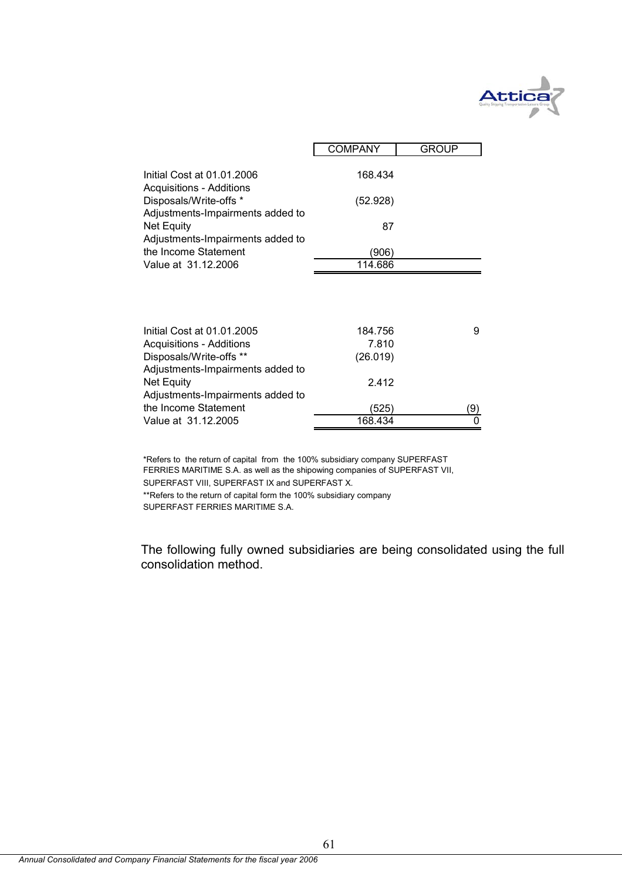| | COMPANY | GROUP |
|---|---|---|
| Initial Cost at 01.01.2006 | 168.434 | |
| Acquisitions - Additions | | |
| Disposals/Write-offs * | (52.928) | |
| Adjustments-Impairments added to Net Equity | 87 | |
| Adjustments-Impairments added to the Income Statement | (906) | |
| Value at 31.12.2006 | 114.686 | |

| | COMPANY | GROUP |
|---|---|---|
| Initial Cost at 01.01.2005 | 184.756 | 9 |
| Acquisitions - Additions | 7.810 | |
| Disposals/Write-offs ** | (26.019) | |
| Adjustments-Impairments added to Net Equity | 2.412 | |
| Adjustments-Impairments added to the Income Statement | (525) | (9) |
| Value at 31.12.2005 | 168.434 | 0 |

*Refers to the return of capital from the 100% subsidiary company SUPERFAST FERRIES MARITIME S.A. as well as the shipowing companies of SUPERFAST VII, SUPERFAST VIII, SUPERFAST IX and SUPERFAST X.

**Refers to the return of capital form the 100% subsidiary company SUPERFAST FERRIES MARITIME S.A.

The following fully owned subsidiaries are being consolidated using the full consolidation method.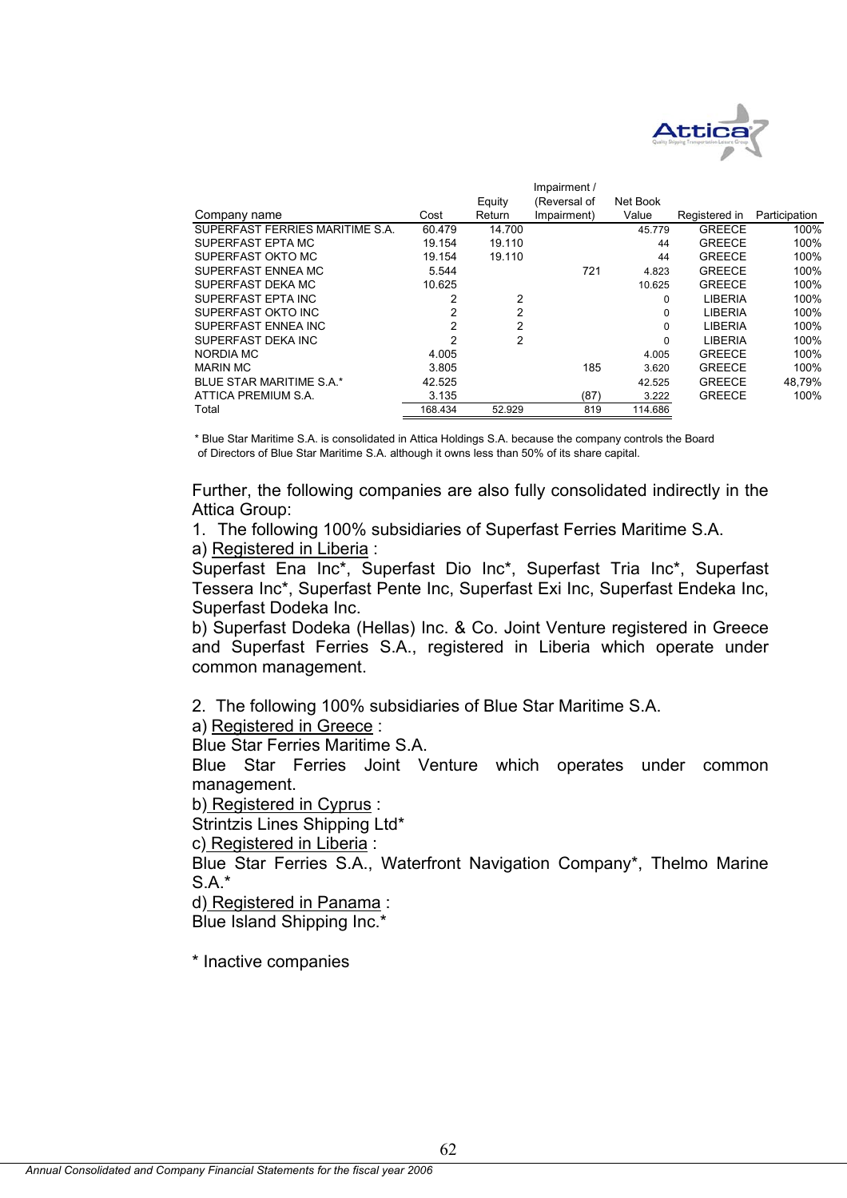| Company name | Cost | Equity Return | Impairment / (Reversal of Impairment) | Net Book Value | Registered in | Participation |
|---|---|---|---|---|---|---|
| SUPERFAST FERRIES MARITIME S.A. | 60.479 | 14.700 | | 45.779 | GREECE | 100% |
| SUPERFAST EPTA MC | 19.154 | 19.110 | | 44 | GREECE | 100% |
| SUPERFAST OKTO MC | 19.154 | 19.110 | | 44 | GREECE | 100% |
| SUPERFAST ENNEA MC | 5.544 | | 721 | 4.823 | GREECE | 100% |
| SUPERFAST DEKA MC | 10.625 | | | 10.625 | GREECE | 100% |
| SUPERFAST EPTA INC | 2 | 2 | | 0 | LIBERIA | 100% |
| SUPERFAST OKTO INC | 2 | 2 | | 0 | LIBERIA | 100% |
| SUPERFAST ENNEA INC | 2 | 2 | | 0 | LIBERIA | 100% |
| SUPERFAST DEKA INC | 2 | 2 | | 0 | LIBERIA | 100% |
| NORDIA MC | 4.005 | | | 4.005 | GREECE | 100% |
| MARIN MC | 3.805 | | 185 | 3.620 | GREECE | 100% |
| BLUE STAR MARITIME S.A.* | 42.525 | | | 42.525 | GREECE | 48,79% |
| ATTICA PREMIUM S.A. | 3.135 | | (87) | 3.222 | GREECE | 100% |
| Total | 168.434 | 52.929 | 819 | 114.686 | | |

* Blue Star Maritime S.A. is consolidated in Attica Holdings S.A. because the company controls the Board of Directors of Blue Star Maritime S.A. although it owns less than 50% of its share capital.

Further, the following companies are also fully consolidated indirectly in the Attica Group:

1. The following 100% subsidiaries of Superfast Ferries Maritime S.A.

a) Registered in Liberia :

Superfast Ena Inc*, Superfast Dio Inc*, Superfast Tria Inc*, Superfast Tessera Inc*, Superfast Pente Inc, Superfast Exi Inc, Superfast Endeka Inc, Superfast Dodeka Inc.

b) Superfast Dodeka (Hellas) Inc. & Co. Joint Venture registered in Greece and Superfast Ferries S.A., registered in Liberia which operate under common management.

2. The following 100% subsidiaries of Blue Star Maritime S.A.

a) Registered in Greece :

Blue Star Ferries Maritime S.A.

Blue Star Ferries Joint Venture which operates under common management.

b) Registered in Cyprus :

Strintzis Lines Shipping Ltd*

c) Registered in Liberia :

Blue Star Ferries S.A., Waterfront Navigation Company*, Thelmo Marine S.A.*

d) Registered in Panama :

Blue Island Shipping Inc.*

* Inactive companies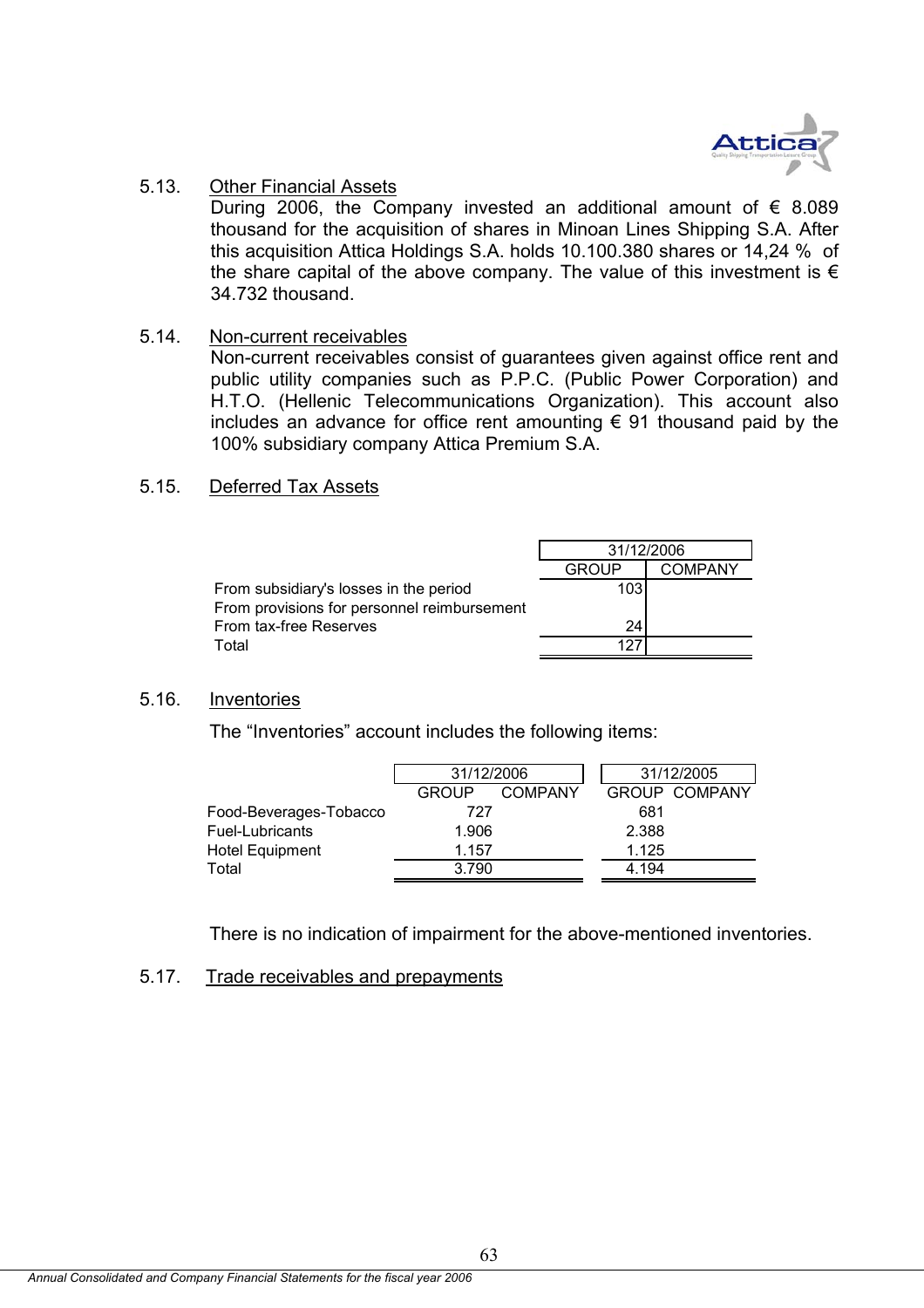### 5.13. Other Financial Assets

During 2006, the Company invested an additional amount of € 8.089 thousand for the acquisition of shares in Minoan Lines Shipping S.A. After this acquisition Attica Holdings S.A. holds 10.100.380 shares or 14,24 % of the share capital of the above company. The value of this investment is € 34.732 thousand.

### 5.14. Non-current receivables

Non-current receivables consist of guarantees given against office rent and public utility companies such as P.P.C. (Public Power Corporation) and H.T.O. (Hellenic Telecommunications Organization). This account also includes an advance for office rent amounting € 91 thousand paid by the 100% subsidiary company Attica Premium S.A.

### 5.15. Deferred Tax Assets

| | 31/12/2006 | |
|---|---|---|
| | GROUP | COMPANY |
| From subsidiary's losses in the period | 103 | |
| From provisions for personnel reimbursement | | |
| From tax-free Reserves | 24 | |
| Total | 127 | |

### 5.16. Inventories

The “Inventories” account includes the following items:

| | 31/12/2006 | | 31/12/2005 | |
|---|---|---|---|---|
| | GROUP | COMPANY | GROUP | COMPANY |
| Food-Beverages-Tobacco | 727 | | 681 | |
| Fuel-Lubricants | 1.906 | | 2.388 | |
| Hotel Equipment | 1.157 | | 1.125 | |
| Total | 3.790 | | 4.194 | |

There is no indication of impairment for the above-mentioned inventories.

### 5.17. Trade receivables and prepayments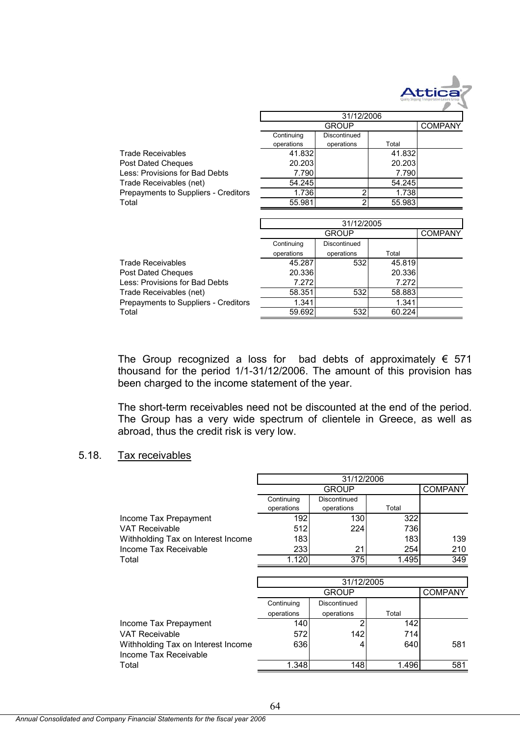| | 31/12/2006 | | | |
|---|---|---|---|---|
| | GROUP | | | COMPANY |
| | Continuing operations | Discontinued operations | Total | |
| Trade Receivables | 41.832 | | 41.832 | |
| Post Dated Cheques | 20.203 | | 20.203 | |
| Less: Provisions for Bad Debts | 7.790 | | 7.790 | |
| Trade Receivables (net) | 54.245 | | 54.245 | |
| Prepayments to Suppliers - Creditors | 1.736 | 2 | 1.738 | |
| Total | 55.981 | 2 | 55.983 | |

| | 31/12/2005 | | | |
|---|---|---|---|---|
| | GROUP | | | COMPANY |
| | Continuing operations | Discontinued operations | Total | |
| Trade Receivables | 45.287 | 532 | 45.819 | |
| Post Dated Cheques | 20.336 | | 20.336 | |
| Less: Provisions for Bad Debts | 7.272 | | 7.272 | |
| Trade Receivables (net) | 58.351 | 532 | 58.883 | |
| Prepayments to Suppliers - Creditors | 1.341 | | 1.341 | |
| Total | 59.692 | 532 | 60.224 | |

The Group recognized a loss for bad debts of approximately € 571 thousand for the period 1/1-31/12/2006. The amount of this provision has been charged to the income statement of the year.

The short-term receivables need not be discounted at the end of the period. The Group has a very wide spectrum of clientele in Greece, as well as abroad, thus the credit risk is very low.

## 5.18. Tax receivables

| | 31/12/2006 | | | |
|---|---|---|---|---|
| | GROUP | | | COMPANY |
| | Continuing operations | Discontinued operations | Total | |
| Income Tax Prepayment | 192 | 130 | 322 | |
| VAT Receivable | 512 | 224 | 736 | |
| Withholding Tax on Interest Income | 183 | | 183 | 139 |
| Income Tax Receivable | 233 | 21 | 254 | 210 |
| Total | 1.120 | 375 | 1.495 | 349 |

| | 31/12/2005 | | | |
|---|---|---|---|---|
| | GROUP | | | COMPANY |
| | Continuing operations | Discontinued operations | Total | |
| Income Tax Prepayment | 140 | 2 | 142 | |
| VAT Receivable | 572 | 142 | 714 | |
| Withholding Tax on Interest Income | 636 | 4 | 640 | 581 |
| Income Tax Receivable | | | | |
| Total | 1.348 | 148 | 1.496 | 581 |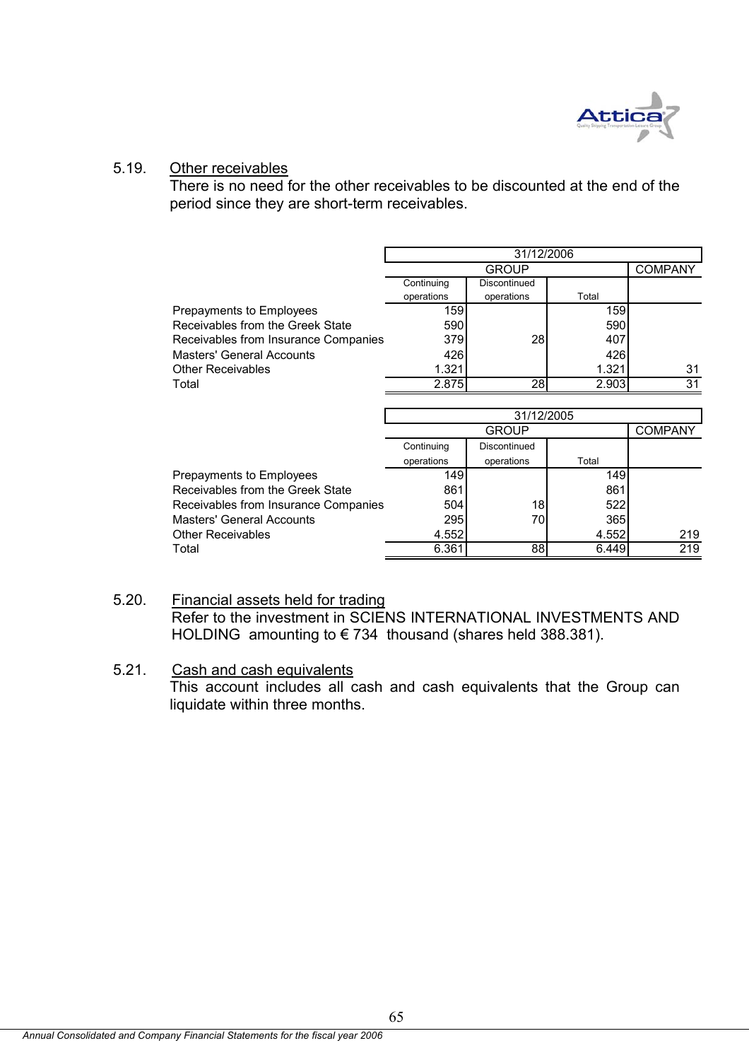### 5.19. Other receivables

There is no need for the other receivables to be discounted at the end of the period since they are short-term receivables.

| | 31/12/2006 | | | |
|---|---|---|---|---|
| | GROUP | | | COMPANY |
| | Continuing operations | Discontinued operations | Total | |
| Prepayments to Employees | 159 | | 159 | |
| Receivables from the Greek State | 590 | | 590 | |
| Receivables from Insurance Companies | 379 | 28 | 407 | |
| Masters' General Accounts | 426 | | 426 | |
| Other Receivables | 1.321 | | 1.321 | 31 |
| Total | 2.875 | 28 | 2.903 | 31 |

| | 31/12/2005 | | | |
|---|---|---|---|---|
| | GROUP | | | COMPANY |
| | Continuing operations | Discontinued operations | Total | |
| Prepayments to Employees | 149 | | 149 | |
| Receivables from the Greek State | 861 | | 861 | |
| Receivables from Insurance Companies | 504 | 18 | 522 | |
| Masters' General Accounts | 295 | 70 | 365 | |
| Other Receivables | 4.552 | | 4.552 | 219 |
| Total | 6.361 | 88 | 6.449 | 219 |

### 5.20. Financial assets held for trading

Refer to the investment in SCIENS INTERNATIONAL INVESTMENTS AND HOLDING amounting to € 734 thousand (shares held 388.381).

### 5.21. Cash and cash equivalents

This account includes all cash and cash equivalents that the Group can liquidate within three months.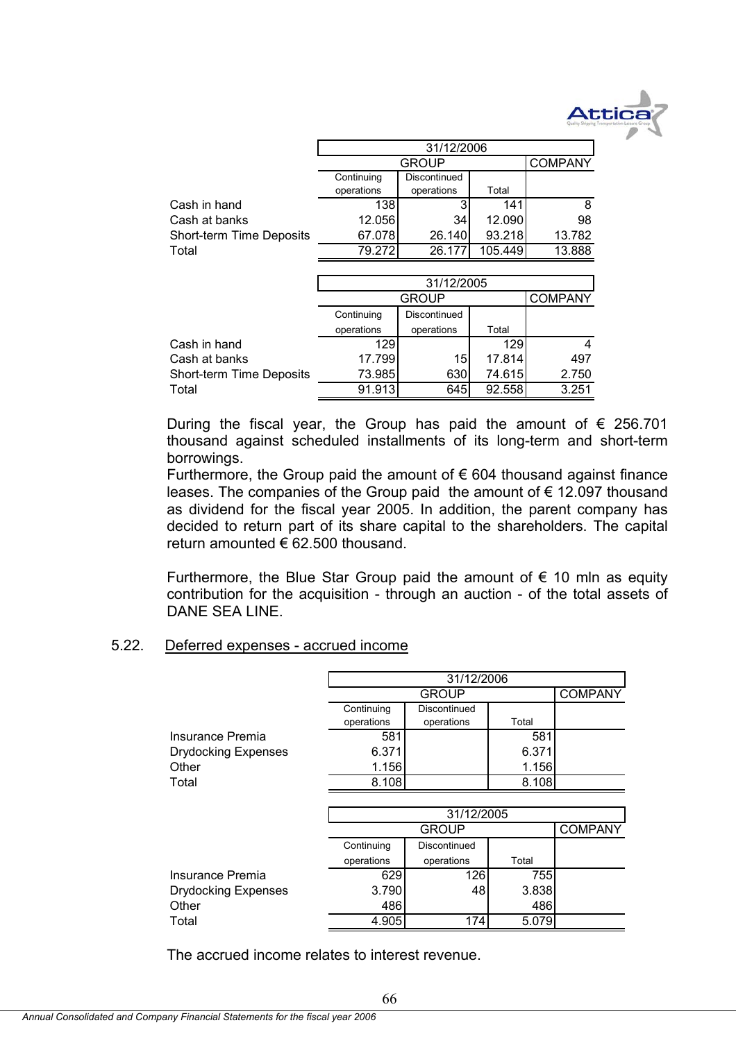| | 31/12/2006 | | | |
|---|---|---|---|---|
| | GROUP | | | COMPANY |
| | Continuing operations | Discontinued operations | Total | |
| Cash in hand | 138 | 3 | 141 | 8 |
| Cash at banks | 12.056 | 34 | 12.090 | 98 |
| Short-term Time Deposits | 67.078 | 26.140 | 93.218 | 13.782 |
| Total | 79.272 | 26.177 | 105.449 | 13.888 |

| | 31/12/2005 | | | |
|---|---|---|---|---|
| | GROUP | | | COMPANY |
| | Continuing operations | Discontinued operations | Total | |
| Cash in hand | 129 | | 129 | 4 |
| Cash at banks | 17.799 | 15 | 17.814 | 497 |
| Short-term Time Deposits | 73.985 | 630 | 74.615 | 2.750 |
| Total | 91.913 | 645 | 92.558 | 3.251 |

During the fiscal year, the Group has paid the amount of € 256.701 thousand against scheduled installments of its long-term and short-term borrowings.
Furthermore, the Group paid the amount of € 604 thousand against finance leases. The companies of the Group paid the amount of € 12.097 thousand as dividend for the fiscal year 2005. In addition, the parent company has decided to return part of its share capital to the shareholders. The capital return amounted € 62.500 thousand.

Furthermore, the Blue Star Group paid the amount of € 10 mln as equity contribution for the acquisition - through an auction - of the total assets of DANE SEA LINE.

## 5.22. Deferred expenses - accrued income

| | 31/12/2006 | | | |
|---|---|---|---|---|
| | GROUP | | | COMPANY |
| | Continuing operations | Discontinued operations | Total | |
| Insurance Premia | 581 | | 581 | |
| Drydocking Expenses | 6.371 | | 6.371 | |
| Other | 1.156 | | 1.156 | |
| Total | 8.108 | | 8.108 | |

| | 31/12/2005 | | | |
|---|---|---|---|---|
| | GROUP | | | COMPANY |
| | Continuing operations | Discontinued operations | Total | |
| Insurance Premia | 629 | 126 | 755 | |
| Drydocking Expenses | 3.790 | 48 | 3.838 | |
| Other | 486 | | 486 | |
| Total | 4.905 | 174 | 5.079 | |

The accrued income relates to interest revenue.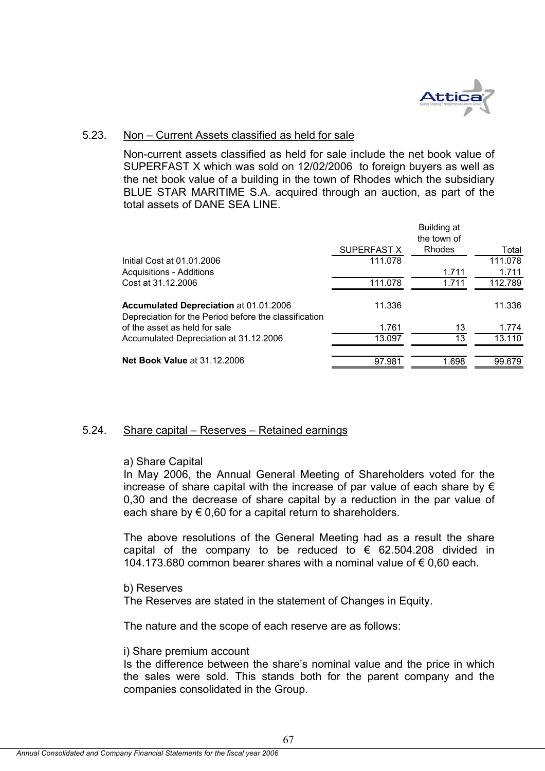### 5.23. Non – Current Assets classified as held for sale

Non-current assets classified as held for sale include the net book value of SUPERFAST X which was sold on 12/02/2006 to foreign buyers as well as the net book value of a building in the town of Rhodes which the subsidiary BLUE STAR MARITIME S.A. acquired through an auction, as part of the total assets of DANE SEA LINE.

| | SUPERFAST X | Building at the town of Rhodes | Total |
|---|---|---|---|
| Initial Cost at 01.01.2006 | 111.078 | | 111.078 |
| Acquisitions - Additions | | 1.711 | 1.711 |
| Cost at 31.12.2006 | 111.078 | 1.711 | 112.789 |
| | | | |
| **Accumulated Depreciation** at 01.01.2006 | 11.336 | | 11.336 |
| Depreciation for the Period before the classification of the asset as held for sale | 1.761 | 13 | 1.774 |
| Accumulated Depreciation at 31.12.2006 | 13.097 | 13 | 13.110 |
| | | | |
| **Net Book Value** at 31.12.2006 | 97.981 | 1.698 | 99.679 |

### 5.24. Share capital – Reserves – Retained earnings

a) Share Capital

In May 2006, the Annual General Meeting of Shareholders voted for the increase of share capital with the increase of par value of each share by € 0,30 and the decrease of share capital by a reduction in the par value of each share by € 0,60 for a capital return to shareholders.

The above resolutions of the General Meeting had as a result the share capital of the company to be reduced to € 62.504.208 divided in 104.173.680 common bearer shares with a nominal value of € 0,60 each.

b) Reserves

The Reserves are stated in the statement of Changes in Equity.

The nature and the scope of each reserve are as follows:

i) Share premium account

Is the difference between the share's nominal value and the price in which the sales were sold. This stands both for the parent company and the companies consolidated in the Group.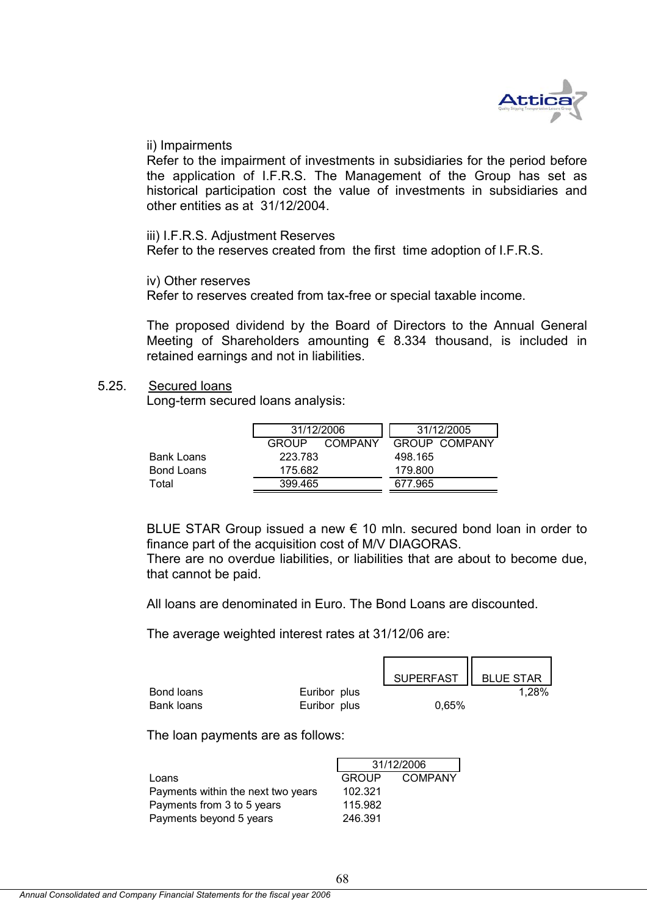ii) Impairments
Refer to the impairment of investments in subsidiaries for the period before the application of I.F.R.S. The Management of the Group has set as historical participation cost the value of investments in subsidiaries and other entities as at 31/12/2004.

iii) I.F.R.S. Adjustment Reserves
Refer to the reserves created from the first time adoption of I.F.R.S.

iv) Other reserves
Refer to reserves created from tax-free or special taxable income.

The proposed dividend by the Board of Directors to the Annual General Meeting of Shareholders amounting € 8.334 thousand, is included in retained earnings and not in liabilities.

## 5.25. Secured loans

Long-term secured loans analysis:

| | 31/12/2006 | | 31/12/2005 | |
|---|---|---|---|---|
| | GROUP | COMPANY | GROUP | COMPANY |
| Bank Loans | 223.783 | | 498.165 | |
| Bond Loans | 175.682 | | 179.800 | |
| Total | 399.465 | | 677.965 | |

BLUE STAR Group issued a new € 10 mln. secured bond loan in order to finance part of the acquisition cost of M/V DIAGORAS.
There are no overdue liabilities, or liabilities that are about to become due, that cannot be paid.

All loans are denominated in Euro. The Bond Loans are discounted.

The average weighted interest rates at 31/12/06 are:

| | | SUPERFAST | BLUE STAR |
|---|---|---|---|
| Bond loans | Euribor plus | | 1,28% |
| Bank loans | Euribor plus | 0,65% | |

The loan payments are as follows:

| | 31/12/2006 | |
|---|---|---|
| Loans | GROUP | COMPANY |
| Payments within the next two years | 102.321 | |
| Payments from 3 to 5 years | 115.982 | |
| Payments beyond 5 years | 246.391 | |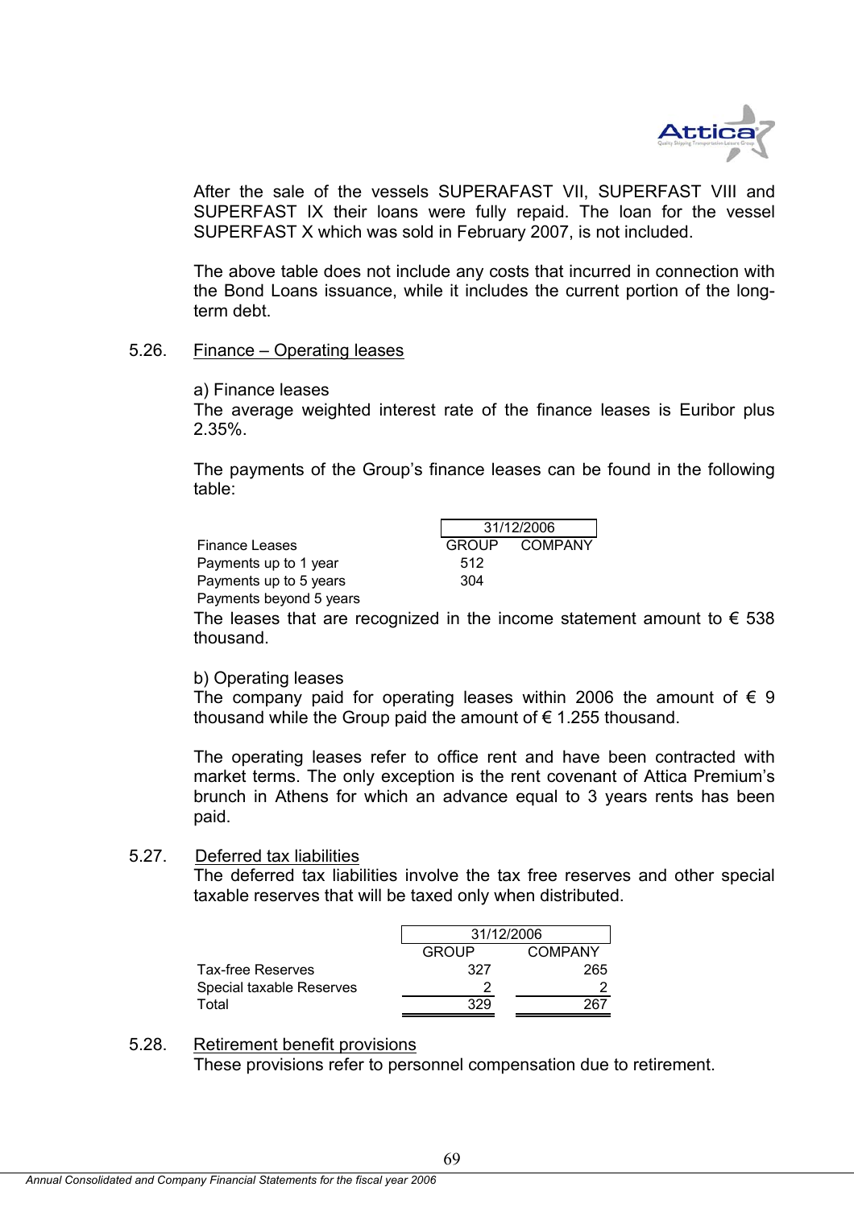After the sale of the vessels SUPERAFAST VII, SUPERFAST VIII and SUPERFAST IX their loans were fully repaid. The loan for the vessel SUPERFAST X which was sold in February 2007, is not included.

The above table does not include any costs that incurred in connection with the Bond Loans issuance, while it includes the current portion of the long-term debt.

## 5.26. Finance – Operating leases

a) Finance leases

The average weighted interest rate of the finance leases is Euribor plus 2.35%.

The payments of the Group's finance leases can be found in the following table:

| | 31/12/2006 | |
|---|---|---|
| Finance Leases | GROUP | COMPANY |
| Payments up to 1 year | 512 | |
| Payments up to 5 years | 304 | |
| Payments beyond 5 years | | |

The leases that are recognized in the income statement amount to € 538 thousand.

b) Operating leases

The company paid for operating leases within 2006 the amount of € 9 thousand while the Group paid the amount of € 1.255 thousand.

The operating leases refer to office rent and have been contracted with market terms. The only exception is the rent covenant of Attica Premium's brunch in Athens for which an advance equal to 3 years rents has been paid.

## 5.27. Deferred tax liabilities

The deferred tax liabilities involve the tax free reserves and other special taxable reserves that will be taxed only when distributed.

| | 31/12/2006 | |
|---|---|---|
| | GROUP | COMPANY |
| Tax-free Reserves | 327 | 265 |
| Special taxable Reserves | 2 | 2 |
| Total | 329 | 267 |

## 5.28. Retirement benefit provisions

These provisions refer to personnel compensation due to retirement.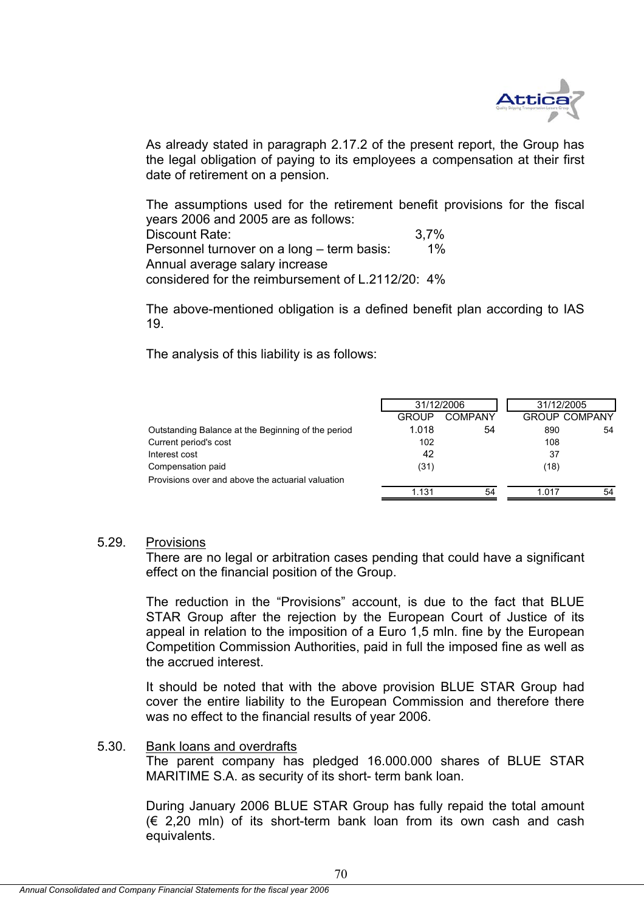As already stated in paragraph 2.17.2 of the present report, the Group has the legal obligation of paying to its employees a compensation at their first date of retirement on a pension.

The assumptions used for the retirement benefit provisions for the fiscal years 2006 and 2005 are as follows:
Discount Rate: 3,7%
Personnel turnover on a long – term basis: 1%
Annual average salary increase
considered for the reimbursement of L.2112/20: 4%

The above-mentioned obligation is a defined benefit plan according to IAS 19.

The analysis of this liability is as follows:

| | 31/12/2006 | | 31/12/2005 | |
|---|---|---|---|---|
| | GROUP | COMPANY | GROUP | COMPANY |
| Outstanding Balance at the Beginning of the period | 1.018 | 54 | 890 | 54 |
| Current period's cost | 102 | | 108 | |
| Interest cost | 42 | | 37 | |
| Compensation paid | (31) | | (18) | |
| Provisions over and above the actuarial valuation | | | | |
| | 1.131 | 54 | 1.017 | 54 |

5.29. Provisions

There are no legal or arbitration cases pending that could have a significant effect on the financial position of the Group.

The reduction in the "Provisions" account, is due to the fact that BLUE STAR Group after the rejection by the European Court of Justice of its appeal in relation to the imposition of a Euro 1,5 mln. fine by the European Competition Commission Authorities, paid in full the imposed fine as well as the accrued interest.

It should be noted that with the above provision BLUE STAR Group had cover the entire liability to the European Commission and therefore there was no effect to the financial results of year 2006.

5.30. Bank loans and overdrafts

The parent company has pledged 16.000.000 shares of BLUE STAR MARITIME S.A. as security of its short- term bank loan.

During January 2006 BLUE STAR Group has fully repaid the total amount (€ 2,20 mln) of its short-term bank loan from its own cash and cash equivalents.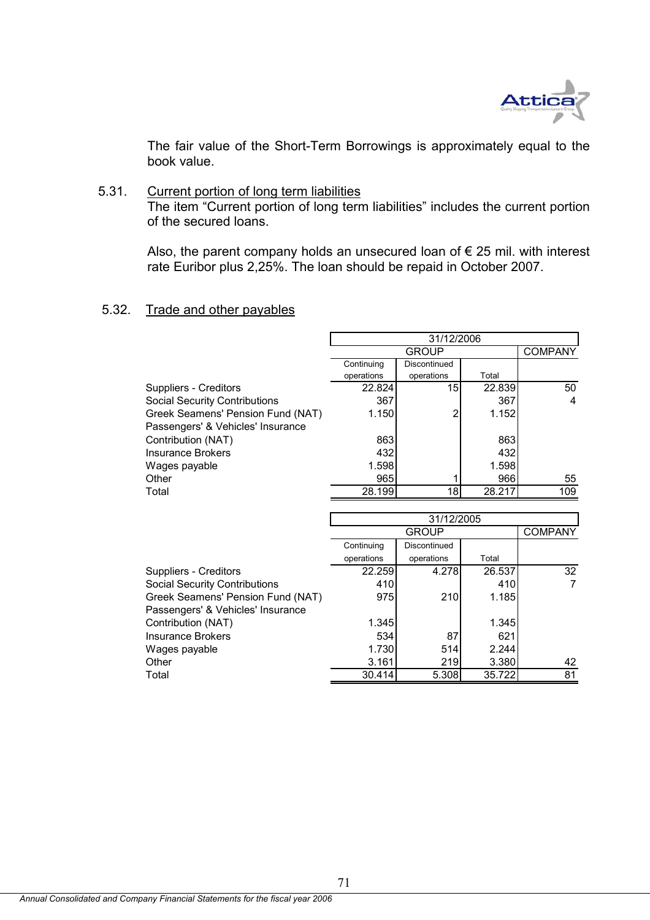The fair value of the Short-Term Borrowings is approximately equal to the book value.

## 5.31. Current portion of long term liabilities

The item “Current portion of long term liabilities” includes the current portion of the secured loans.

Also, the parent company holds an unsecured loan of € 25 mil. with interest rate Euribor plus 2,25%. The loan should be repaid in October 2007.

## 5.32. Trade and other payables

| | 31/12/2006 | | | |
|---|---|---|---|---|
| | GROUP | | | COMPANY |
| | Continuing operations | Discontinued operations | Total | |
| Suppliers - Creditors | 22.824 | 15 | 22.839 | 50 |
| Social Security Contributions | 367 | | 367 | 4 |
| Greek Seamens' Pension Fund (NAT) | 1.150 | 2 | 1.152 | |
| Passengers' & Vehicles' Insurance Contribution (NAT) | 863 | | 863 | |
| Insurance Brokers | 432 | | 432 | |
| Wages payable | 1.598 | | 1.598 | |
| Other | 965 | 1 | 966 | 55 |
| Total | 28.199 | 18 | 28.217 | 109 |

| | 31/12/2005 | | | |
|---|---|---|---|---|
| | GROUP | | | COMPANY |
| | Continuing operations | Discontinued operations | Total | |
| Suppliers - Creditors | 22.259 | 4.278 | 26.537 | 32 |
| Social Security Contributions | 410 | | 410 | 7 |
| Greek Seamens' Pension Fund (NAT) | 975 | 210 | 1.185 | |
| Passengers' & Vehicles' Insurance Contribution (NAT) | 1.345 | | 1.345 | |
| Insurance Brokers | 534 | 87 | 621 | |
| Wages payable | 1.730 | 514 | 2.244 | |
| Other | 3.161 | 219 | 3.380 | 42 |
| Total | 30.414 | 5.308 | 35.722 | 81 |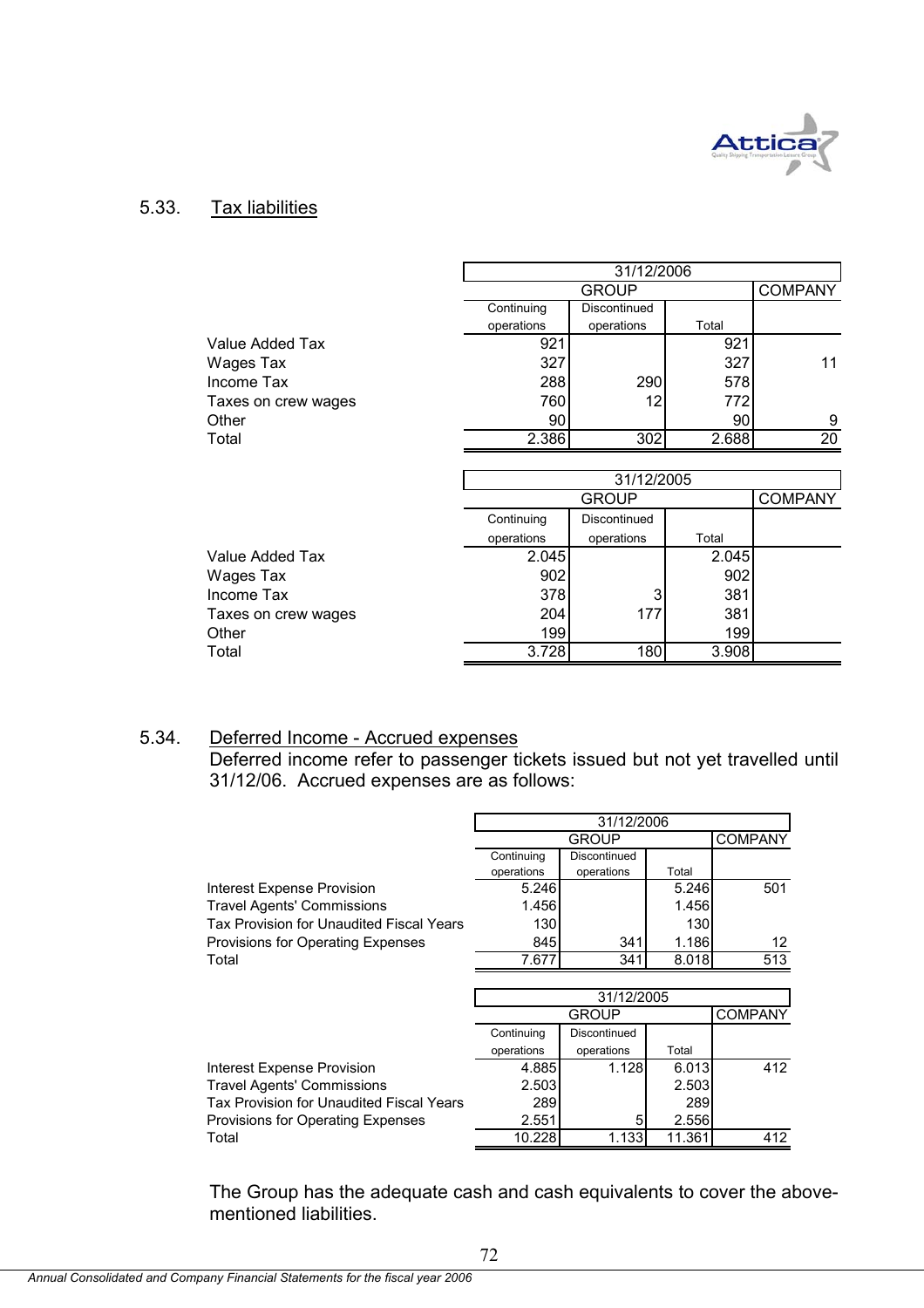## 5.33. Tax liabilities

| | 31/12/2006 | | | |
|---|---|---|---|---|
| | GROUP | | | COMPANY |
| | Continuing operations | Discontinued operations | Total | |
| Value Added Tax | 921 | | 921 | |
| Wages Tax | 327 | | 327 | 11 |
| Income Tax | 288 | 290 | 578 | |
| Taxes on crew wages | 760 | 12 | 772 | |
| Other | 90 | | 90 | 9 |
| Total | 2.386 | 302 | 2.688 | 20 |

| | 31/12/2005 | | | |
|---|---|---|---|---|
| | GROUP | | | COMPANY |
| | Continuing operations | Discontinued operations | Total | |
| Value Added Tax | 2.045 | | 2.045 | |
| Wages Tax | 902 | | 902 | |
| Income Tax | 378 | 3 | 381 | |
| Taxes on crew wages | 204 | 177 | 381 | |
| Other | 199 | | 199 | |
| Total | 3.728 | 180 | 3.908 | |

## 5.34. Deferred Income - Accrued expenses

Deferred income refer to passenger tickets issued but not yet travelled until 31/12/06. Accrued expenses are as follows:

| | 31/12/2006 | | | |
|---|---|---|---|---|
| | GROUP | | | COMPANY |
| | Continuing operations | Discontinued operations | Total | |
| Interest Expense Provision | 5.246 | | 5.246 | 501 |
| Travel Agents' Commissions | 1.456 | | 1.456 | |
| Tax Provision for Unaudited Fiscal Years | 130 | | 130 | |
| Provisions for Operating Expenses | 845 | 341 | 1.186 | 12 |
| Total | 7.677 | 341 | 8.018 | 513 |

| | 31/12/2005 | | | |
|---|---|---|---|---|
| | GROUP | | | COMPANY |
| | Continuing operations | Discontinued operations | Total | |
| Interest Expense Provision | 4.885 | 1.128 | 6.013 | 412 |
| Travel Agents' Commissions | 2.503 | | 2.503 | |
| Tax Provision for Unaudited Fiscal Years | 289 | | 289 | |
| Provisions for Operating Expenses | 2.551 | 5 | 2.556 | |
| Total | 10.228 | 1.133 | 11.361 | 412 |

The Group has the adequate cash and cash equivalents to cover the above-mentioned liabilities.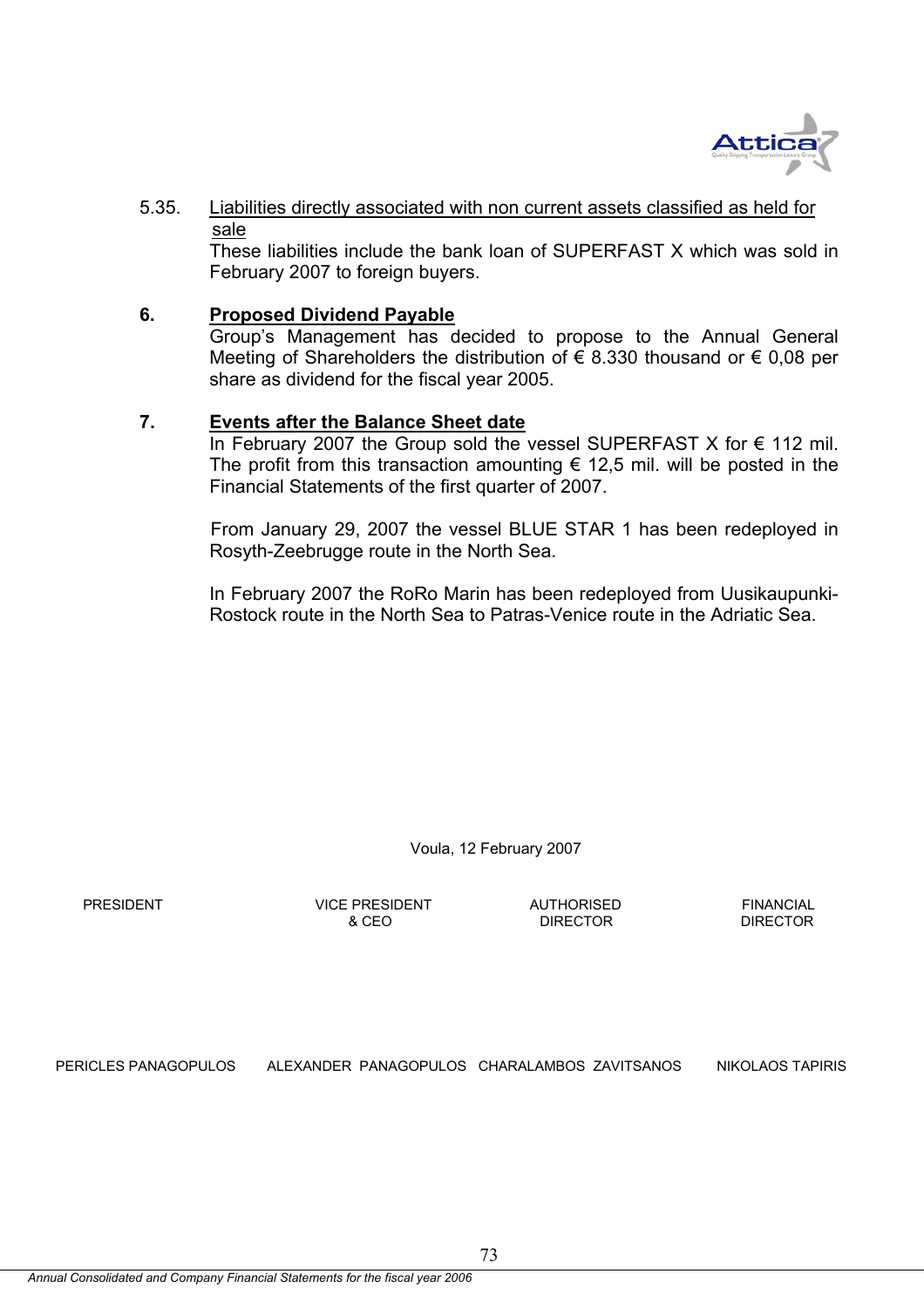5.35. Liabilities directly associated with non current assets classified as held for sale

These liabilities include the bank loan of SUPERFAST X which was sold in February 2007 to foreign buyers.

## 6. Proposed Dividend Payable

Group's Management has decided to propose to the Annual General Meeting of Shareholders the distribution of € 8.330 thousand or € 0,08 per share as dividend for the fiscal year 2005.

## 7. Events after the Balance Sheet date

In February 2007 the Group sold the vessel SUPERFAST X for € 112 mil. The profit from this transaction amounting € 12,5 mil. will be posted in the Financial Statements of the first quarter of 2007.

From January 29, 2007 the vessel BLUE STAR 1 has been redeployed in Rosyth-Zeebrugge route in the North Sea.

In February 2007 the RoRo Marin has been redeployed from Uusikaupunki-Rostock route in the North Sea to Patras-Venice route in the Adriatic Sea.

Voula, 12 February 2007

| PRESIDENT | VICE PRESIDENT & CEO | AUTHORISED DIRECTOR | FINANCIAL DIRECTOR |
| --- | --- | --- | --- |
| PERICLES PANAGOPULOS | ALEXANDER PANAGOPULOS | CHARALAMBOS ZAVITSANOS | NIKOLAOS TAPIRIS |